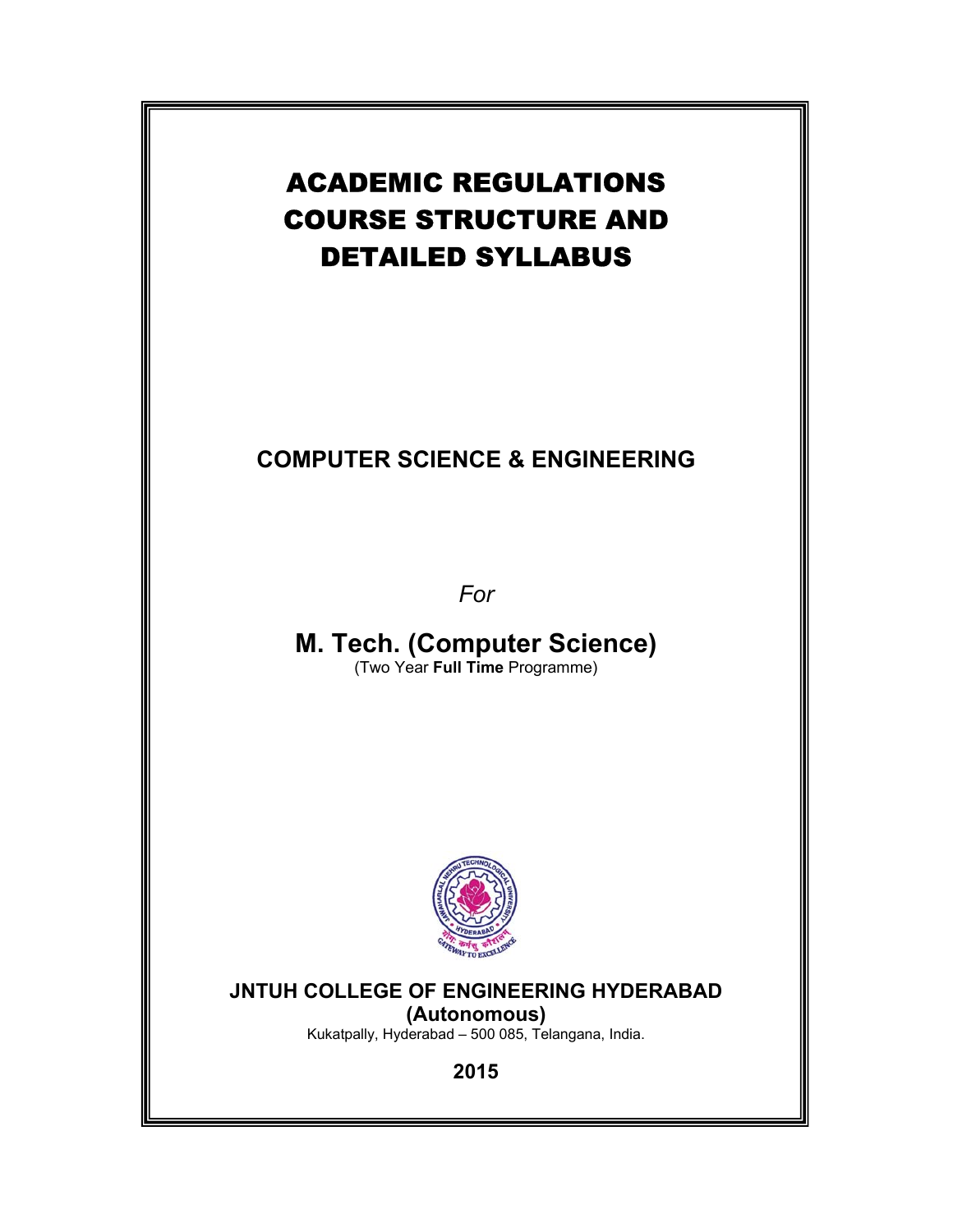# ACADEMIC REGULATIONS
# COURSE STRUCTURE AND
# DETAILED SYLLABUS

## COMPUTER SCIENCE & ENGINEERING

*For*

## M. Tech. (Computer Science)

(Two Year **Full Time** Programme)

**JNTUH COLLEGE OF ENGINEERING HYDERABAD**
**(Autonomous)**

Kukatpally, Hyderabad – 500 085, Telangana, India.

**2015**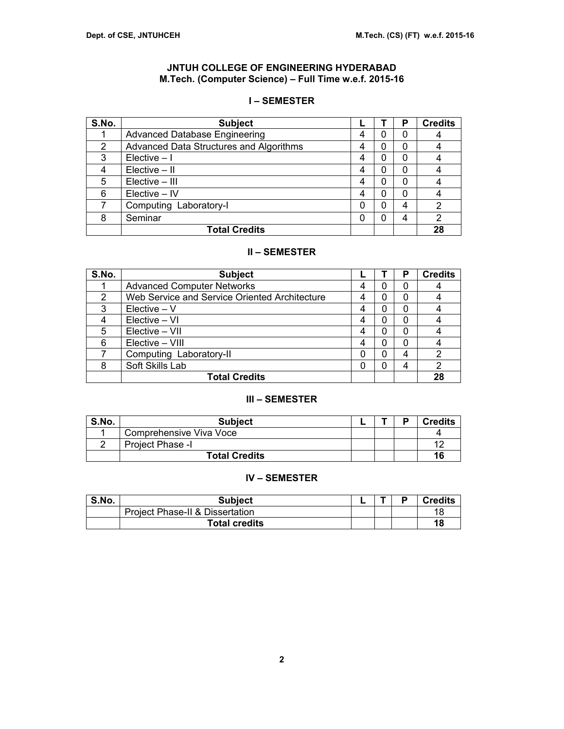# JNTUH COLLEGE OF ENGINEERING HYDERABAD
## M.Tech. (Computer Science) – Full Time w.e.f. 2015-16

### I – SEMESTER

| S.No. | Subject | L | T | P | Credits |
|---|---|---|---|---|---|
| 1 | Advanced Database Engineering | 4 | 0 | 0 | 4 |
| 2 | Advanced Data Structures and Algorithms | 4 | 0 | 0 | 4 |
| 3 | Elective – I | 4 | 0 | 0 | 4 |
| 4 | Elective – II | 4 | 0 | 0 | 4 |
| 5 | Elective – III | 4 | 0 | 0 | 4 |
| 6 | Elective – IV | 4 | 0 | 0 | 4 |
| 7 | Computing Laboratory-I | 0 | 0 | 4 | 2 |
| 8 | Seminar | 0 | 0 | 4 | 2 |
| | **Total Credits** | | | | **28** |

### II – SEMESTER

| S.No. | Subject | L | T | P | Credits |
|---|---|---|---|---|---|
| 1 | Advanced Computer Networks | 4 | 0 | 0 | 4 |
| 2 | Web Service and Service Oriented Architecture | 4 | 0 | 0 | 4 |
| 3 | Elective – V | 4 | 0 | 0 | 4 |
| 4 | Elective – VI | 4 | 0 | 0 | 4 |
| 5 | Elective – VII | 4 | 0 | 0 | 4 |
| 6 | Elective – VIII | 4 | 0 | 0 | 4 |
| 7 | Computing Laboratory-II | 0 | 0 | 4 | 2 |
| 8 | Soft Skills Lab | 0 | 0 | 4 | 2 |
| | **Total Credits** | | | | **28** |

### III – SEMESTER

| S.No. | Subject | L | T | P | Credits |
|---|---|---|---|---|---|
| 1 | Comprehensive Viva Voce | | | | 4 |
| 2 | Project Phase -I | | | | 12 |
| | **Total Credits** | | | | **16** |

### IV – SEMESTER

| S.No. | Subject | L | T | P | Credits |
|---|---|---|---|---|---|
| | Project Phase-II & Dissertation | | | | 18 |
| | **Total credits** | | | | **18** |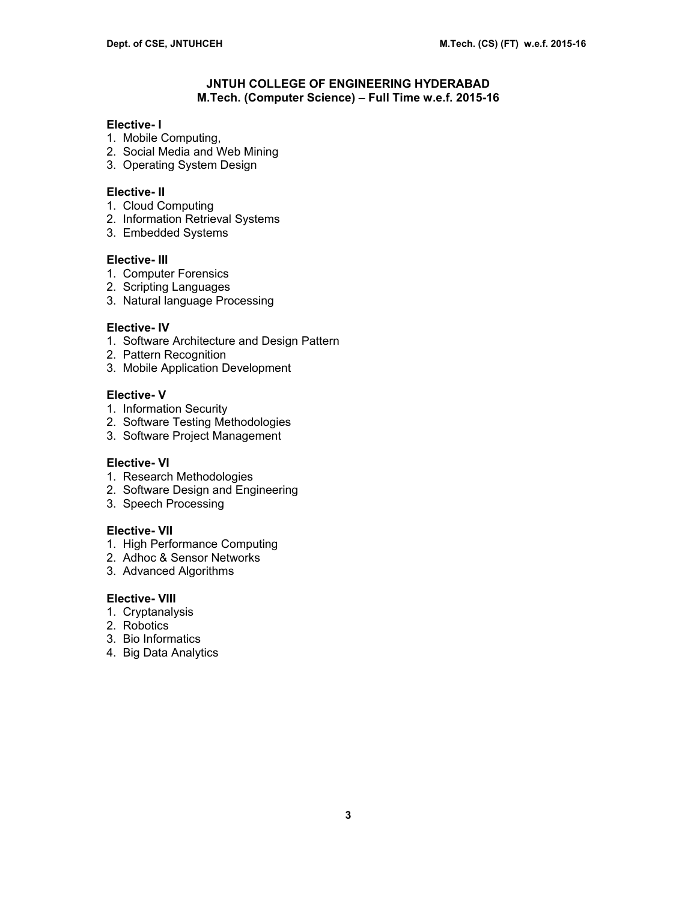# JNTUH COLLEGE OF ENGINEERING HYDERABAD
## M.Tech. (Computer Science) – Full Time w.e.f. 2015-16

**Elective- I**
1. Mobile Computing,
2. Social Media and Web Mining
3. Operating System Design

**Elective- II**
1. Cloud Computing
2. Information Retrieval Systems
3. Embedded Systems

**Elective- III**
1. Computer Forensics
2. Scripting Languages
3. Natural language Processing

**Elective- IV**
1. Software Architecture and Design Pattern
2. Pattern Recognition
3. Mobile Application Development

**Elective- V**
1. Information Security
2. Software Testing Methodologies
3. Software Project Management

**Elective- VI**
1. Research Methodologies
2. Software Design and Engineering
3. Speech Processing

**Elective- VII**
1. High Performance Computing
2. Adhoc & Sensor Networks
3. Advanced Algorithms

**Elective- VIII**
1. Cryptanalysis
2. Robotics
3. Bio Informatics
4. Big Data Analytics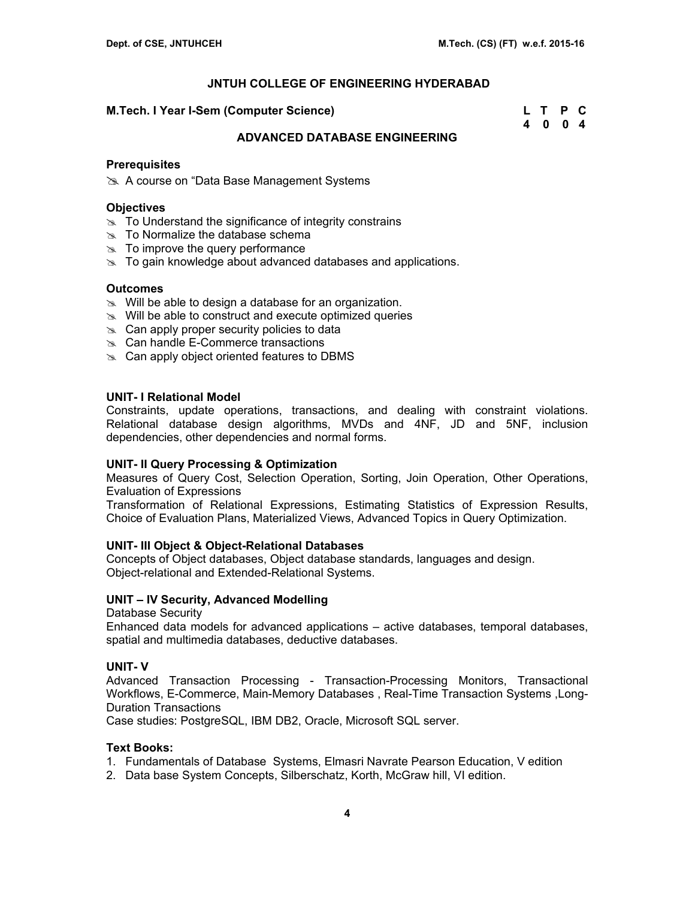# JNTUH COLLEGE OF ENGINEERING HYDERABAD

**M.Tech. I Year I-Sem (Computer Science)**

| L | T | P | C |
|---|---|---|---|
| 4 | 0 | 0 | 4 |

## ADVANCED DATABASE ENGINEERING

### Prerequisites

- A course on "Data Base Management Systems

### Objectives

- To Understand the significance of integrity constrains
- To Normalize the database schema
- To improve the query performance
- To gain knowledge about advanced databases and applications.

### Outcomes

- Will be able to design a database for an organization.
- Will be able to construct and execute optimized queries
- Can apply proper security policies to data
- Can handle E-Commerce transactions
- Can apply object oriented features to DBMS

### UNIT- I Relational Model

Constraints, update operations, transactions, and dealing with constraint violations. Relational database design algorithms, MVDs and 4NF, JD and 5NF, inclusion dependencies, other dependencies and normal forms.

### UNIT- II Query Processing & Optimization

Measures of Query Cost, Selection Operation, Sorting, Join Operation, Other Operations, Evaluation of Expressions

Transformation of Relational Expressions, Estimating Statistics of Expression Results, Choice of Evaluation Plans, Materialized Views, Advanced Topics in Query Optimization.

### UNIT- III Object & Object-Relational Databases

Concepts of Object databases, Object database standards, languages and design.
Object-relational and Extended-Relational Systems.

### UNIT – IV Security, Advanced Modelling

Database Security

Enhanced data models for advanced applications – active databases, temporal databases, spatial and multimedia databases, deductive databases.

### UNIT- V

Advanced Transaction Processing - Transaction-Processing Monitors, Transactional Workflows, E-Commerce, Main-Memory Databases , Real-Time Transaction Systems ,Long-Duration Transactions

Case studies: PostgreSQL, IBM DB2, Oracle, Microsoft SQL server.

### Text Books:

1. Fundamentals of Database Systems, Elmasri Navrate Pearson Education, V edition
2. Data base System Concepts, Silberschatz, Korth, McGraw hill, VI edition.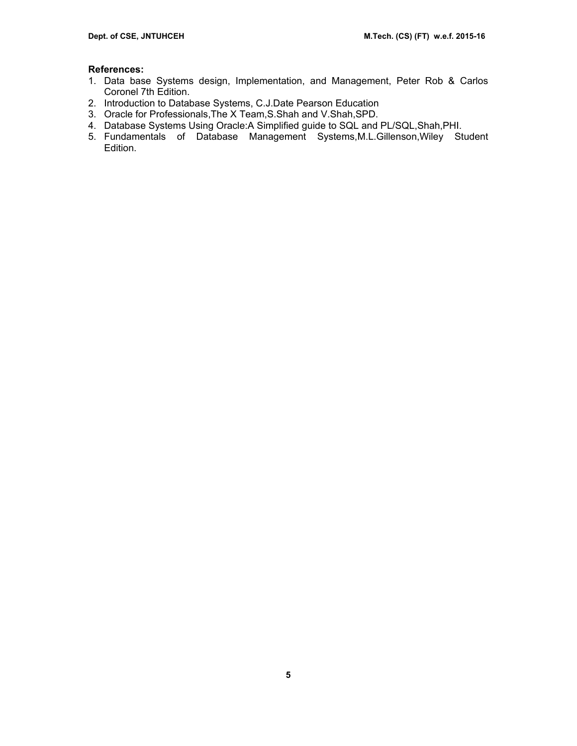**References:**

1. Data base Systems design, Implementation, and Management, Peter Rob & Carlos Coronel 7th Edition.
2. Introduction to Database Systems, C.J.Date Pearson Education
3. Oracle for Professionals,The X Team,S.Shah and V.Shah,SPD.
4. Database Systems Using Oracle:A Simplified guide to SQL and PL/SQL,Shah,PHI.
5. Fundamentals of Database Management Systems,M.L.Gillenson,Wiley Student Edition.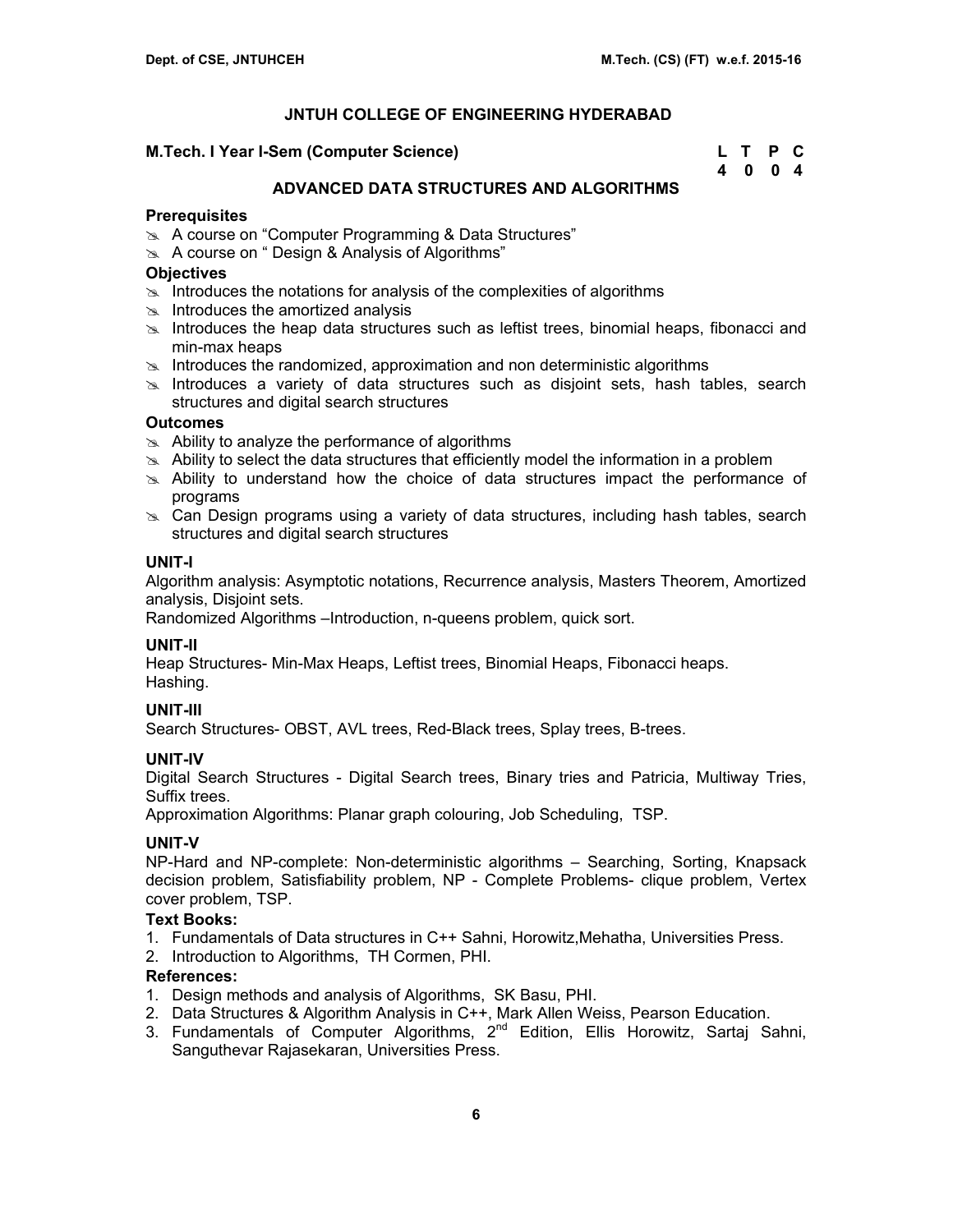# JNTUH COLLEGE OF ENGINEERING HYDERABAD

**M.Tech. I Year I-Sem (Computer Science)**

| L | T | P | C |
|---|---|---|---|
| 4 | 0 | 0 | 4 |

## ADVANCED DATA STRUCTURES AND ALGORITHMS

### Prerequisites

- A course on "Computer Programming & Data Structures"
- A course on " Design & Analysis of Algorithms"

### Objectives

- Introduces the notations for analysis of the complexities of algorithms
- Introduces the amortized analysis
- Introduces the heap data structures such as leftist trees, binomial heaps, fibonacci and min-max heaps
- Introduces the randomized, approximation and non deterministic algorithms
- Introduces a variety of data structures such as disjoint sets, hash tables, search structures and digital search structures

### Outcomes

- Ability to analyze the performance of algorithms
- Ability to select the data structures that efficiently model the information in a problem
- Ability to understand how the choice of data structures impact the performance of programs
- Can Design programs using a variety of data structures, including hash tables, search structures and digital search structures

### UNIT-I

Algorithm analysis: Asymptotic notations, Recurrence analysis, Masters Theorem, Amortized analysis, Disjoint sets.

Randomized Algorithms –Introduction, n-queens problem, quick sort.

### UNIT-II

Heap Structures- Min-Max Heaps, Leftist trees, Binomial Heaps, Fibonacci heaps.

Hashing.

### UNIT-III

Search Structures- OBST, AVL trees, Red-Black trees, Splay trees, B-trees.

### UNIT-IV

Digital Search Structures - Digital Search trees, Binary tries and Patricia, Multiway Tries, Suffix trees.

Approximation Algorithms: Planar graph colouring, Job Scheduling, TSP.

### UNIT-V

NP-Hard and NP-complete: Non-deterministic algorithms – Searching, Sorting, Knapsack decision problem, Satisfiability problem, NP - Complete Problems- clique problem, Vertex cover problem, TSP.

### Text Books:

1. Fundamentals of Data structures in C++ Sahni, Horowitz,Mehatha, Universities Press.
2. Introduction to Algorithms, TH Cormen, PHI.

### References:

1. Design methods and analysis of Algorithms, SK Basu, PHI.
2. Data Structures & Algorithm Analysis in C++, Mark Allen Weiss, Pearson Education.
3. Fundamentals of Computer Algorithms, 2nd Edition, Ellis Horowitz, Sartaj Sahni, Sanguthevar Rajasekaran, Universities Press.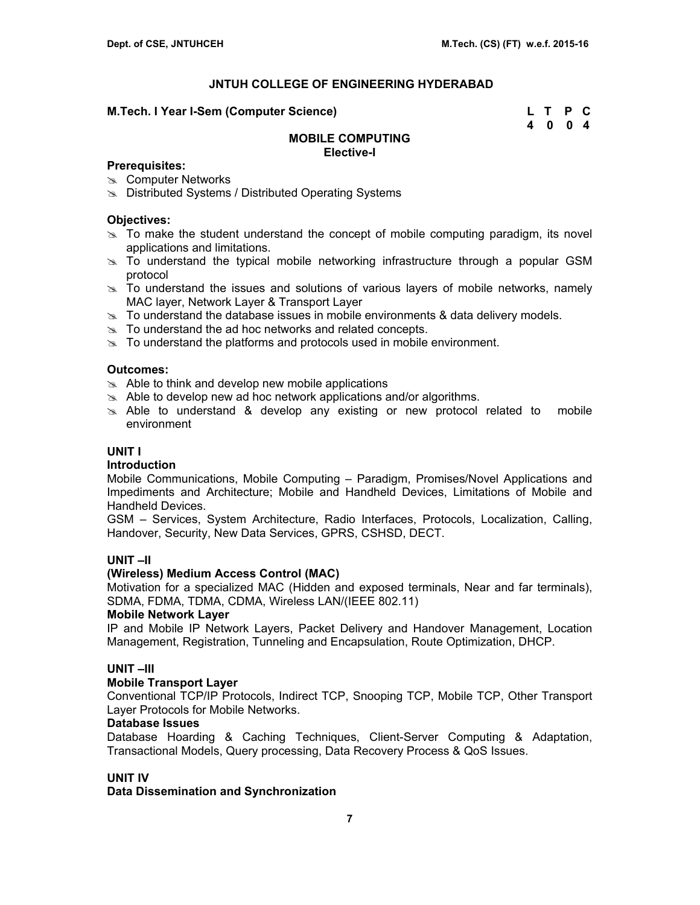## JNTUH COLLEGE OF ENGINEERING HYDERABAD

**M.Tech. I Year I-Sem (Computer Science)**

| L | T | P | C |
|---|---|---|---|
| 4 | 0 | 0 | 4 |

### MOBILE COMPUTING
**Elective-I**

**Prerequisites:**
- Computer Networks
- Distributed Systems / Distributed Operating Systems

**Objectives:**
- To make the student understand the concept of mobile computing paradigm, its novel applications and limitations.
- To understand the typical mobile networking infrastructure through a popular GSM protocol
- To understand the issues and solutions of various layers of mobile networks, namely MAC layer, Network Layer & Transport Layer
- To understand the database issues in mobile environments & data delivery models.
- To understand the ad hoc networks and related concepts.
- To understand the platforms and protocols used in mobile environment.

**Outcomes:**
- Able to think and develop new mobile applications
- Able to develop new ad hoc network applications and/or algorithms.
- Able to understand & develop any existing or new protocol related to mobile environment

**UNIT I**

**Introduction**

Mobile Communications, Mobile Computing – Paradigm, Promises/Novel Applications and Impediments and Architecture; Mobile and Handheld Devices, Limitations of Mobile and Handheld Devices.

GSM – Services, System Architecture, Radio Interfaces, Protocols, Localization, Calling, Handover, Security, New Data Services, GPRS, CSHSD, DECT.

**UNIT –II**

**(Wireless) Medium Access Control (MAC)**

Motivation for a specialized MAC (Hidden and exposed terminals, Near and far terminals), SDMA, FDMA, TDMA, CDMA, Wireless LAN/(IEEE 802.11)

**Mobile Network Layer**

IP and Mobile IP Network Layers, Packet Delivery and Handover Management, Location Management, Registration, Tunneling and Encapsulation, Route Optimization, DHCP.

**UNIT –III**

**Mobile Transport Layer**

Conventional TCP/IP Protocols, Indirect TCP, Snooping TCP, Mobile TCP, Other Transport Layer Protocols for Mobile Networks.

**Database Issues**

Database Hoarding & Caching Techniques, Client-Server Computing & Adaptation, Transactional Models, Query processing, Data Recovery Process & QoS Issues.

**UNIT IV**

**Data Dissemination and Synchronization**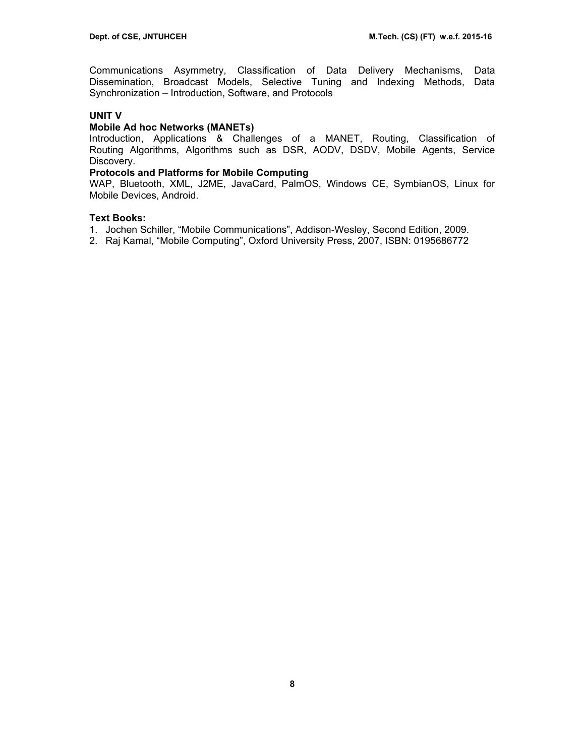Communications Asymmetry, Classification of Data Delivery Mechanisms, Data Dissemination, Broadcast Models, Selective Tuning and Indexing Methods, Data Synchronization – Introduction, Software, and Protocols

**UNIT V**

**Mobile Ad hoc Networks (MANETs)**

Introduction, Applications & Challenges of a MANET, Routing, Classification of Routing Algorithms, Algorithms such as DSR, AODV, DSDV, Mobile Agents, Service Discovery.

**Protocols and Platforms for Mobile Computing**

WAP, Bluetooth, XML, J2ME, JavaCard, PalmOS, Windows CE, SymbianOS, Linux for Mobile Devices, Android.

**Text Books:**

1. Jochen Schiller, "Mobile Communications", Addison-Wesley, Second Edition, 2009.
2. Raj Kamal, "Mobile Computing", Oxford University Press, 2007, ISBN: 0195686772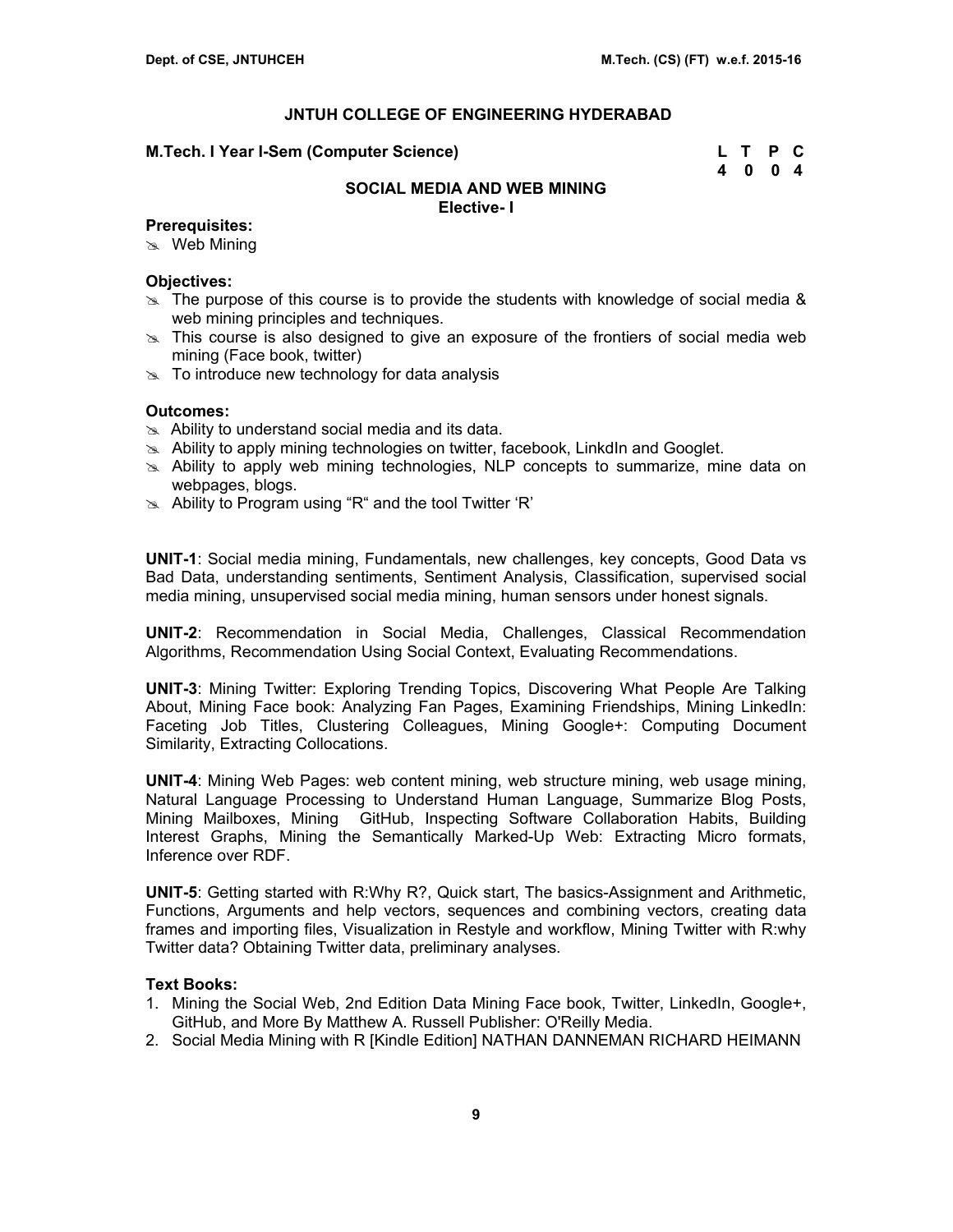# JNTUH COLLEGE OF ENGINEERING HYDERABAD

**M.Tech. I Year I-Sem (Computer Science)**

| L | T | P | C |
|---|---|---|---|
| 4 | 0 | 0 | 4 |

## SOCIAL MEDIA AND WEB MINING
**Elective- I**

**Prerequisites:**

- Web Mining

**Objectives:**

- The purpose of this course is to provide the students with knowledge of social media & web mining principles and techniques.
- This course is also designed to give an exposure of the frontiers of social media web mining (Face book, twitter)
- To introduce new technology for data analysis

**Outcomes:**

- Ability to understand social media and its data.
- Ability to apply mining technologies on twitter, facebook, LinkdIn and Googlet.
- Ability to apply web mining technologies, NLP concepts to summarize, mine data on webpages, blogs.
- Ability to Program using "R" and the tool Twitter 'R'

**UNIT-1**: Social media mining, Fundamentals, new challenges, key concepts, Good Data vs Bad Data, understanding sentiments, Sentiment Analysis, Classification, supervised social media mining, unsupervised social media mining, human sensors under honest signals.

**UNIT-2**: Recommendation in Social Media, Challenges, Classical Recommendation Algorithms, Recommendation Using Social Context, Evaluating Recommendations.

**UNIT-3**: Mining Twitter: Exploring Trending Topics, Discovering What People Are Talking About, Mining Face book: Analyzing Fan Pages, Examining Friendships, Mining LinkedIn: Faceting Job Titles, Clustering Colleagues, Mining Google+: Computing Document Similarity, Extracting Collocations.

**UNIT-4**: Mining Web Pages: web content mining, web structure mining, web usage mining, Natural Language Processing to Understand Human Language, Summarize Blog Posts, Mining Mailboxes, Mining GitHub, Inspecting Software Collaboration Habits, Building Interest Graphs, Mining the Semantically Marked-Up Web: Extracting Micro formats, Inference over RDF.

**UNIT-5**: Getting started with R:Why R?, Quick start, The basics-Assignment and Arithmetic, Functions, Arguments and help vectors, sequences and combining vectors, creating data frames and importing files, Visualization in Restyle and workflow, Mining Twitter with R:why Twitter data? Obtaining Twitter data, preliminary analyses.

**Text Books:**

1. Mining the Social Web, 2nd Edition Data Mining Face book, Twitter, LinkedIn, Google+, GitHub, and More By Matthew A. Russell Publisher: O'Reilly Media.
2. Social Media Mining with R [Kindle Edition] NATHAN DANNEMAN RICHARD HEIMANN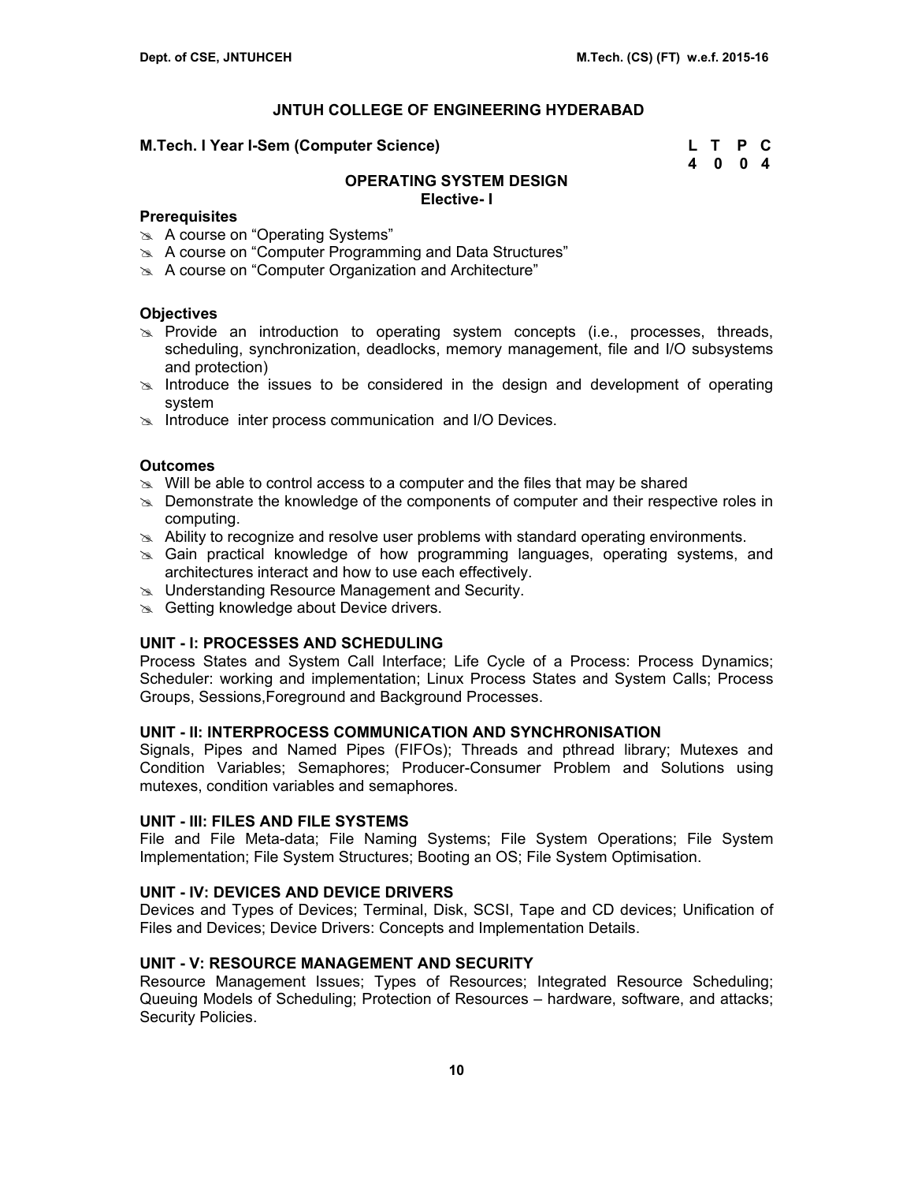# JNTUH COLLEGE OF ENGINEERING HYDERABAD

**M.Tech. I Year I-Sem (Computer Science)**

| L | T | P | C |
|---|---|---|---|
| 4 | 0 | 0 | 4 |

## OPERATING SYSTEM DESIGN
**Elective- I**

### Prerequisites

- A course on "Operating Systems"
- A course on "Computer Programming and Data Structures"
- A course on "Computer Organization and Architecture"

### Objectives

- Provide an introduction to operating system concepts (i.e., processes, threads, scheduling, synchronization, deadlocks, memory management, file and I/O subsystems and protection)
- Introduce the issues to be considered in the design and development of operating system
- Introduce inter process communication and I/O Devices.

### Outcomes

- Will be able to control access to a computer and the files that may be shared
- Demonstrate the knowledge of the components of computer and their respective roles in computing.
- Ability to recognize and resolve user problems with standard operating environments.
- Gain practical knowledge of how programming languages, operating systems, and architectures interact and how to use each effectively.
- Understanding Resource Management and Security.
- Getting knowledge about Device drivers.

### UNIT - I: PROCESSES AND SCHEDULING

Process States and System Call Interface; Life Cycle of a Process: Process Dynamics; Scheduler: working and implementation; Linux Process States and System Calls; Process Groups, Sessions,Foreground and Background Processes.

### UNIT - II: INTERPROCESS COMMUNICATION AND SYNCHRONISATION

Signals, Pipes and Named Pipes (FIFOs); Threads and pthread library; Mutexes and Condition Variables; Semaphores; Producer-Consumer Problem and Solutions using mutexes, condition variables and semaphores.

### UNIT - III: FILES AND FILE SYSTEMS

File and File Meta-data; File Naming Systems; File System Operations; File System Implementation; File System Structures; Booting an OS; File System Optimisation.

### UNIT - IV: DEVICES AND DEVICE DRIVERS

Devices and Types of Devices; Terminal, Disk, SCSI, Tape and CD devices; Unification of Files and Devices; Device Drivers: Concepts and Implementation Details.

### UNIT - V: RESOURCE MANAGEMENT AND SECURITY

Resource Management Issues; Types of Resources; Integrated Resource Scheduling; Queuing Models of Scheduling; Protection of Resources – hardware, software, and attacks; Security Policies.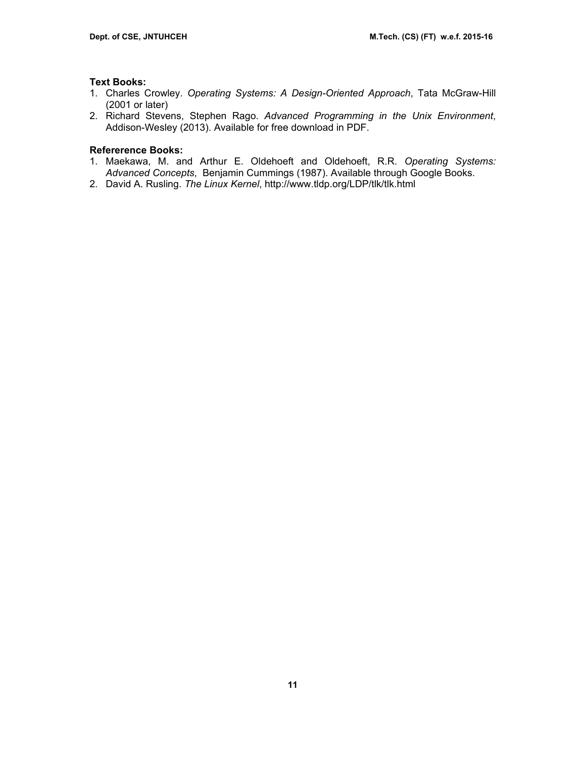**Text Books:**

1. Charles Crowley. *Operating Systems: A Design-Oriented Approach*, Tata McGraw-Hill (2001 or later)
2. Richard Stevens, Stephen Rago. *Advanced Programming in the Unix Environment*, Addison-Wesley (2013). Available for free download in PDF.

**Refererence Books:**

1. Maekawa, M. and Arthur E. Oldehoeft and Oldehoeft, R.R. *Operating Systems: Advanced Concepts*, Benjamin Cummings (1987). Available through Google Books.
2. David A. Rusling. *The Linux Kernel*, http://www.tldp.org/LDP/tlk/tlk.html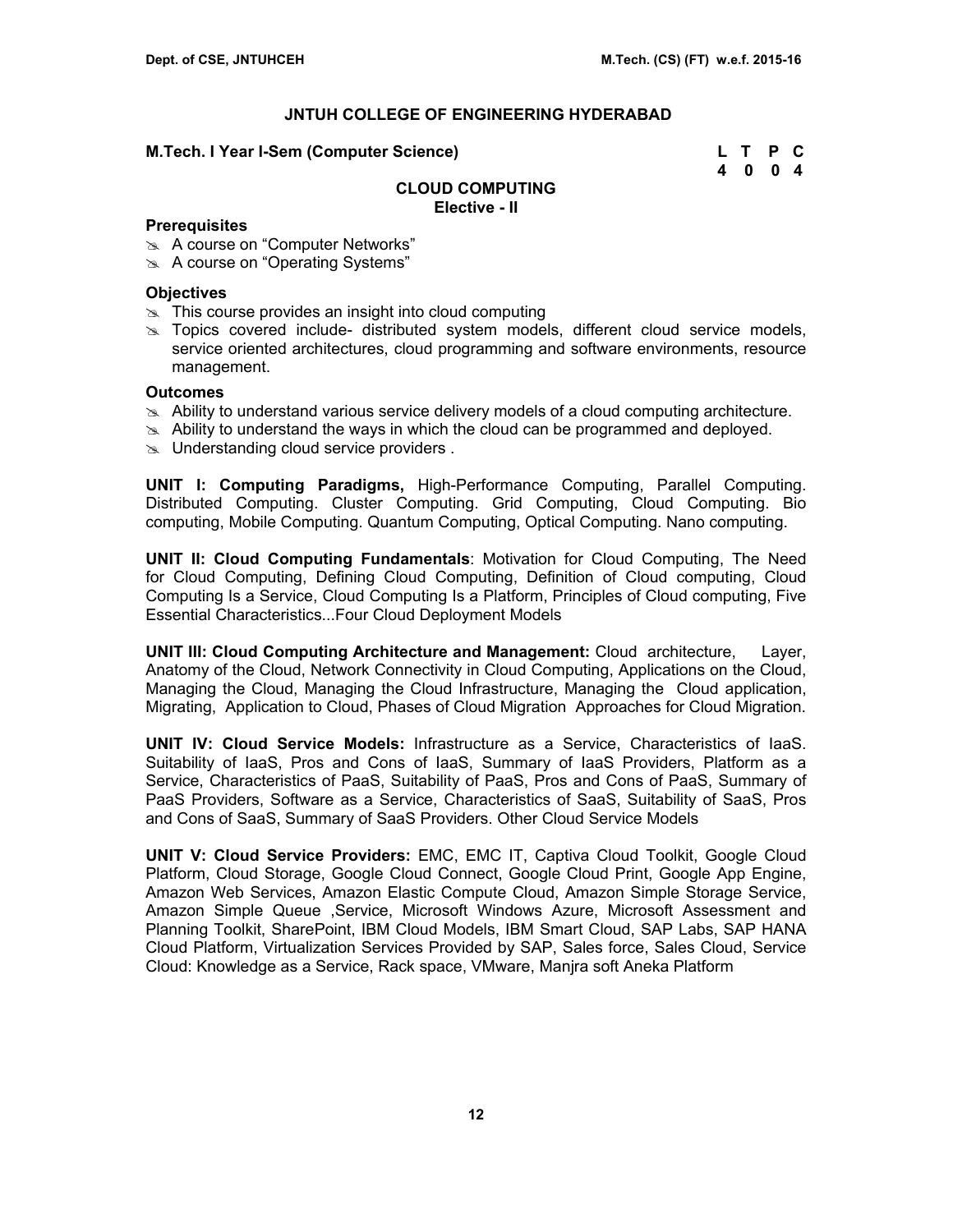## JNTUH COLLEGE OF ENGINEERING HYDERABAD

**M.Tech. I Year I-Sem (Computer Science)**

| L | T | P | C |
|---|---|---|---|
| 4 | 0 | 0 | 4 |

### CLOUD COMPUTING
**Elective - II**

**Prerequisites**

- A course on “Computer Networks”
- A course on “Operating Systems”

**Objectives**

- This course provides an insight into cloud computing
- Topics covered include- distributed system models, different cloud service models, service oriented architectures, cloud programming and software environments, resource management.

**Outcomes**

- Ability to understand various service delivery models of a cloud computing architecture.
- Ability to understand the ways in which the cloud can be programmed and deployed.
- Understanding cloud service providers .

**UNIT I: Computing Paradigms,** High-Performance Computing, Parallel Computing. Distributed Computing. Cluster Computing. Grid Computing, Cloud Computing. Bio computing, Mobile Computing. Quantum Computing, Optical Computing. Nano computing.

**UNIT II: Cloud Computing Fundamentals**: Motivation for Cloud Computing, The Need for Cloud Computing, Defining Cloud Computing, Definition of Cloud computing, Cloud Computing Is a Service, Cloud Computing Is a Platform, Principles of Cloud computing, Five Essential Characteristics...Four Cloud Deployment Models

**UNIT III: Cloud Computing Architecture and Management:** Cloud architecture, Layer, Anatomy of the Cloud, Network Connectivity in Cloud Computing, Applications on the Cloud, Managing the Cloud, Managing the Cloud Infrastructure, Managing the Cloud application, Migrating, Application to Cloud, Phases of Cloud Migration Approaches for Cloud Migration.

**UNIT IV: Cloud Service Models:** Infrastructure as a Service, Characteristics of IaaS. Suitability of IaaS, Pros and Cons of IaaS, Summary of IaaS Providers, Platform as a Service, Characteristics of PaaS, Suitability of PaaS, Pros and Cons of PaaS, Summary of PaaS Providers, Software as a Service, Characteristics of SaaS, Suitability of SaaS, Pros and Cons of SaaS, Summary of SaaS Providers. Other Cloud Service Models

**UNIT V: Cloud Service Providers:** EMC, EMC IT, Captiva Cloud Toolkit, Google Cloud Platform, Cloud Storage, Google Cloud Connect, Google Cloud Print, Google App Engine, Amazon Web Services, Amazon Elastic Compute Cloud, Amazon Simple Storage Service, Amazon Simple Queue ,Service, Microsoft Windows Azure, Microsoft Assessment and Planning Toolkit, SharePoint, IBM Cloud Models, IBM Smart Cloud, SAP Labs, SAP HANA Cloud Platform, Virtualization Services Provided by SAP, Sales force, Sales Cloud, Service Cloud: Knowledge as a Service, Rack space, VMware, Manjra soft Aneka Platform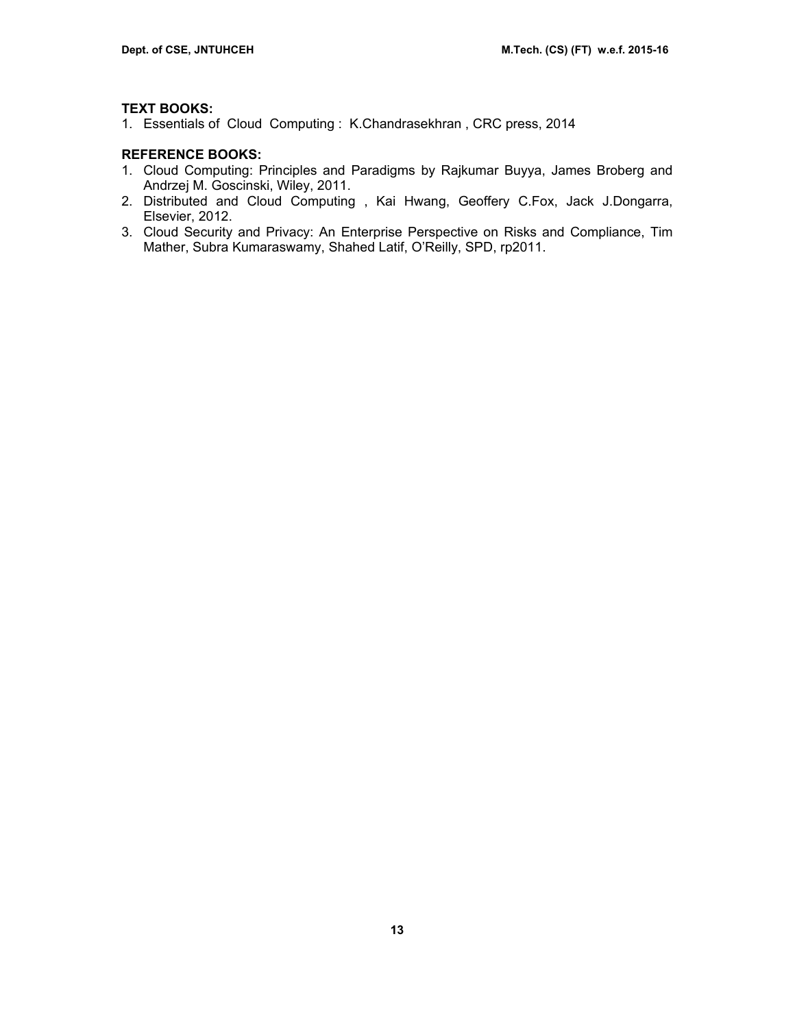**TEXT BOOKS:**

1. Essentials of Cloud Computing : K.Chandrasekhran , CRC press, 2014

**REFERENCE BOOKS:**

1. Cloud Computing: Principles and Paradigms by Rajkumar Buyya, James Broberg and Andrzej M. Goscinski, Wiley, 2011.
2. Distributed and Cloud Computing , Kai Hwang, Geoffery C.Fox, Jack J.Dongarra, Elsevier, 2012.
3. Cloud Security and Privacy: An Enterprise Perspective on Risks and Compliance, Tim Mather, Subra Kumaraswamy, Shahed Latif, O'Reilly, SPD, rp2011.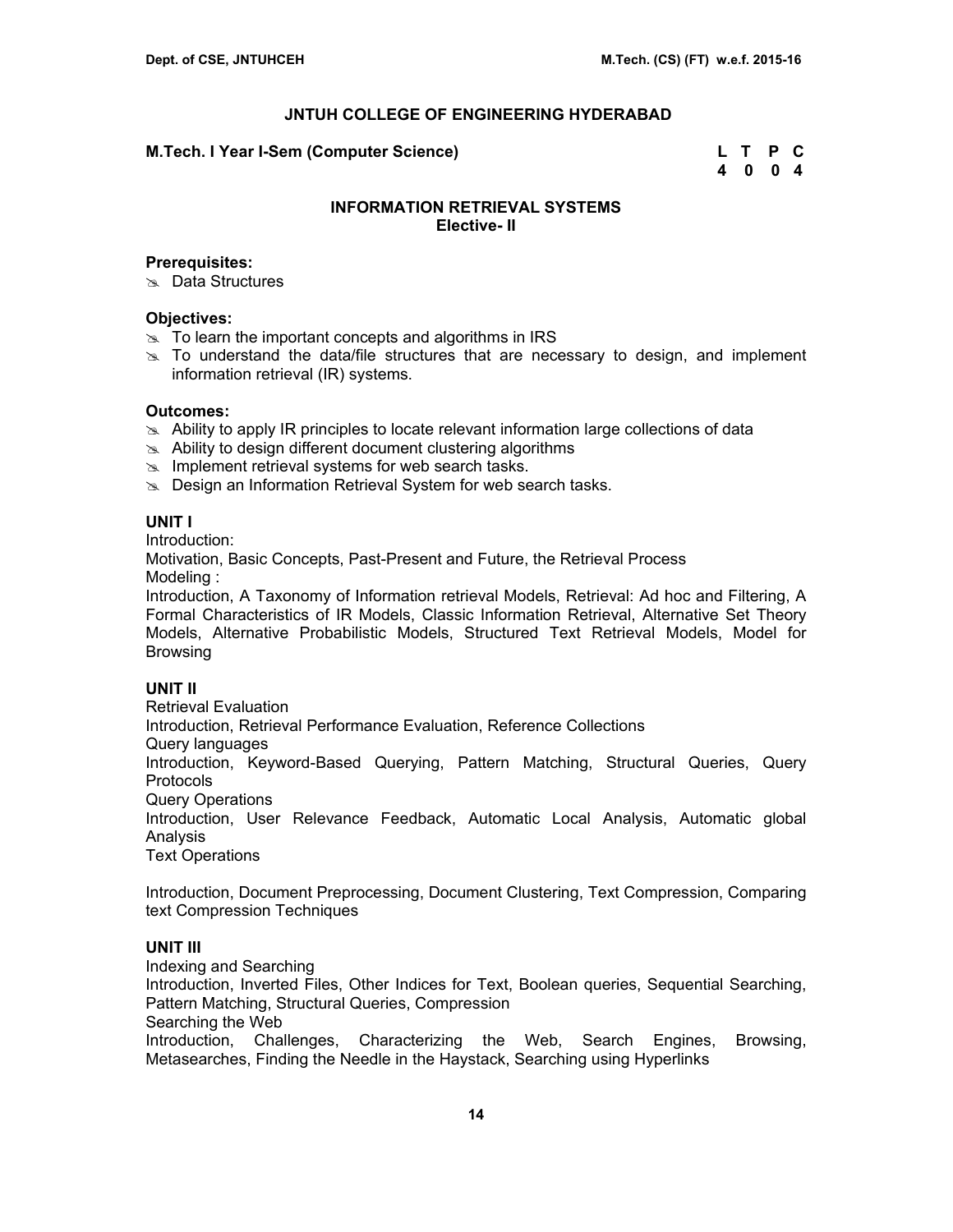## JNTUH COLLEGE OF ENGINEERING HYDERABAD

**M.Tech. I Year I-Sem (Computer Science)**

| L | T | P | C |
|---|---|---|---|
| 4 | 0 | 0 | 4 |

### INFORMATION RETRIEVAL SYSTEMS
**Elective- II**

**Prerequisites:**

- Data Structures

**Objectives:**

- To learn the important concepts and algorithms in IRS
- To understand the data/file structures that are necessary to design, and implement information retrieval (IR) systems.

**Outcomes:**

- Ability to apply IR principles to locate relevant information large collections of data
- Ability to design different document clustering algorithms
- Implement retrieval systems for web search tasks.
- Design an Information Retrieval System for web search tasks.

**UNIT I**

Introduction:

Motivation, Basic Concepts, Past-Present and Future, the Retrieval Process

Modeling :

Introduction, A Taxonomy of Information retrieval Models, Retrieval: Ad hoc and Filtering, A Formal Characteristics of IR Models, Classic Information Retrieval, Alternative Set Theory Models, Alternative Probabilistic Models, Structured Text Retrieval Models, Model for Browsing

**UNIT II**

Retrieval Evaluation

Introduction, Retrieval Performance Evaluation, Reference Collections

Query languages

Introduction, Keyword-Based Querying, Pattern Matching, Structural Queries, Query Protocols

Query Operations

Introduction, User Relevance Feedback, Automatic Local Analysis, Automatic global Analysis

Text Operations

Introduction, Document Preprocessing, Document Clustering, Text Compression, Comparing text Compression Techniques

**UNIT III**

Indexing and Searching

Introduction, Inverted Files, Other Indices for Text, Boolean queries, Sequential Searching, Pattern Matching, Structural Queries, Compression

Searching the Web

Introduction, Challenges, Characterizing the Web, Search Engines, Browsing, Metasearches, Finding the Needle in the Haystack, Searching using Hyperlinks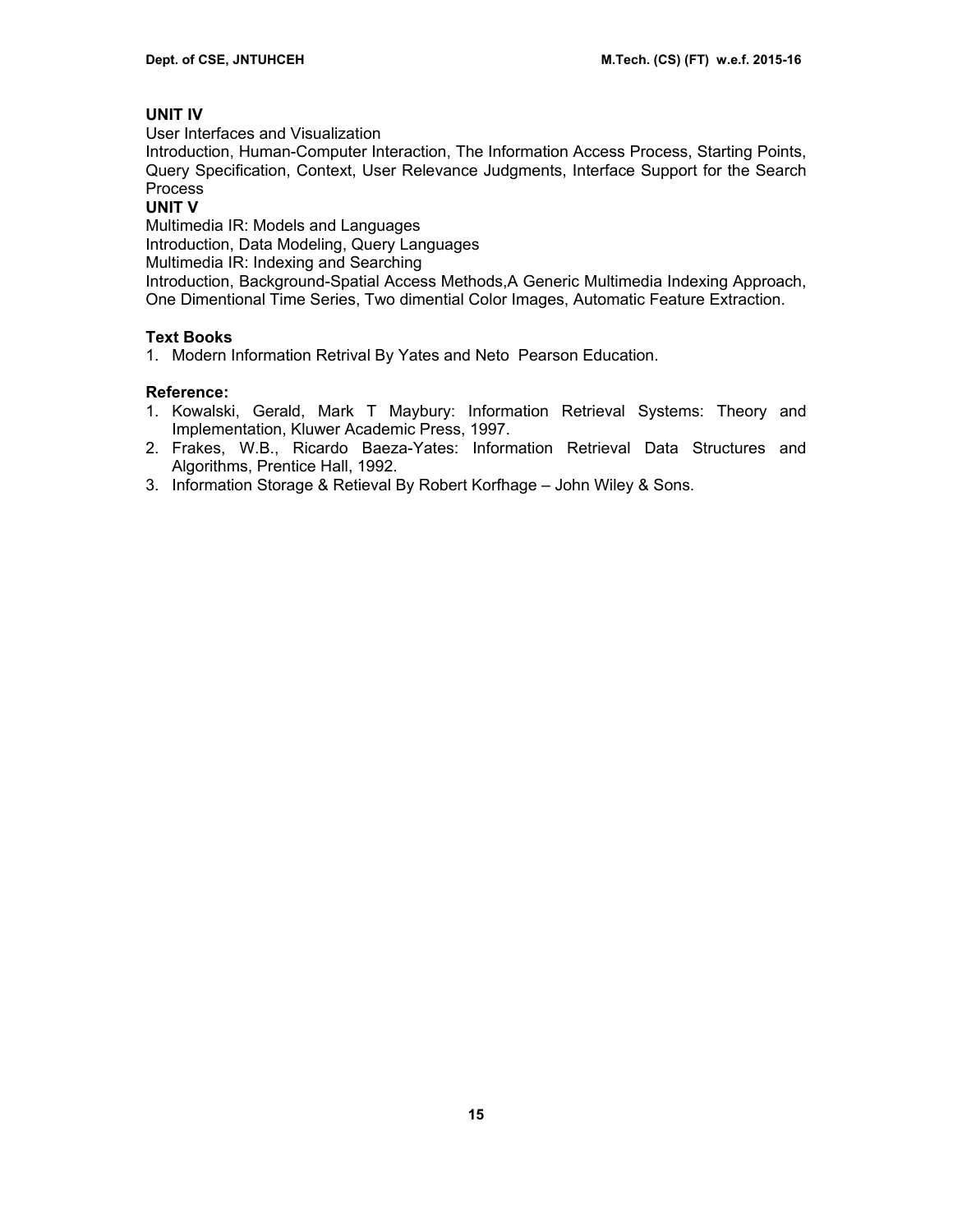**UNIT IV**

User Interfaces and Visualization

Introduction, Human-Computer Interaction, The Information Access Process, Starting Points, Query Specification, Context, User Relevance Judgments, Interface Support for the Search Process

**UNIT V**

Multimedia IR: Models and Languages

Introduction, Data Modeling, Query Languages

Multimedia IR: Indexing and Searching

Introduction, Background-Spatial Access Methods,A Generic Multimedia Indexing Approach, One Dimentional Time Series, Two dimential Color Images, Automatic Feature Extraction.

**Text Books**

1. Modern Information Retrival By Yates and Neto Pearson Education.

**Reference:**

1. Kowalski, Gerald, Mark T Maybury: Information Retrieval Systems: Theory and Implementation, Kluwer Academic Press, 1997.
2. Frakes, W.B., Ricardo Baeza-Yates: Information Retrieval Data Structures and Algorithms, Prentice Hall, 1992.
3. Information Storage & Retieval By Robert Korfhage – John Wiley & Sons.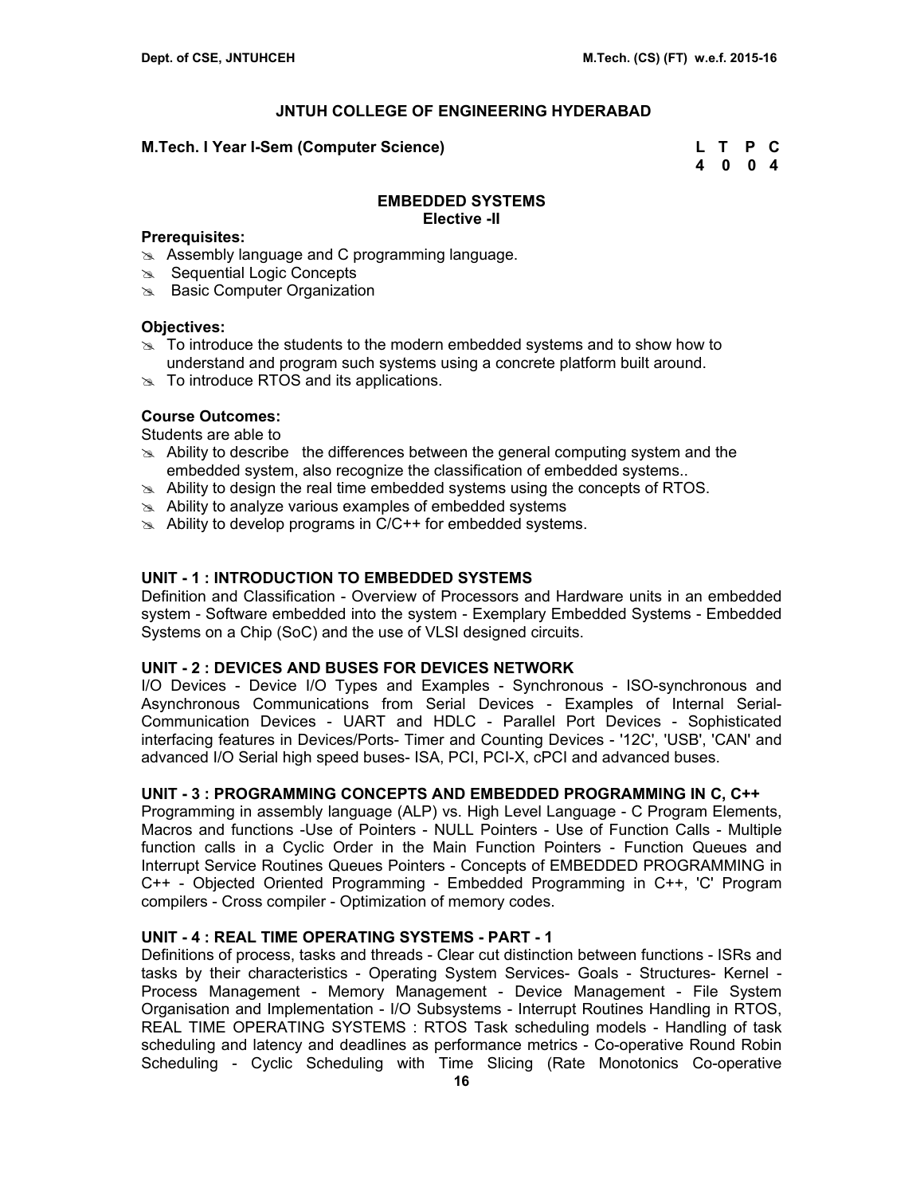**JNTUH COLLEGE OF ENGINEERING HYDERABAD**

**M.Tech. I Year I-Sem (Computer Science)**

| L | T | P | C |
|---|---|---|---|
| 4 | 0 | 0 | 4 |

## EMBEDDED SYSTEMS
### Elective -II

**Prerequisites:**

- Assembly language and C programming language.
- Sequential Logic Concepts
- Basic Computer Organization

**Objectives:**

- To introduce the students to the modern embedded systems and to show how to understand and program such systems using a concrete platform built around.
- To introduce RTOS and its applications.

**Course Outcomes:**

Students are able to

- Ability to describe the differences between the general computing system and the embedded system, also recognize the classification of embedded systems..
- Ability to design the real time embedded systems using the concepts of RTOS.
- Ability to analyze various examples of embedded systems
- Ability to develop programs in C/C++ for embedded systems.

**UNIT - 1 : INTRODUCTION TO EMBEDDED SYSTEMS**

Definition and Classification - Overview of Processors and Hardware units in an embedded system - Software embedded into the system - Exemplary Embedded Systems - Embedded Systems on a Chip (SoC) and the use of VLSI designed circuits.

**UNIT - 2 : DEVICES AND BUSES FOR DEVICES NETWORK**

I/O Devices - Device I/O Types and Examples - Synchronous - ISO-synchronous and Asynchronous Communications from Serial Devices - Examples of Internal Serial-Communication Devices - UART and HDLC - Parallel Port Devices - Sophisticated interfacing features in Devices/Ports- Timer and Counting Devices - '12C', 'USB', 'CAN' and advanced I/O Serial high speed buses- ISA, PCI, PCI-X, cPCI and advanced buses.

**UNIT - 3 : PROGRAMMING CONCEPTS AND EMBEDDED PROGRAMMING IN C, C++**

Programming in assembly language (ALP) vs. High Level Language - C Program Elements, Macros and functions -Use of Pointers - NULL Pointers - Use of Function Calls - Multiple function calls in a Cyclic Order in the Main Function Pointers - Function Queues and Interrupt Service Routines Queues Pointers - Concepts of EMBEDDED PROGRAMMING in C++ - Objected Oriented Programming - Embedded Programming in C++, 'C' Program compilers - Cross compiler - Optimization of memory codes.

**UNIT - 4 : REAL TIME OPERATING SYSTEMS - PART - 1**

Definitions of process, tasks and threads - Clear cut distinction between functions - ISRs and tasks by their characteristics - Operating System Services- Goals - Structures- Kernel - Process Management - Memory Management - Device Management - File System Organisation and Implementation - I/O Subsystems - Interrupt Routines Handling in RTOS, REAL TIME OPERATING SYSTEMS : RTOS Task scheduling models - Handling of task scheduling and latency and deadlines as performance metrics - Co-operative Round Robin Scheduling - Cyclic Scheduling with Time Slicing (Rate Monotonics Co-operative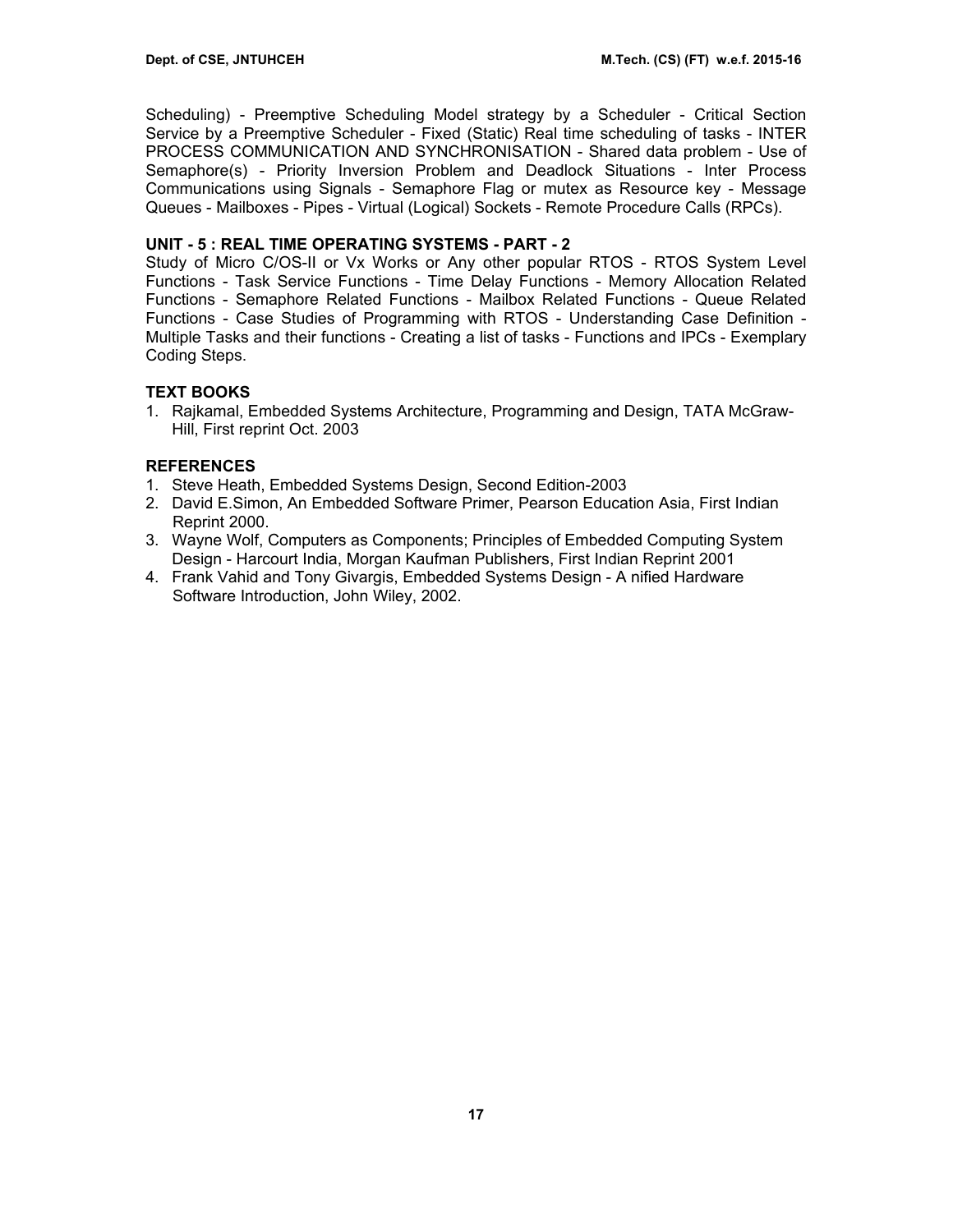Scheduling) - Preemptive Scheduling Model strategy by a Scheduler - Critical Section Service by a Preemptive Scheduler - Fixed (Static) Real time scheduling of tasks - INTER PROCESS COMMUNICATION AND SYNCHRONISATION - Shared data problem - Use of Semaphore(s) - Priority Inversion Problem and Deadlock Situations - Inter Process Communications using Signals - Semaphore Flag or mutex as Resource key - Message Queues - Mailboxes - Pipes - Virtual (Logical) Sockets - Remote Procedure Calls (RPCs).

**UNIT - 5 : REAL TIME OPERATING SYSTEMS - PART - 2**

Study of Micro C/OS-II or Vx Works or Any other popular RTOS - RTOS System Level Functions - Task Service Functions - Time Delay Functions - Memory Allocation Related Functions - Semaphore Related Functions - Mailbox Related Functions - Queue Related Functions - Case Studies of Programming with RTOS - Understanding Case Definition - Multiple Tasks and their functions - Creating a list of tasks - Functions and IPCs - Exemplary Coding Steps.

**TEXT BOOKS**

1. Rajkamal, Embedded Systems Architecture, Programming and Design, TATA McGraw-Hill, First reprint Oct. 2003

**REFERENCES**

1. Steve Heath, Embedded Systems Design, Second Edition-2003
2. David E.Simon, An Embedded Software Primer, Pearson Education Asia, First Indian Reprint 2000.
3. Wayne Wolf, Computers as Components; Principles of Embedded Computing System Design - Harcourt India, Morgan Kaufman Publishers, First Indian Reprint 2001
4. Frank Vahid and Tony Givargis, Embedded Systems Design - A nified Hardware Software Introduction, John Wiley, 2002.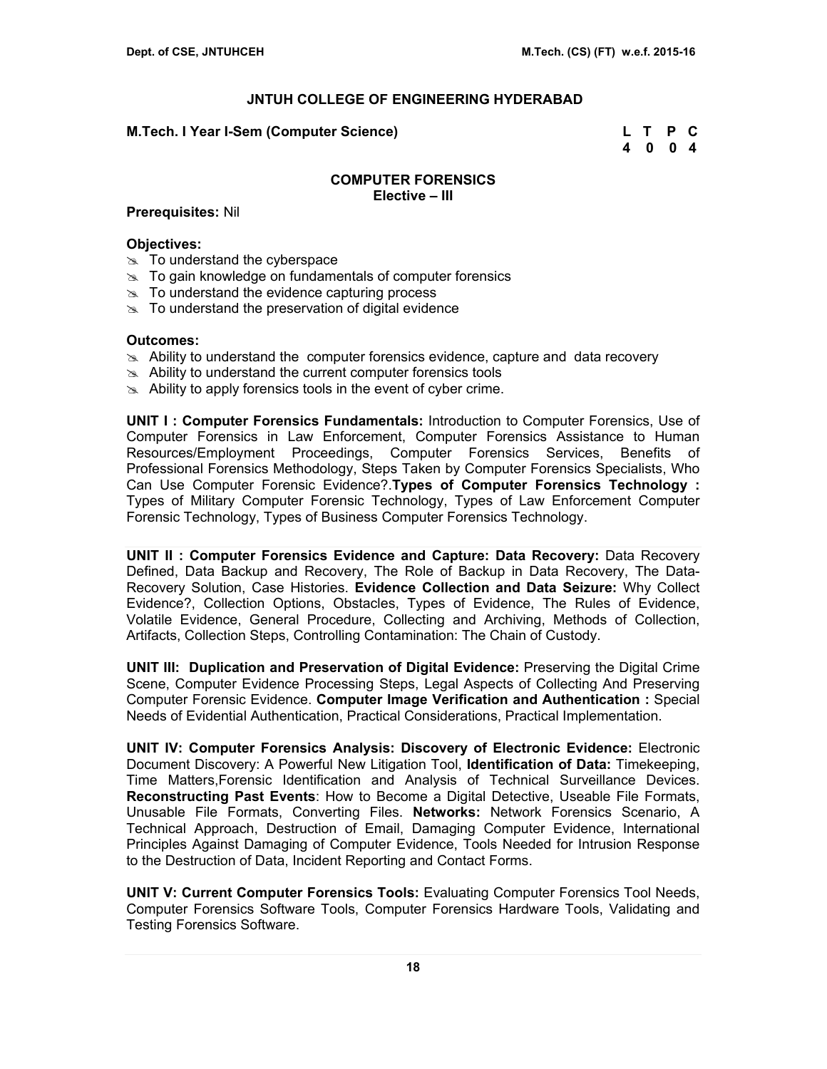# JNTUH COLLEGE OF ENGINEERING HYDERABAD

**M.Tech. I Year I-Sem (Computer Science)**

| L | T | P | C |
|---|---|---|---|
| 4 | 0 | 0 | 4 |

## COMPUTER FORENSICS
### Elective – III

**Prerequisites:** Nil

**Objectives:**
- To understand the cyberspace
- To gain knowledge on fundamentals of computer forensics
- To understand the evidence capturing process
- To understand the preservation of digital evidence

**Outcomes:**
- Ability to understand the computer forensics evidence, capture and data recovery
- Ability to understand the current computer forensics tools
- Ability to apply forensics tools in the event of cyber crime.

**UNIT I : Computer Forensics Fundamentals:** Introduction to Computer Forensics, Use of Computer Forensics in Law Enforcement, Computer Forensics Assistance to Human Resources/Employment Proceedings, Computer Forensics Services, Benefits of Professional Forensics Methodology, Steps Taken by Computer Forensics Specialists, Who Can Use Computer Forensic Evidence?.**Types of Computer Forensics Technology :** Types of Military Computer Forensic Technology, Types of Law Enforcement Computer Forensic Technology, Types of Business Computer Forensics Technology.

**UNIT II : Computer Forensics Evidence and Capture: Data Recovery:** Data Recovery Defined, Data Backup and Recovery, The Role of Backup in Data Recovery, The Data-Recovery Solution, Case Histories. **Evidence Collection and Data Seizure:** Why Collect Evidence?, Collection Options, Obstacles, Types of Evidence, The Rules of Evidence, Volatile Evidence, General Procedure, Collecting and Archiving, Methods of Collection, Artifacts, Collection Steps, Controlling Contamination: The Chain of Custody.

**UNIT III: Duplication and Preservation of Digital Evidence:** Preserving the Digital Crime Scene, Computer Evidence Processing Steps, Legal Aspects of Collecting And Preserving Computer Forensic Evidence. **Computer Image Verification and Authentication :** Special Needs of Evidential Authentication, Practical Considerations, Practical Implementation.

**UNIT IV: Computer Forensics Analysis: Discovery of Electronic Evidence:** Electronic Document Discovery: A Powerful New Litigation Tool, **Identification of Data:** Timekeeping, Time Matters,Forensic Identification and Analysis of Technical Surveillance Devices. **Reconstructing Past Events**: How to Become a Digital Detective, Useable File Formats, Unusable File Formats, Converting Files. **Networks:** Network Forensics Scenario, A Technical Approach, Destruction of Email, Damaging Computer Evidence, International Principles Against Damaging of Computer Evidence, Tools Needed for Intrusion Response to the Destruction of Data, Incident Reporting and Contact Forms.

**UNIT V: Current Computer Forensics Tools:** Evaluating Computer Forensics Tool Needs, Computer Forensics Software Tools, Computer Forensics Hardware Tools, Validating and Testing Forensics Software.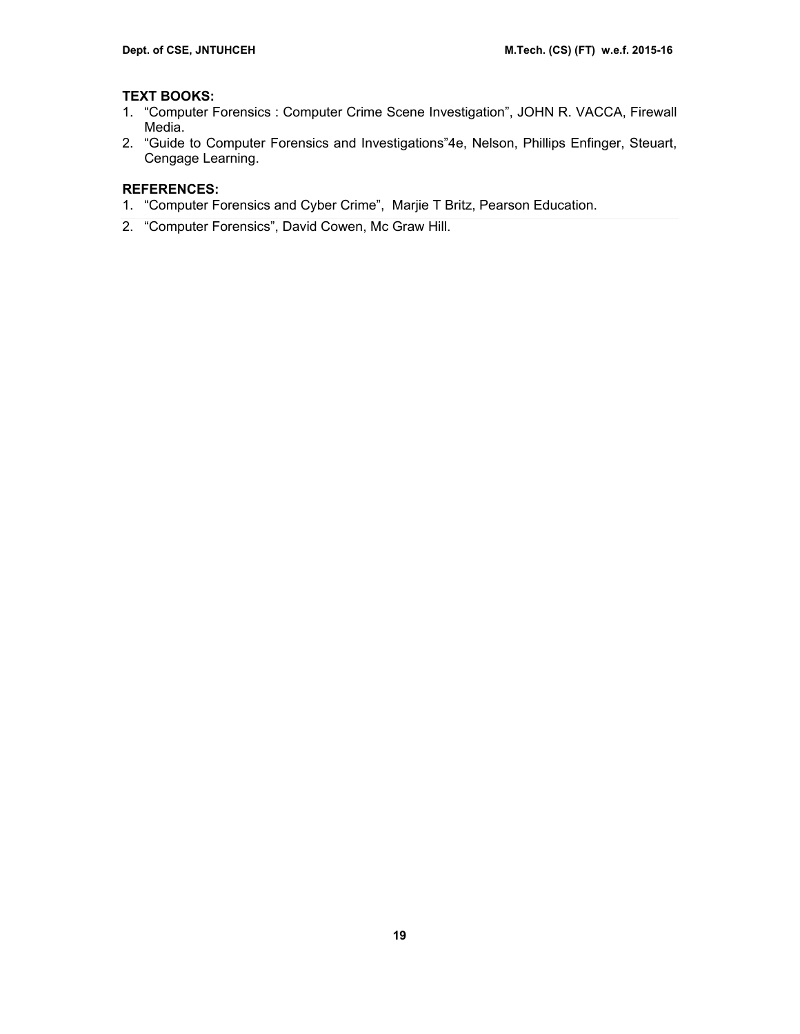**TEXT BOOKS:**

1. "Computer Forensics : Computer Crime Scene Investigation", JOHN R. VACCA, Firewall Media.
2. "Guide to Computer Forensics and Investigations"4e, Nelson, Phillips Enfinger, Steuart, Cengage Learning.

**REFERENCES:**

1. "Computer Forensics and Cyber Crime", Marjie T Britz, Pearson Education.
2. "Computer Forensics", David Cowen, Mc Graw Hill.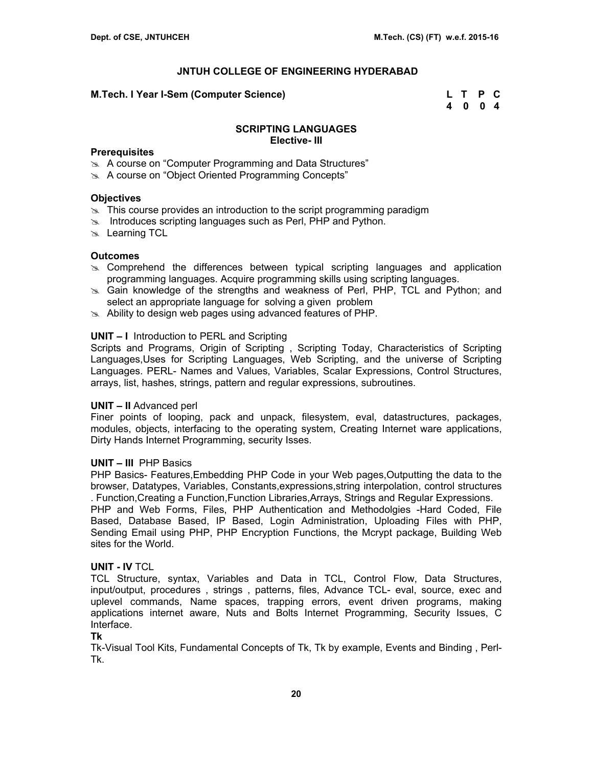## JNTUH COLLEGE OF ENGINEERING HYDERABAD

**M.Tech. I Year I-Sem (Computer Science)**

| L | T | P | C |
|---|---|---|---|
| 4 | 0 | 0 | 4 |

### SCRIPTING LANGUAGES
**Elective- III**

**Prerequisites**

- A course on "Computer Programming and Data Structures"
- A course on "Object Oriented Programming Concepts"

**Objectives**

- This course provides an introduction to the script programming paradigm
- Introduces scripting languages such as Perl, PHP and Python.
- Learning TCL

**Outcomes**

- Comprehend the differences between typical scripting languages and application programming languages. Acquire programming skills using scripting languages.
- Gain knowledge of the strengths and weakness of Perl, PHP, TCL and Python; and select an appropriate language for solving a given problem
- Ability to design web pages using advanced features of PHP.

**UNIT – I** Introduction to PERL and Scripting

Scripts and Programs, Origin of Scripting , Scripting Today, Characteristics of Scripting Languages,Uses for Scripting Languages, Web Scripting, and the universe of Scripting Languages. PERL- Names and Values, Variables, Scalar Expressions, Control Structures, arrays, list, hashes, strings, pattern and regular expressions, subroutines.

**UNIT – II** Advanced perl

Finer points of looping, pack and unpack, filesystem, eval, datastructures, packages, modules, objects, interfacing to the operating system, Creating Internet ware applications, Dirty Hands Internet Programming, security Isses.

**UNIT – III** PHP Basics

PHP Basics- Features,Embedding PHP Code in your Web pages,Outputting the data to the browser, Datatypes, Variables, Constants,expressions,string interpolation, control structures . Function,Creating a Function,Function Libraries,Arrays, Strings and Regular Expressions.

PHP and Web Forms, Files, PHP Authentication and Methodolgies -Hard Coded, File Based, Database Based, IP Based, Login Administration, Uploading Files with PHP, Sending Email using PHP, PHP Encryption Functions, the Mcrypt package, Building Web sites for the World.

**UNIT - IV** TCL

TCL Structure, syntax, Variables and Data in TCL, Control Flow, Data Structures, input/output, procedures , strings , patterns, files, Advance TCL- eval, source, exec and uplevel commands, Name spaces, trapping errors, event driven programs, making applications internet aware, Nuts and Bolts Internet Programming, Security Issues, C Interface.

**Tk**

Tk-Visual Tool Kits, Fundamental Concepts of Tk, Tk by example, Events and Binding , Perl-Tk.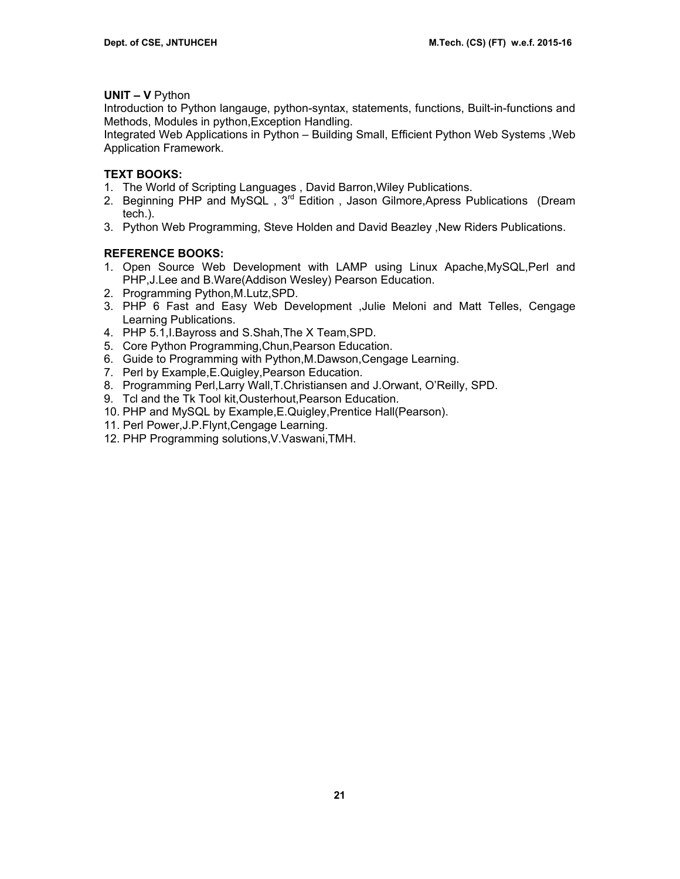**UNIT – V** Python

Introduction to Python langauge, python-syntax, statements, functions, Built-in-functions and Methods, Modules in python,Exception Handling.

Integrated Web Applications in Python – Building Small, Efficient Python Web Systems ,Web Application Framework.

**TEXT BOOKS:**

1. The World of Scripting Languages , David Barron,Wiley Publications.
2. Beginning PHP and MySQL , 3rd Edition , Jason Gilmore,Apress Publications (Dream tech.).
3. Python Web Programming, Steve Holden and David Beazley ,New Riders Publications.

**REFERENCE BOOKS:**

1. Open Source Web Development with LAMP using Linux Apache,MySQL,Perl and PHP,J.Lee and B.Ware(Addison Wesley) Pearson Education.
2. Programming Python,M.Lutz,SPD.
3. PHP 6 Fast and Easy Web Development ,Julie Meloni and Matt Telles, Cengage Learning Publications.
4. PHP 5.1,I.Bayross and S.Shah,The X Team,SPD.
5. Core Python Programming,Chun,Pearson Education.
6. Guide to Programming with Python,M.Dawson,Cengage Learning.
7. Perl by Example,E.Quigley,Pearson Education.
8. Programming Perl,Larry Wall,T.Christiansen and J.Orwant, O'Reilly, SPD.
9. Tcl and the Tk Tool kit,Ousterhout,Pearson Education.
10. PHP and MySQL by Example,E.Quigley,Prentice Hall(Pearson).
11. Perl Power,J.P.Flynt,Cengage Learning.
12. PHP Programming solutions,V.Vaswani,TMH.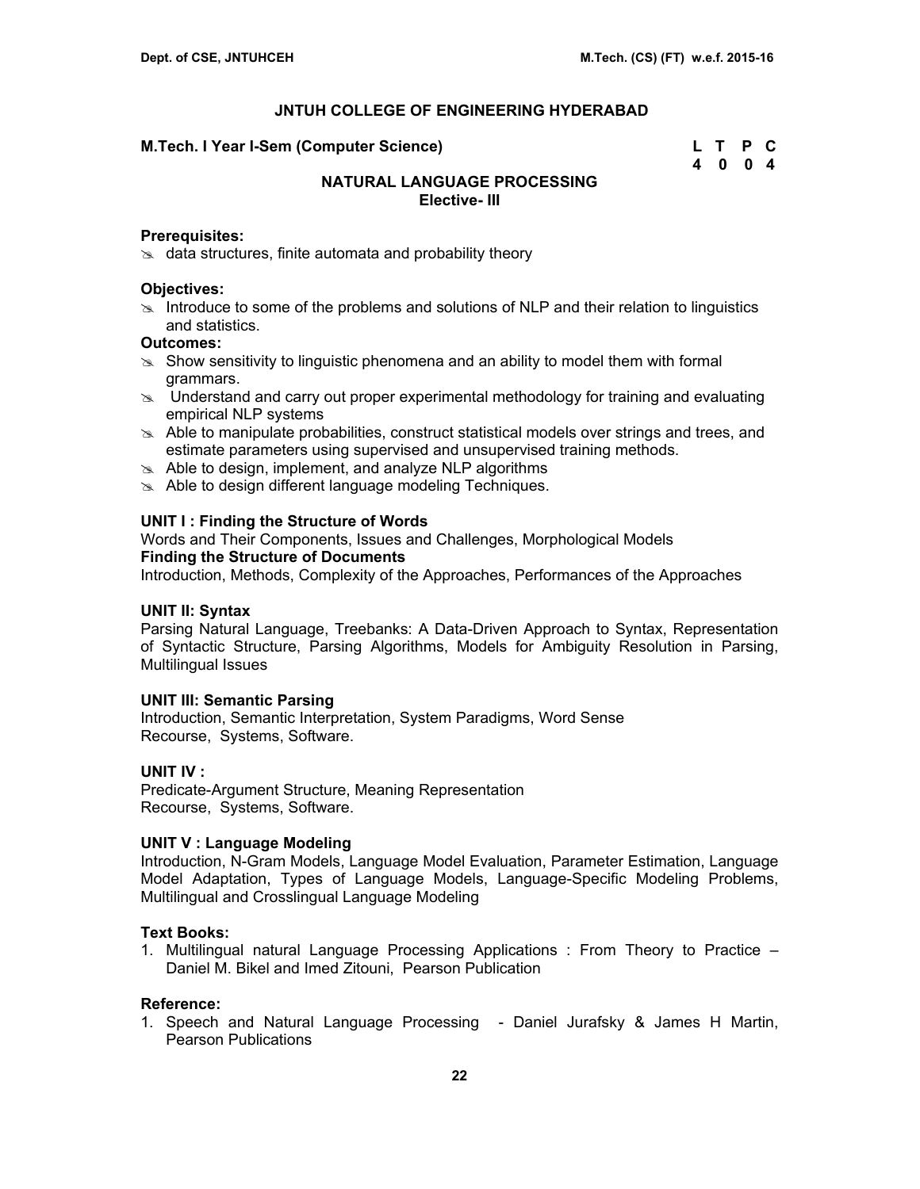## JNTUH COLLEGE OF ENGINEERING HYDERABAD

**M.Tech. I Year I-Sem (Computer Science)**

| L | T | P | C |
|---|---|---|---|
| 4 | 0 | 0 | 4 |

### NATURAL LANGUAGE PROCESSING
**Elective- III**

**Prerequisites:**

- data structures, finite automata and probability theory

**Objectives:**

- Introduce to some of the problems and solutions of NLP and their relation to linguistics and statistics.

**Outcomes:**

- Show sensitivity to linguistic phenomena and an ability to model them with formal grammars.
- Understand and carry out proper experimental methodology for training and evaluating empirical NLP systems
- Able to manipulate probabilities, construct statistical models over strings and trees, and estimate parameters using supervised and unsupervised training methods.
- Able to design, implement, and analyze NLP algorithms
- Able to design different language modeling Techniques.

**UNIT I : Finding the Structure of Words**

Words and Their Components, Issues and Challenges, Morphological Models

**Finding the Structure of Documents**

Introduction, Methods, Complexity of the Approaches, Performances of the Approaches

**UNIT II: Syntax**

Parsing Natural Language, Treebanks: A Data-Driven Approach to Syntax, Representation of Syntactic Structure, Parsing Algorithms, Models for Ambiguity Resolution in Parsing, Multilingual Issues

**UNIT III: Semantic Parsing**

Introduction, Semantic Interpretation, System Paradigms, Word Sense
Recourse, Systems, Software.

**UNIT IV :**

Predicate-Argument Structure, Meaning Representation
Recourse, Systems, Software.

**UNIT V : Language Modeling**

Introduction, N-Gram Models, Language Model Evaluation, Parameter Estimation, Language Model Adaptation, Types of Language Models, Language-Specific Modeling Problems, Multilingual and Crosslingual Language Modeling

**Text Books:**

1. Multilingual natural Language Processing Applications : From Theory to Practice – Daniel M. Bikel and Imed Zitouni, Pearson Publication

**Reference:**

1. Speech and Natural Language Processing - Daniel Jurafsky & James H Martin, Pearson Publications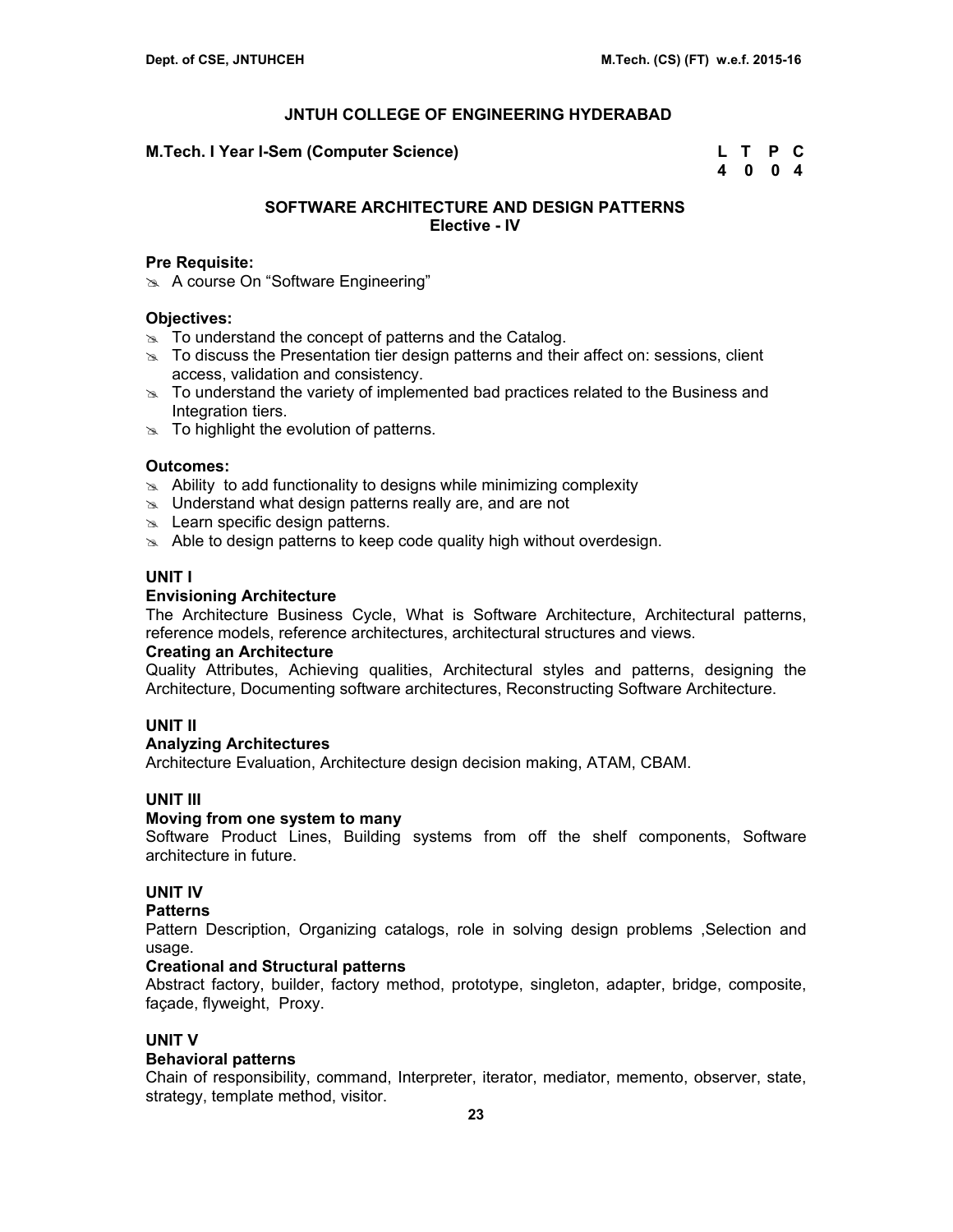# JNTUH COLLEGE OF ENGINEERING HYDERABAD

**M.Tech. I Year I-Sem (Computer Science)**

| L | T | P | C |
|---|---|---|---|
| 4 | 0 | 0 | 4 |

## SOFTWARE ARCHITECTURE AND DESIGN PATTERNS
**Elective - IV**

**Pre Requisite:**
- A course On "Software Engineering"

**Objectives:**
- To understand the concept of patterns and the Catalog.
- To discuss the Presentation tier design patterns and their affect on: sessions, client access, validation and consistency.
- To understand the variety of implemented bad practices related to the Business and Integration tiers.
- To highlight the evolution of patterns.

**Outcomes:**
- Ability to add functionality to designs while minimizing complexity
- Understand what design patterns really are, and are not
- Learn specific design patterns.
- Able to design patterns to keep code quality high without overdesign.

### UNIT I

**Envisioning Architecture**

The Architecture Business Cycle, What is Software Architecture, Architectural patterns, reference models, reference architectures, architectural structures and views.

**Creating an Architecture**

Quality Attributes, Achieving qualities, Architectural styles and patterns, designing the Architecture, Documenting software architectures, Reconstructing Software Architecture.

### UNIT II

**Analyzing Architectures**

Architecture Evaluation, Architecture design decision making, ATAM, CBAM.

### UNIT III

**Moving from one system to many**

Software Product Lines, Building systems from off the shelf components, Software architecture in future.

### UNIT IV

**Patterns**

Pattern Description, Organizing catalogs, role in solving design problems ,Selection and usage.

**Creational and Structural patterns**

Abstract factory, builder, factory method, prototype, singleton, adapter, bridge, composite, façade, flyweight, Proxy.

### UNIT V

**Behavioral patterns**

Chain of responsibility, command, Interpreter, iterator, mediator, memento, observer, state, strategy, template method, visitor.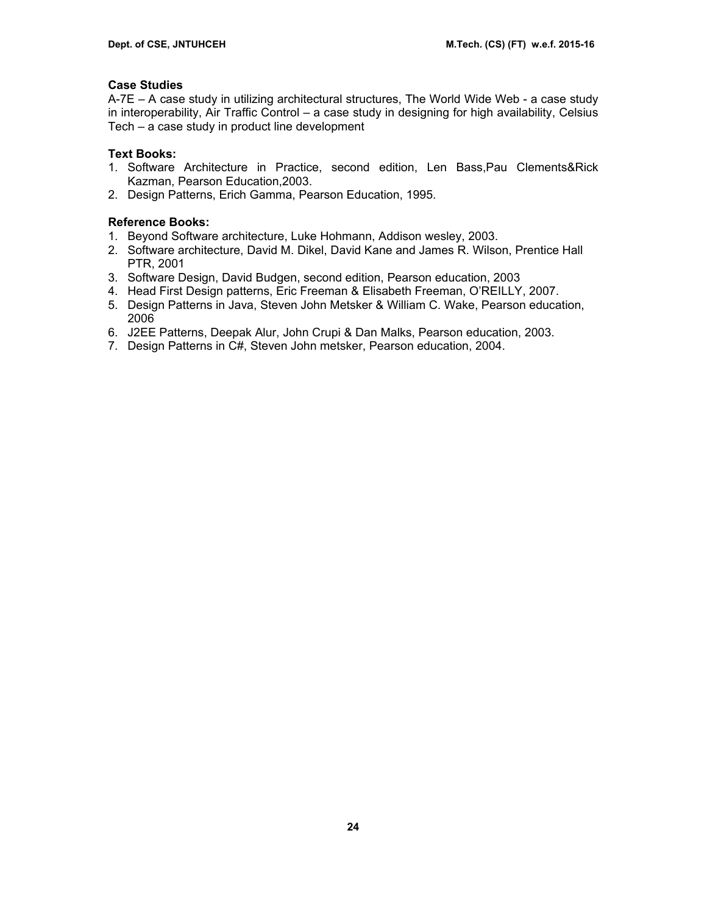**Case Studies**

A-7E – A case study in utilizing architectural structures, The World Wide Web - a case study in interoperability, Air Traffic Control – a case study in designing for high availability, Celsius Tech – a case study in product line development

**Text Books:**

1. Software Architecture in Practice, second edition, Len Bass,Pau Clements&Rick Kazman, Pearson Education,2003.
2. Design Patterns, Erich Gamma, Pearson Education, 1995.

**Reference Books:**

1. Beyond Software architecture, Luke Hohmann, Addison wesley, 2003.
2. Software architecture, David M. Dikel, David Kane and James R. Wilson, Prentice Hall PTR, 2001
3. Software Design, David Budgen, second edition, Pearson education, 2003
4. Head First Design patterns, Eric Freeman & Elisabeth Freeman, O'REILLY, 2007.
5. Design Patterns in Java, Steven John Metsker & William C. Wake, Pearson education, 2006
6. J2EE Patterns, Deepak Alur, John Crupi & Dan Malks, Pearson education, 2003.
7. Design Patterns in C#, Steven John metsker, Pearson education, 2004.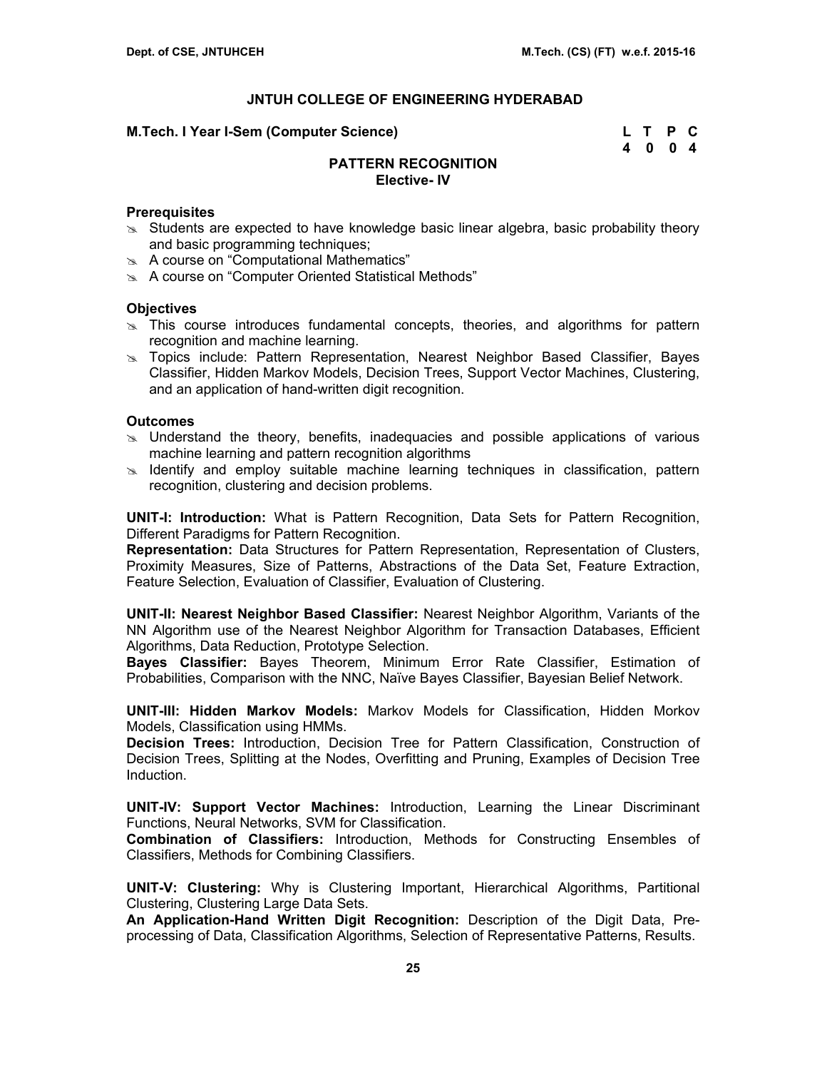## JNTUH COLLEGE OF ENGINEERING HYDERABAD

**M.Tech. I Year I-Sem (Computer Science)**

| L | T | P | C |
|---|---|---|---|
| 4 | 0 | 0 | 4 |

### PATTERN RECOGNITION
**Elective- IV**

**Prerequisites**

- Students are expected to have knowledge basic linear algebra, basic probability theory and basic programming techniques;
- A course on "Computational Mathematics"
- A course on "Computer Oriented Statistical Methods"

**Objectives**

- This course introduces fundamental concepts, theories, and algorithms for pattern recognition and machine learning.
- Topics include: Pattern Representation, Nearest Neighbor Based Classifier, Bayes Classifier, Hidden Markov Models, Decision Trees, Support Vector Machines, Clustering, and an application of hand-written digit recognition.

**Outcomes**

- Understand the theory, benefits, inadequacies and possible applications of various machine learning and pattern recognition algorithms
- Identify and employ suitable machine learning techniques in classification, pattern recognition, clustering and decision problems.

**UNIT-I: Introduction:** What is Pattern Recognition, Data Sets for Pattern Recognition, Different Paradigms for Pattern Recognition.
**Representation:** Data Structures for Pattern Representation, Representation of Clusters, Proximity Measures, Size of Patterns, Abstractions of the Data Set, Feature Extraction, Feature Selection, Evaluation of Classifier, Evaluation of Clustering.

**UNIT-II: Nearest Neighbor Based Classifier:** Nearest Neighbor Algorithm, Variants of the NN Algorithm use of the Nearest Neighbor Algorithm for Transaction Databases, Efficient Algorithms, Data Reduction, Prototype Selection.
**Bayes Classifier:** Bayes Theorem, Minimum Error Rate Classifier, Estimation of Probabilities, Comparison with the NNC, Naïve Bayes Classifier, Bayesian Belief Network.

**UNIT-III: Hidden Markov Models:** Markov Models for Classification, Hidden Morkov Models, Classification using HMMs.
**Decision Trees:** Introduction, Decision Tree for Pattern Classification, Construction of Decision Trees, Splitting at the Nodes, Overfitting and Pruning, Examples of Decision Tree Induction.

**UNIT-IV: Support Vector Machines:** Introduction, Learning the Linear Discriminant Functions, Neural Networks, SVM for Classification.
**Combination of Classifiers:** Introduction, Methods for Constructing Ensembles of Classifiers, Methods for Combining Classifiers.

**UNIT-V: Clustering:** Why is Clustering Important, Hierarchical Algorithms, Partitional Clustering, Clustering Large Data Sets.
**An Application-Hand Written Digit Recognition:** Description of the Digit Data, Pre-processing of Data, Classification Algorithms, Selection of Representative Patterns, Results.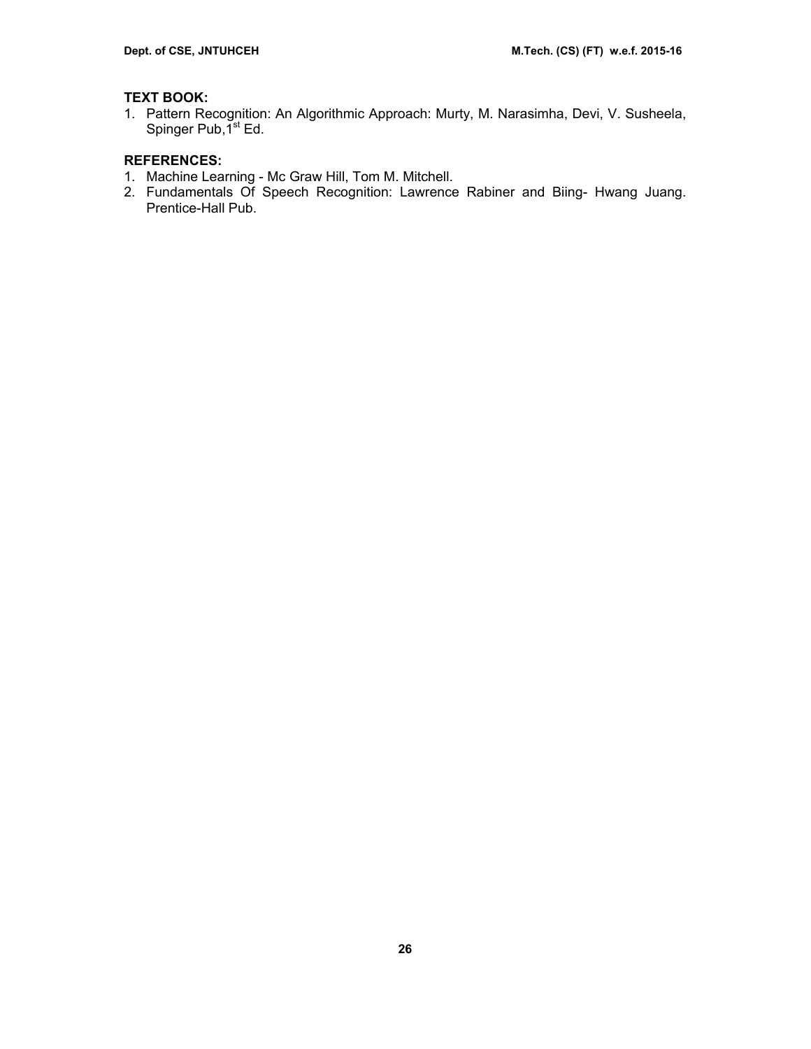**TEXT BOOK:**

1. Pattern Recognition: An Algorithmic Approach: Murty, M. Narasimha, Devi, V. Susheela, Spinger Pub,1st Ed.

**REFERENCES:**

1. Machine Learning - Mc Graw Hill, Tom M. Mitchell.
2. Fundamentals Of Speech Recognition: Lawrence Rabiner and Biing- Hwang Juang. Prentice-Hall Pub.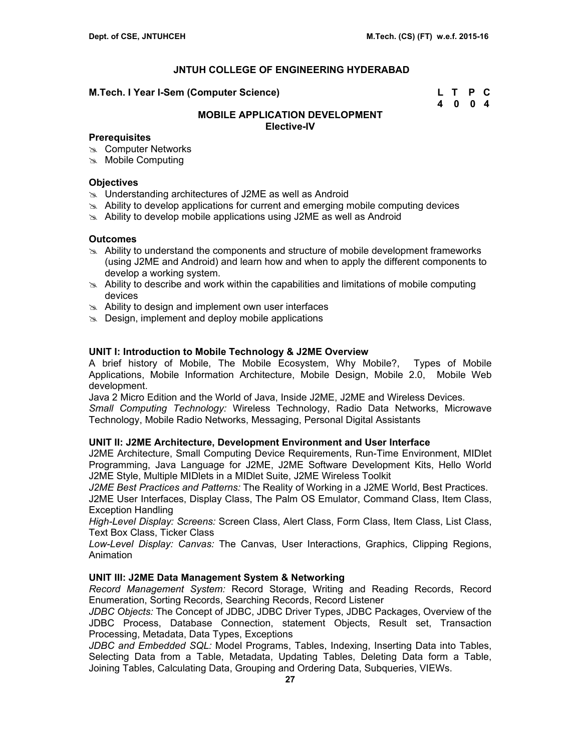## JNTUH COLLEGE OF ENGINEERING HYDERABAD

**M.Tech. I Year I-Sem (Computer Science)**

| L | T | P | C |
|---|---|---|---|
| 4 | 0 | 0 | 4 |

### MOBILE APPLICATION DEVELOPMENT
**Elective-IV**

**Prerequisites**
- Computer Networks
- Mobile Computing

**Objectives**
- Understanding architectures of J2ME as well as Android
- Ability to develop applications for current and emerging mobile computing devices
- Ability to develop mobile applications using J2ME as well as Android

**Outcomes**
- Ability to understand the components and structure of mobile development frameworks (using J2ME and Android) and learn how and when to apply the different components to develop a working system.
- Ability to describe and work within the capabilities and limitations of mobile computing devices
- Ability to design and implement own user interfaces
- Design, implement and deploy mobile applications

**UNIT I: Introduction to Mobile Technology & J2ME Overview**

A brief history of Mobile, The Mobile Ecosystem, Why Mobile?, Types of Mobile Applications, Mobile Information Architecture, Mobile Design, Mobile 2.0, Mobile Web development.

Java 2 Micro Edition and the World of Java, Inside J2ME, J2ME and Wireless Devices.

*Small Computing Technology:* Wireless Technology, Radio Data Networks, Microwave Technology, Mobile Radio Networks, Messaging, Personal Digital Assistants

**UNIT II: J2ME Architecture, Development Environment and User Interface**

J2ME Architecture, Small Computing Device Requirements, Run-Time Environment, MIDlet Programming, Java Language for J2ME, J2ME Software Development Kits, Hello World J2ME Style, Multiple MIDlets in a MIDlet Suite, J2ME Wireless Toolkit

*J2ME Best Practices and Patterns:* The Reality of Working in a J2ME World, Best Practices.

J2ME User Interfaces, Display Class, The Palm OS Emulator, Command Class, Item Class, Exception Handling

*High-Level Display: Screens:* Screen Class, Alert Class, Form Class, Item Class, List Class, Text Box Class, Ticker Class

*Low-Level Display: Canvas:* The Canvas, User Interactions, Graphics, Clipping Regions, Animation

**UNIT III: J2ME Data Management System & Networking**

*Record Management System:* Record Storage, Writing and Reading Records, Record Enumeration, Sorting Records, Searching Records, Record Listener

*JDBC Objects:* The Concept of JDBC, JDBC Driver Types, JDBC Packages, Overview of the JDBC Process, Database Connection, statement Objects, Result set, Transaction Processing, Metadata, Data Types, Exceptions

*JDBC and Embedded SQL:* Model Programs, Tables, Indexing, Inserting Data into Tables, Selecting Data from a Table, Metadata, Updating Tables, Deleting Data form a Table, Joining Tables, Calculating Data, Grouping and Ordering Data, Subqueries, VIEWs.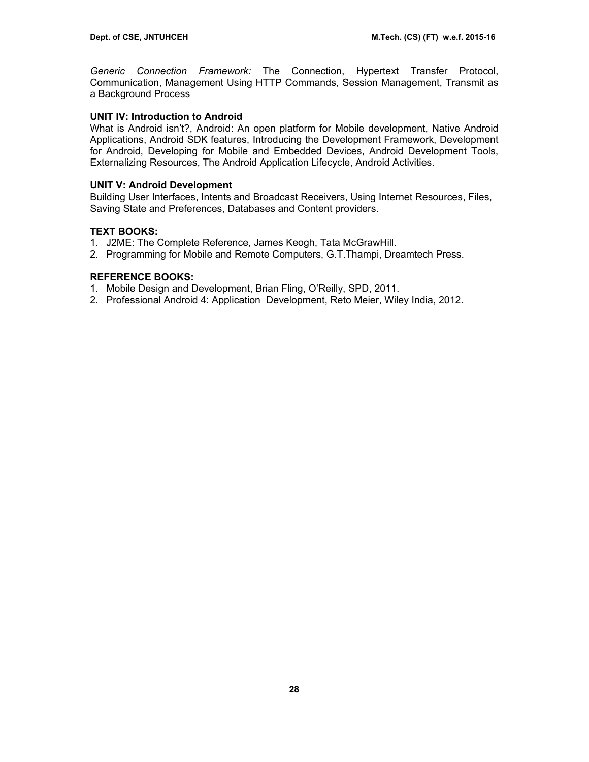*Generic Connection Framework:* The Connection, Hypertext Transfer Protocol, Communication, Management Using HTTP Commands, Session Management, Transmit as a Background Process

**UNIT IV: Introduction to Android**

What is Android isn't?, Android: An open platform for Mobile development, Native Android Applications, Android SDK features, Introducing the Development Framework, Development for Android, Developing for Mobile and Embedded Devices, Android Development Tools, Externalizing Resources, The Android Application Lifecycle, Android Activities.

**UNIT V: Android Development**

Building User Interfaces, Intents and Broadcast Receivers, Using Internet Resources, Files, Saving State and Preferences, Databases and Content providers.

**TEXT BOOKS:**

1. J2ME: The Complete Reference, James Keogh, Tata McGrawHill.
2. Programming for Mobile and Remote Computers, G.T.Thampi, Dreamtech Press.

**REFERENCE BOOKS:**

1. Mobile Design and Development, Brian Fling, O'Reilly, SPD, 2011.
2. Professional Android 4: Application Development, Reto Meier, Wiley India, 2012.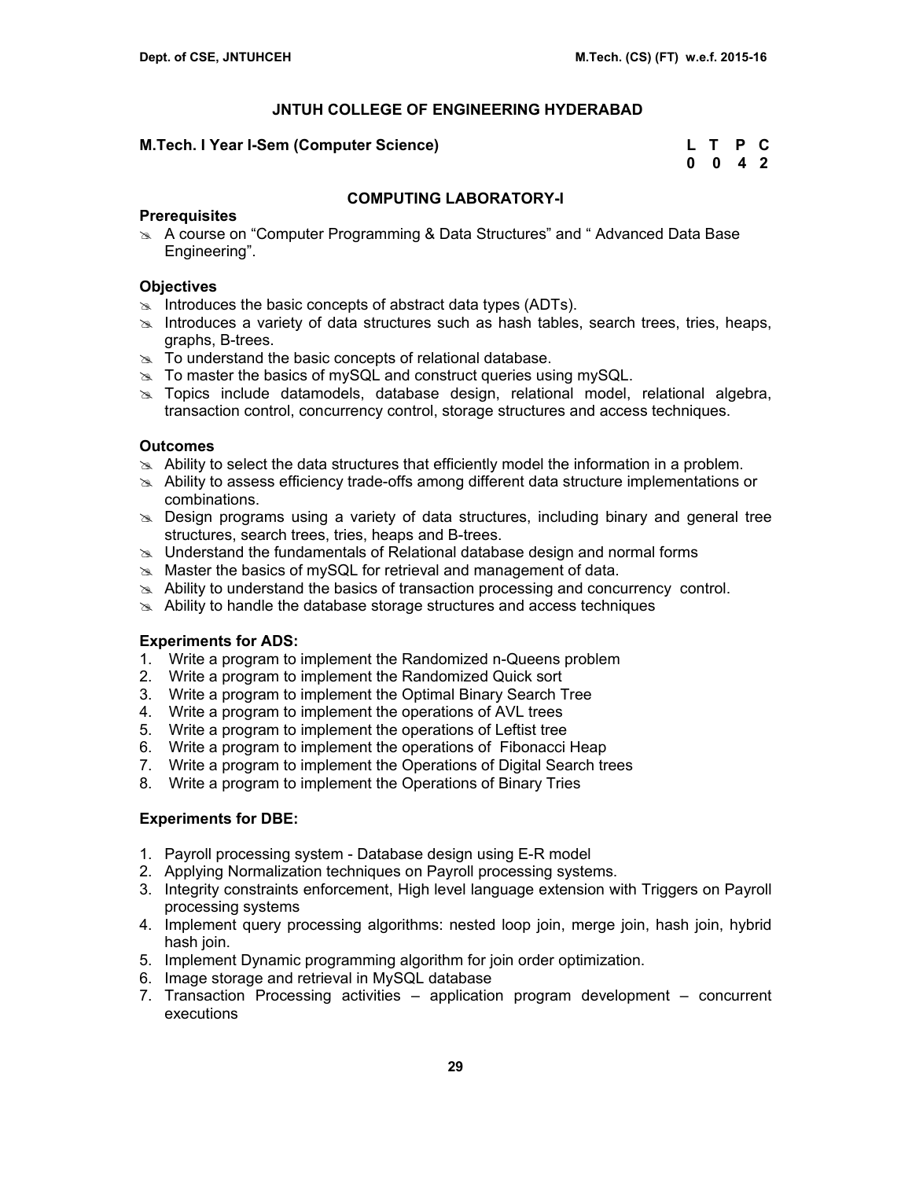## JNTUH COLLEGE OF ENGINEERING HYDERABAD

**M.Tech. I Year I-Sem (Computer Science)**

| L | T | P | C |
|---|---|---|---|
| 0 | 0 | 4 | 2 |

### COMPUTING LABORATORY-I

**Prerequisites**

- A course on "Computer Programming & Data Structures" and " Advanced Data Base Engineering".

**Objectives**

- Introduces the basic concepts of abstract data types (ADTs).
- Introduces a variety of data structures such as hash tables, search trees, tries, heaps, graphs, B-trees.
- To understand the basic concepts of relational database.
- To master the basics of mySQL and construct queries using mySQL.
- Topics include datamodels, database design, relational model, relational algebra, transaction control, concurrency control, storage structures and access techniques.

**Outcomes**

- Ability to select the data structures that efficiently model the information in a problem.
- Ability to assess efficiency trade-offs among different data structure implementations or combinations.
- Design programs using a variety of data structures, including binary and general tree structures, search trees, tries, heaps and B-trees.
- Understand the fundamentals of Relational database design and normal forms
- Master the basics of mySQL for retrieval and management of data.
- Ability to understand the basics of transaction processing and concurrency control.
- Ability to handle the database storage structures and access techniques

**Experiments for ADS:**

1. Write a program to implement the Randomized n-Queens problem
2. Write a program to implement the Randomized Quick sort
3. Write a program to implement the Optimal Binary Search Tree
4. Write a program to implement the operations of AVL trees
5. Write a program to implement the operations of Leftist tree
6. Write a program to implement the operations of Fibonacci Heap
7. Write a program to implement the Operations of Digital Search trees
8. Write a program to implement the Operations of Binary Tries

**Experiments for DBE:**

1. Payroll processing system - Database design using E-R model
2. Applying Normalization techniques on Payroll processing systems.
3. Integrity constraints enforcement, High level language extension with Triggers on Payroll processing systems
4. Implement query processing algorithms: nested loop join, merge join, hash join, hybrid hash join.
5. Implement Dynamic programming algorithm for join order optimization.
6. Image storage and retrieval in MySQL database
7. Transaction Processing activities – application program development – concurrent executions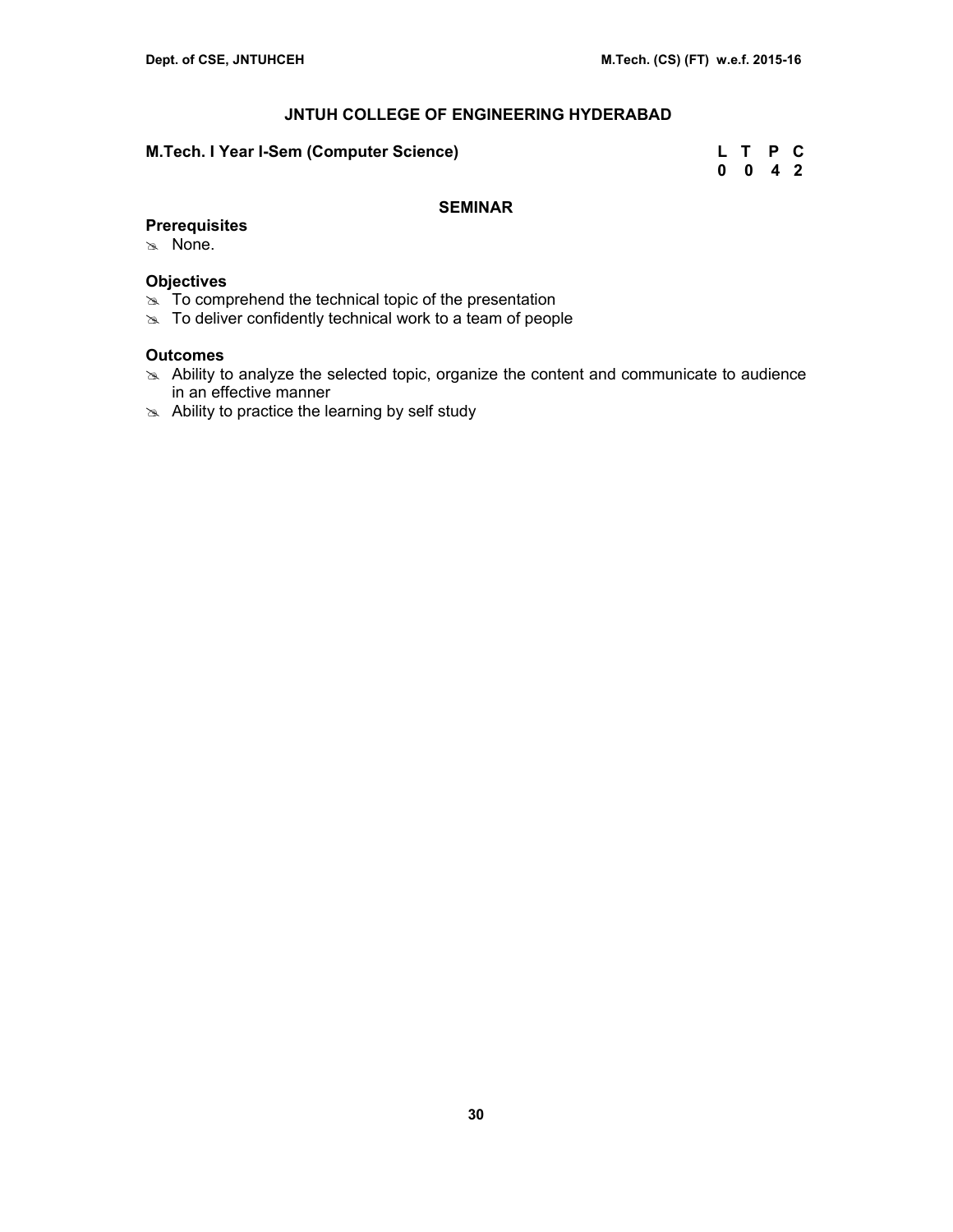# JNTUH COLLEGE OF ENGINEERING HYDERABAD

**M.Tech. I Year I-Sem (Computer Science)**

| L | T | P | C |
|---|---|---|---|
| 0 | 0 | 4 | 2 |

## SEMINAR

**Prerequisites**
- None.

**Objectives**
- To comprehend the technical topic of the presentation
- To deliver confidently technical work to a team of people

**Outcomes**
- Ability to analyze the selected topic, organize the content and communicate to audience in an effective manner
- Ability to practice the learning by self study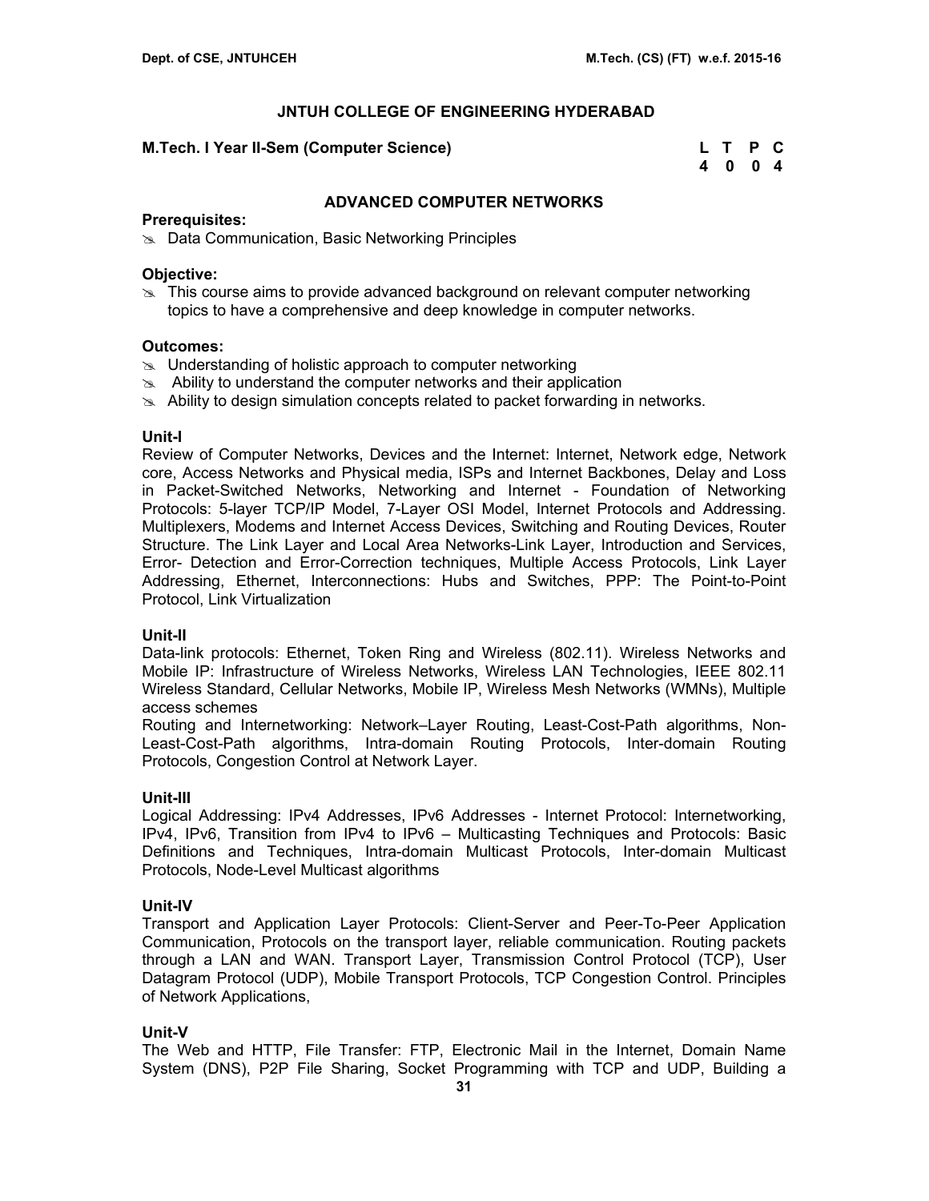# JNTUH COLLEGE OF ENGINEERING HYDERABAD

**M.Tech. I Year II-Sem (Computer Science)**

| L | T | P | C |
|---|---|---|---|
| 4 | 0 | 0 | 4 |

## ADVANCED COMPUTER NETWORKS

**Prerequisites:**

- Data Communication, Basic Networking Principles

**Objective:**

- This course aims to provide advanced background on relevant computer networking topics to have a comprehensive and deep knowledge in computer networks.

**Outcomes:**

- Understanding of holistic approach to computer networking
- Ability to understand the computer networks and their application
- Ability to design simulation concepts related to packet forwarding in networks.

**Unit-I**

Review of Computer Networks, Devices and the Internet: Internet, Network edge, Network core, Access Networks and Physical media, ISPs and Internet Backbones, Delay and Loss in Packet-Switched Networks, Networking and Internet - Foundation of Networking Protocols: 5-layer TCP/IP Model, 7-Layer OSI Model, Internet Protocols and Addressing. Multiplexers, Modems and Internet Access Devices, Switching and Routing Devices, Router Structure. The Link Layer and Local Area Networks-Link Layer, Introduction and Services, Error- Detection and Error-Correction techniques, Multiple Access Protocols, Link Layer Addressing, Ethernet, Interconnections: Hubs and Switches, PPP: The Point-to-Point Protocol, Link Virtualization

**Unit-II**

Data-link protocols: Ethernet, Token Ring and Wireless (802.11). Wireless Networks and Mobile IP: Infrastructure of Wireless Networks, Wireless LAN Technologies, IEEE 802.11 Wireless Standard, Cellular Networks, Mobile IP, Wireless Mesh Networks (WMNs), Multiple access schemes

Routing and Internetworking: Network–Layer Routing, Least-Cost-Path algorithms, Non-Least-Cost-Path algorithms, Intra-domain Routing Protocols, Inter-domain Routing Protocols, Congestion Control at Network Layer.

**Unit-III**

Logical Addressing: IPv4 Addresses, IPv6 Addresses - Internet Protocol: Internetworking, IPv4, IPv6, Transition from IPv4 to IPv6 – Multicasting Techniques and Protocols: Basic Definitions and Techniques, Intra-domain Multicast Protocols, Inter-domain Multicast Protocols, Node-Level Multicast algorithms

**Unit-IV**

Transport and Application Layer Protocols: Client-Server and Peer-To-Peer Application Communication, Protocols on the transport layer, reliable communication. Routing packets through a LAN and WAN. Transport Layer, Transmission Control Protocol (TCP), User Datagram Protocol (UDP), Mobile Transport Protocols, TCP Congestion Control. Principles of Network Applications,

**Unit-V**

The Web and HTTP, File Transfer: FTP, Electronic Mail in the Internet, Domain Name System (DNS), P2P File Sharing, Socket Programming with TCP and UDP, Building a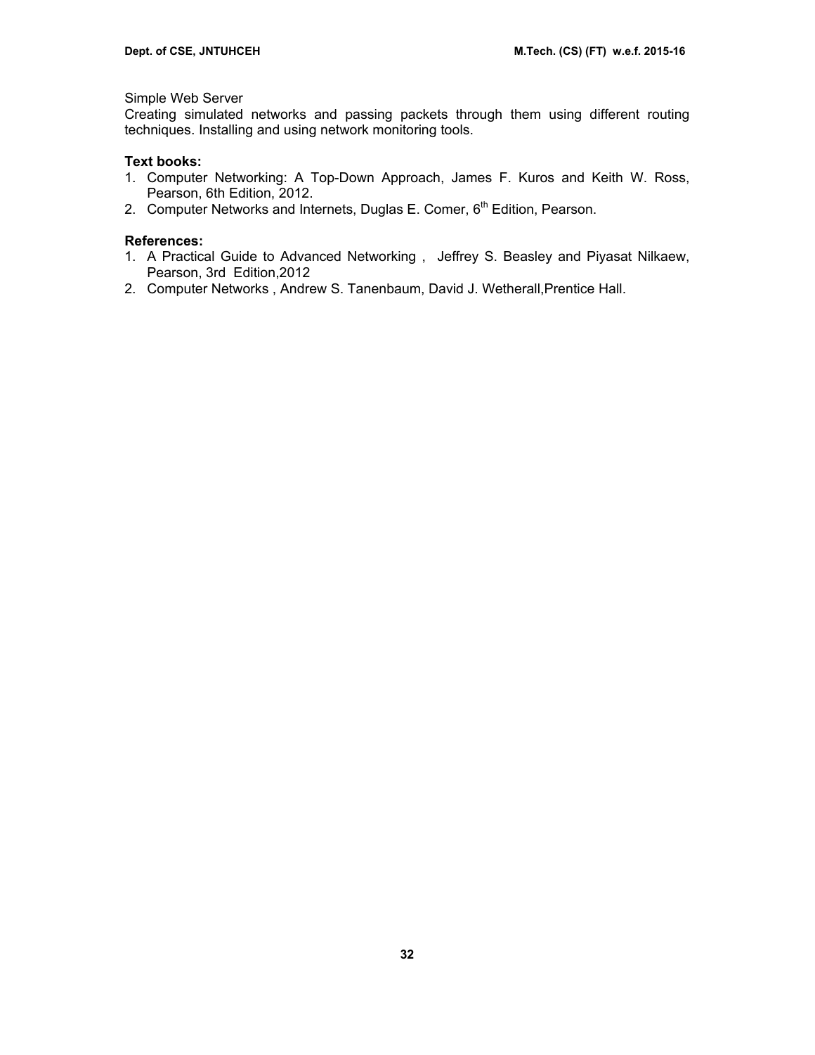Simple Web Server

Creating simulated networks and passing packets through them using different routing techniques. Installing and using network monitoring tools.

**Text books:**

1. Computer Networking: A Top-Down Approach, James F. Kuros and Keith W. Ross, Pearson, 6th Edition, 2012.
2. Computer Networks and Internets, Duglas E. Comer, 6th Edition, Pearson.

**References:**

1. A Practical Guide to Advanced Networking , Jeffrey S. Beasley and Piyasat Nilkaew, Pearson, 3rd Edition,2012
2. Computer Networks , Andrew S. Tanenbaum, David J. Wetherall,Prentice Hall.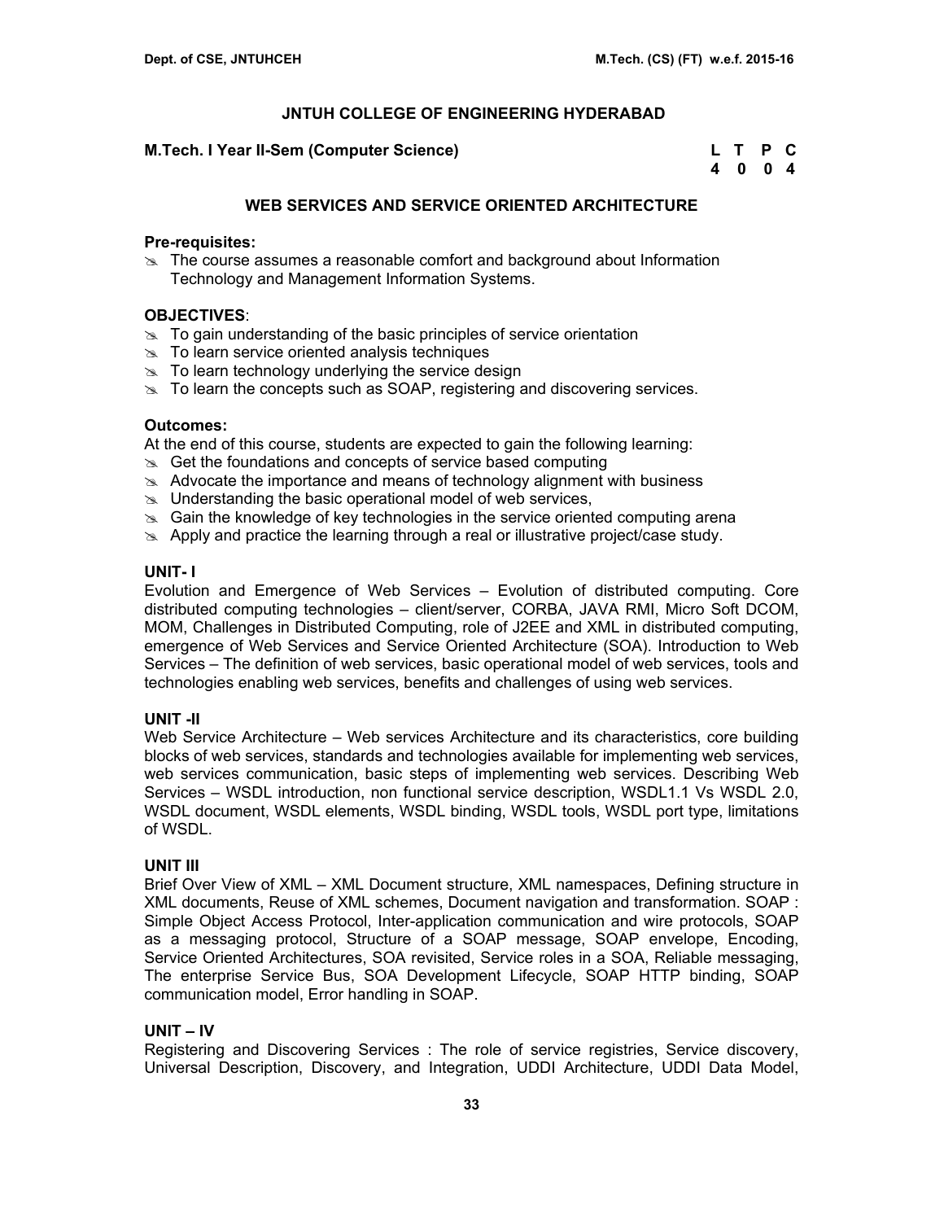## JNTUH COLLEGE OF ENGINEERING HYDERABAD

**M.Tech. I Year II-Sem (Computer Science)**

| L | T | P | C |
|---|---|---|---|
| 4 | 0 | 0 | 4 |

### WEB SERVICES AND SERVICE ORIENTED ARCHITECTURE

**Pre-requisites:**

- The course assumes a reasonable comfort and background about Information Technology and Management Information Systems.

**OBJECTIVES**:

- To gain understanding of the basic principles of service orientation
- To learn service oriented analysis techniques
- To learn technology underlying the service design
- To learn the concepts such as SOAP, registering and discovering services.

**Outcomes:**

At the end of this course, students are expected to gain the following learning:

- Get the foundations and concepts of service based computing
- Advocate the importance and means of technology alignment with business
- Understanding the basic operational model of web services,
- Gain the knowledge of key technologies in the service oriented computing arena
- Apply and practice the learning through a real or illustrative project/case study.

**UNIT- I**

Evolution and Emergence of Web Services – Evolution of distributed computing. Core distributed computing technologies – client/server, CORBA, JAVA RMI, Micro Soft DCOM, MOM, Challenges in Distributed Computing, role of J2EE and XML in distributed computing, emergence of Web Services and Service Oriented Architecture (SOA). Introduction to Web Services – The definition of web services, basic operational model of web services, tools and technologies enabling web services, benefits and challenges of using web services.

**UNIT -II**

Web Service Architecture – Web services Architecture and its characteristics, core building blocks of web services, standards and technologies available for implementing web services, web services communication, basic steps of implementing web services. Describing Web Services – WSDL introduction, non functional service description, WSDL1.1 Vs WSDL 2.0, WSDL document, WSDL elements, WSDL binding, WSDL tools, WSDL port type, limitations of WSDL.

**UNIT III**

Brief Over View of XML – XML Document structure, XML namespaces, Defining structure in XML documents, Reuse of XML schemes, Document navigation and transformation. SOAP : Simple Object Access Protocol, Inter-application communication and wire protocols, SOAP as a messaging protocol, Structure of a SOAP message, SOAP envelope, Encoding, Service Oriented Architectures, SOA revisited, Service roles in a SOA, Reliable messaging, The enterprise Service Bus, SOA Development Lifecycle, SOAP HTTP binding, SOAP communication model, Error handling in SOAP.

**UNIT – IV**

Registering and Discovering Services : The role of service registries, Service discovery, Universal Description, Discovery, and Integration, UDDI Architecture, UDDI Data Model,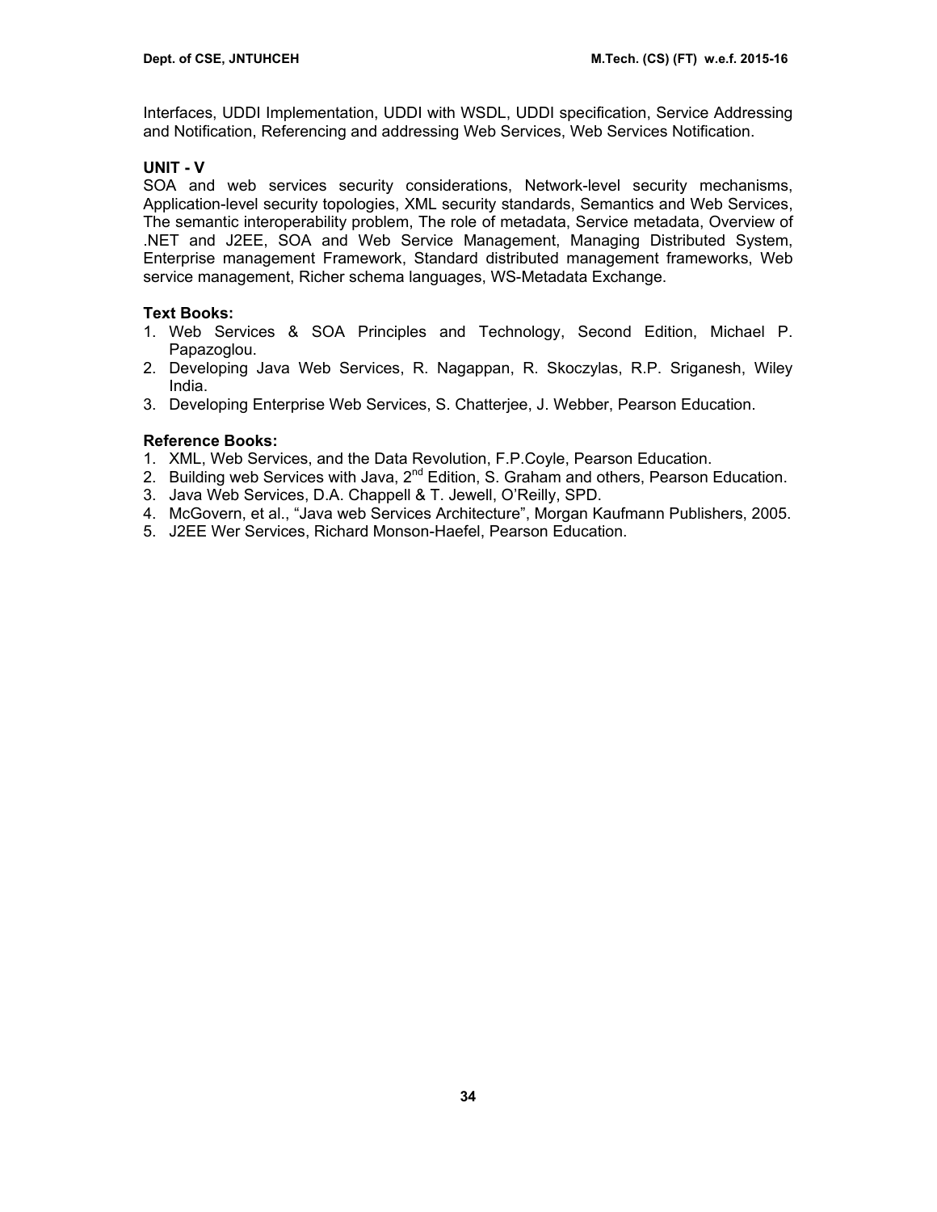Interfaces, UDDI Implementation, UDDI with WSDL, UDDI specification, Service Addressing and Notification, Referencing and addressing Web Services, Web Services Notification.

**UNIT - V**

SOA and web services security considerations, Network-level security mechanisms, Application-level security topologies, XML security standards, Semantics and Web Services, The semantic interoperability problem, The role of metadata, Service metadata, Overview of .NET and J2EE, SOA and Web Service Management, Managing Distributed System, Enterprise management Framework, Standard distributed management frameworks, Web service management, Richer schema languages, WS-Metadata Exchange.

**Text Books:**

1. Web Services & SOA Principles and Technology, Second Edition, Michael P. Papazoglou.
2. Developing Java Web Services, R. Nagappan, R. Skoczylas, R.P. Sriganesh, Wiley India.
3. Developing Enterprise Web Services, S. Chatterjee, J. Webber, Pearson Education.

**Reference Books:**

1. XML, Web Services, and the Data Revolution, F.P.Coyle, Pearson Education.
2. Building web Services with Java, 2nd Edition, S. Graham and others, Pearson Education.
3. Java Web Services, D.A. Chappell & T. Jewell, O'Reilly, SPD.
4. McGovern, et al., "Java web Services Architecture", Morgan Kaufmann Publishers, 2005.
5. J2EE Wer Services, Richard Monson-Haefel, Pearson Education.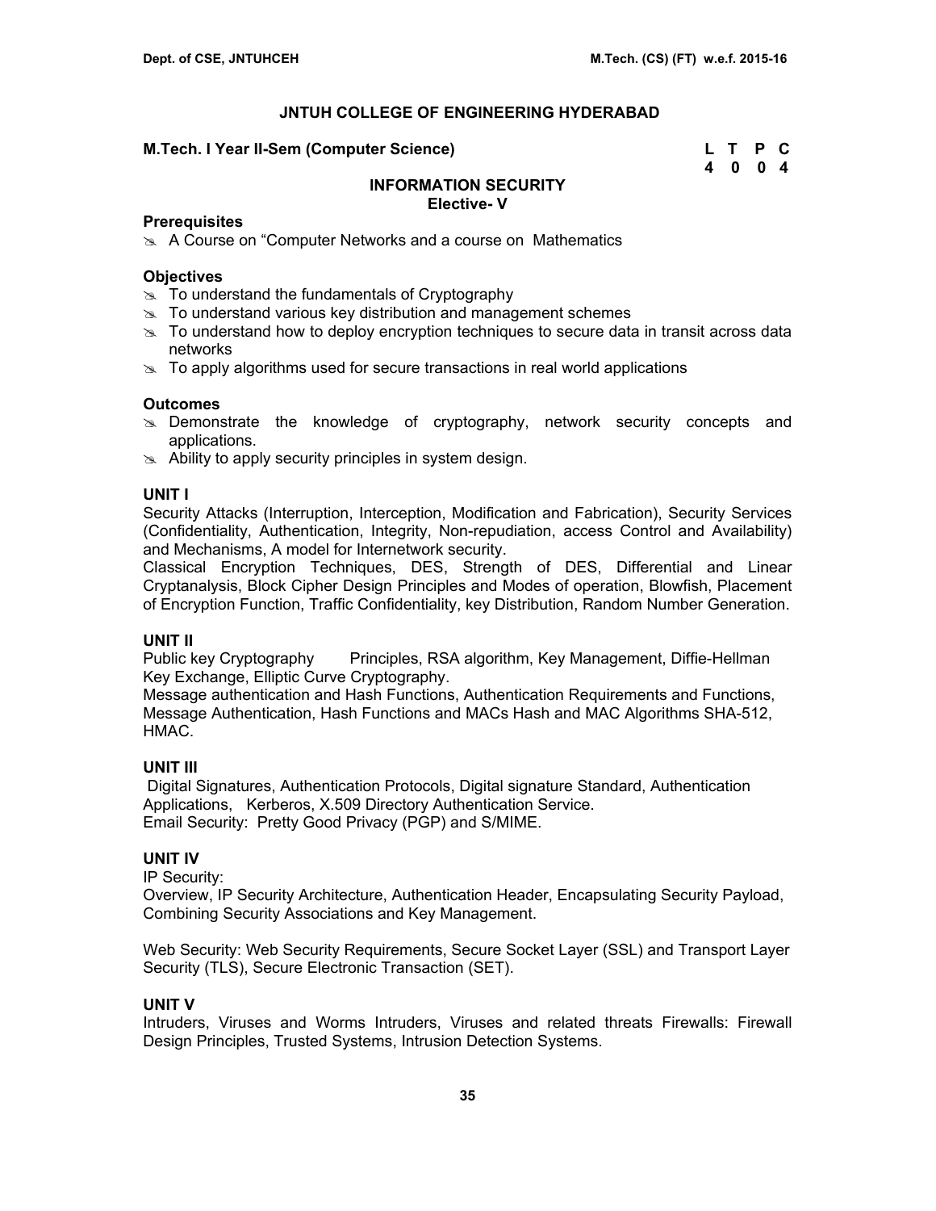# JNTUH COLLEGE OF ENGINEERING HYDERABAD

**M.Tech. I Year II-Sem (Computer Science)**

| L | T | P | C |
|---|---|---|---|
| 4 | 0 | 0 | 4 |

## INFORMATION SECURITY
### Elective- V

**Prerequisites**

- A Course on "Computer Networks and a course on Mathematics

**Objectives**

- To understand the fundamentals of Cryptography
- To understand various key distribution and management schemes
- To understand how to deploy encryption techniques to secure data in transit across data networks
- To apply algorithms used for secure transactions in real world applications

**Outcomes**

- Demonstrate the knowledge of cryptography, network security concepts and applications.
- Ability to apply security principles in system design.

**UNIT I**

Security Attacks (Interruption, Interception, Modification and Fabrication), Security Services (Confidentiality, Authentication, Integrity, Non-repudiation, access Control and Availability) and Mechanisms, A model for Internetwork security.

Classical Encryption Techniques, DES, Strength of DES, Differential and Linear Cryptanalysis, Block Cipher Design Principles and Modes of operation, Blowfish, Placement of Encryption Function, Traffic Confidentiality, key Distribution, Random Number Generation.

**UNIT II**

Public key Cryptography Principles, RSA algorithm, Key Management, Diffie-Hellman Key Exchange, Elliptic Curve Cryptography.

Message authentication and Hash Functions, Authentication Requirements and Functions, Message Authentication, Hash Functions and MACs Hash and MAC Algorithms SHA-512, HMAC.

**UNIT III**

Digital Signatures, Authentication Protocols, Digital signature Standard, Authentication Applications, Kerberos, X.509 Directory Authentication Service.

Email Security: Pretty Good Privacy (PGP) and S/MIME.

**UNIT IV**

IP Security:

Overview, IP Security Architecture, Authentication Header, Encapsulating Security Payload, Combining Security Associations and Key Management.

Web Security: Web Security Requirements, Secure Socket Layer (SSL) and Transport Layer Security (TLS), Secure Electronic Transaction (SET).

**UNIT V**

Intruders, Viruses and Worms Intruders, Viruses and related threats Firewalls: Firewall Design Principles, Trusted Systems, Intrusion Detection Systems.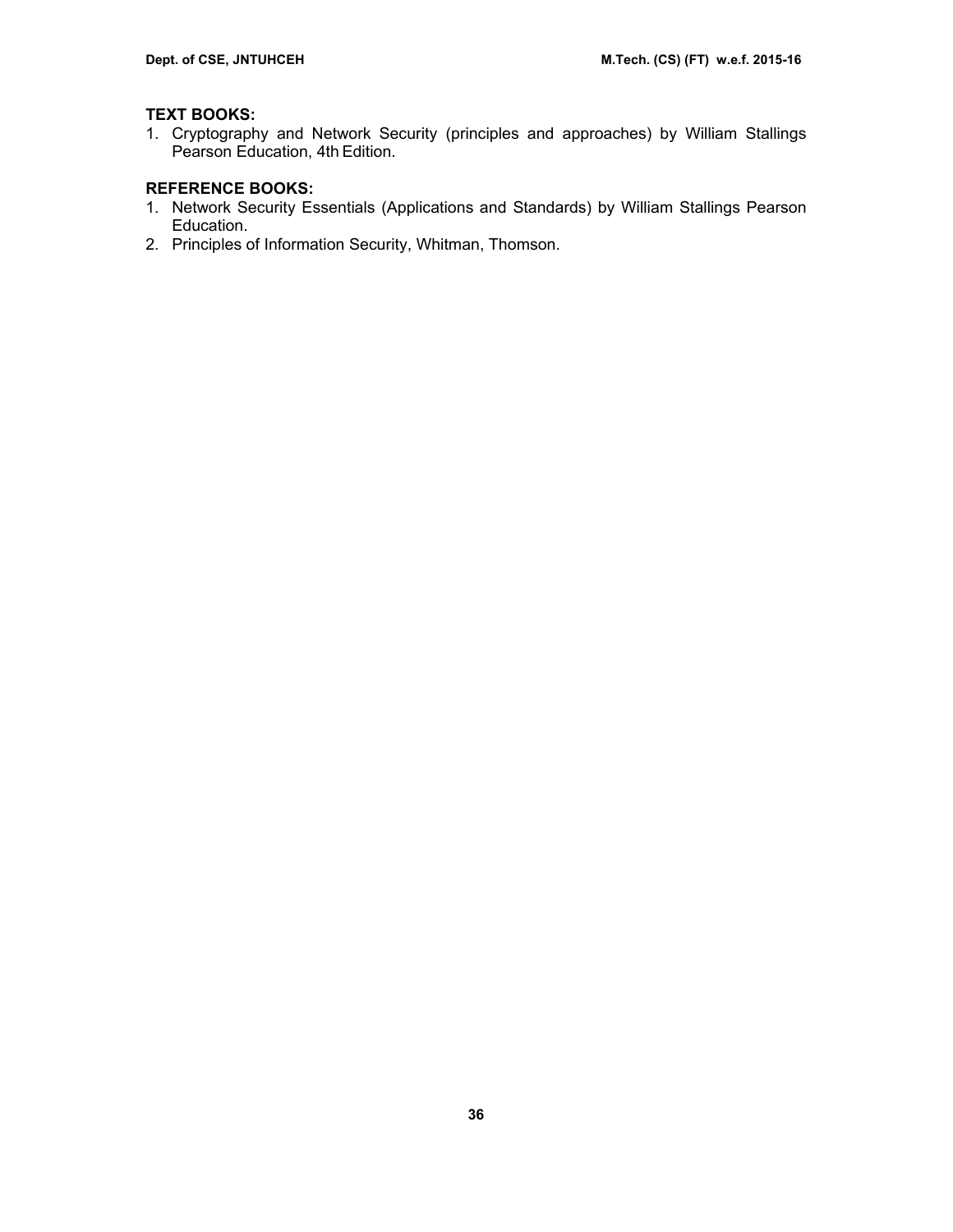**TEXT BOOKS:**

1. Cryptography and Network Security (principles and approaches) by William Stallings Pearson Education, 4th Edition.

**REFERENCE BOOKS:**

1. Network Security Essentials (Applications and Standards) by William Stallings Pearson Education.
2. Principles of Information Security, Whitman, Thomson.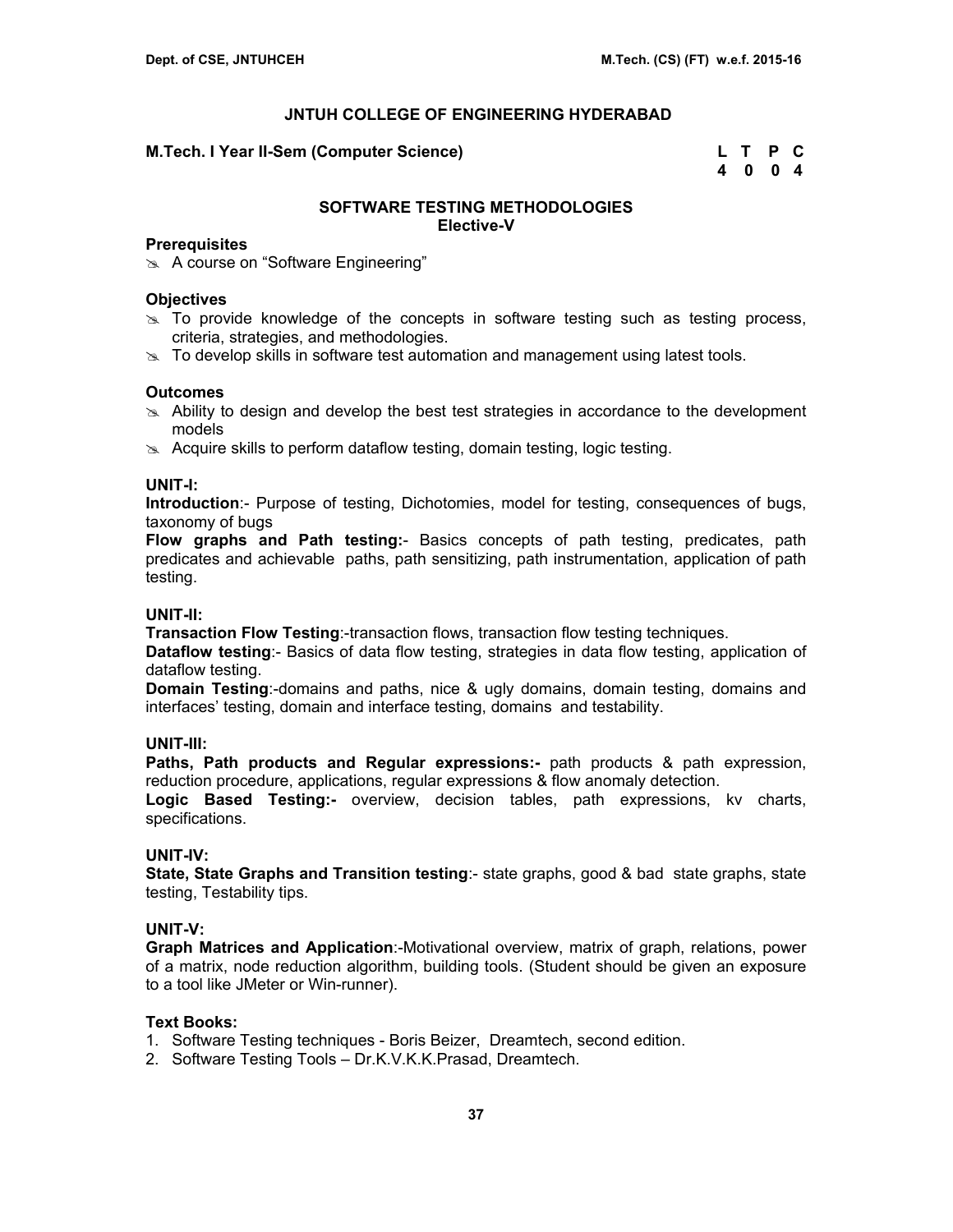## JNTUH COLLEGE OF ENGINEERING HYDERABAD

**M.Tech. I Year II-Sem (Computer Science)**

| L | T | P | C |
|---|---|---|---|
| 4 | 0 | 0 | 4 |

### SOFTWARE TESTING METHODOLOGIES
**Elective-V**

**Prerequisites**

- A course on "Software Engineering"

**Objectives**

- To provide knowledge of the concepts in software testing such as testing process, criteria, strategies, and methodologies.
- To develop skills in software test automation and management using latest tools.

**Outcomes**

- Ability to design and develop the best test strategies in accordance to the development models
- Acquire skills to perform dataflow testing, domain testing, logic testing.

**UNIT-I:**

**Introduction**:- Purpose of testing, Dichotomies, model for testing, consequences of bugs, taxonomy of bugs

**Flow graphs and Path testing:**- Basics concepts of path testing, predicates, path predicates and achievable paths, path sensitizing, path instrumentation, application of path testing.

**UNIT-II:**

**Transaction Flow Testing**:-transaction flows, transaction flow testing techniques.

**Dataflow testing**:- Basics of data flow testing, strategies in data flow testing, application of dataflow testing.

**Domain Testing**:-domains and paths, nice & ugly domains, domain testing, domains and interfaces' testing, domain and interface testing, domains and testability.

**UNIT-III:**

**Paths, Path products and Regular expressions:-** path products & path expression, reduction procedure, applications, regular expressions & flow anomaly detection.

**Logic Based Testing:-** overview, decision tables, path expressions, kv charts, specifications.

**UNIT-IV:**

**State, State Graphs and Transition testing**:- state graphs, good & bad state graphs, state testing, Testability tips.

**UNIT-V:**

**Graph Matrices and Application**:-Motivational overview, matrix of graph, relations, power of a matrix, node reduction algorithm, building tools. (Student should be given an exposure to a tool like JMeter or Win-runner).

**Text Books:**

1. Software Testing techniques - Boris Beizer, Dreamtech, second edition.
2. Software Testing Tools – Dr.K.V.K.K.Prasad, Dreamtech.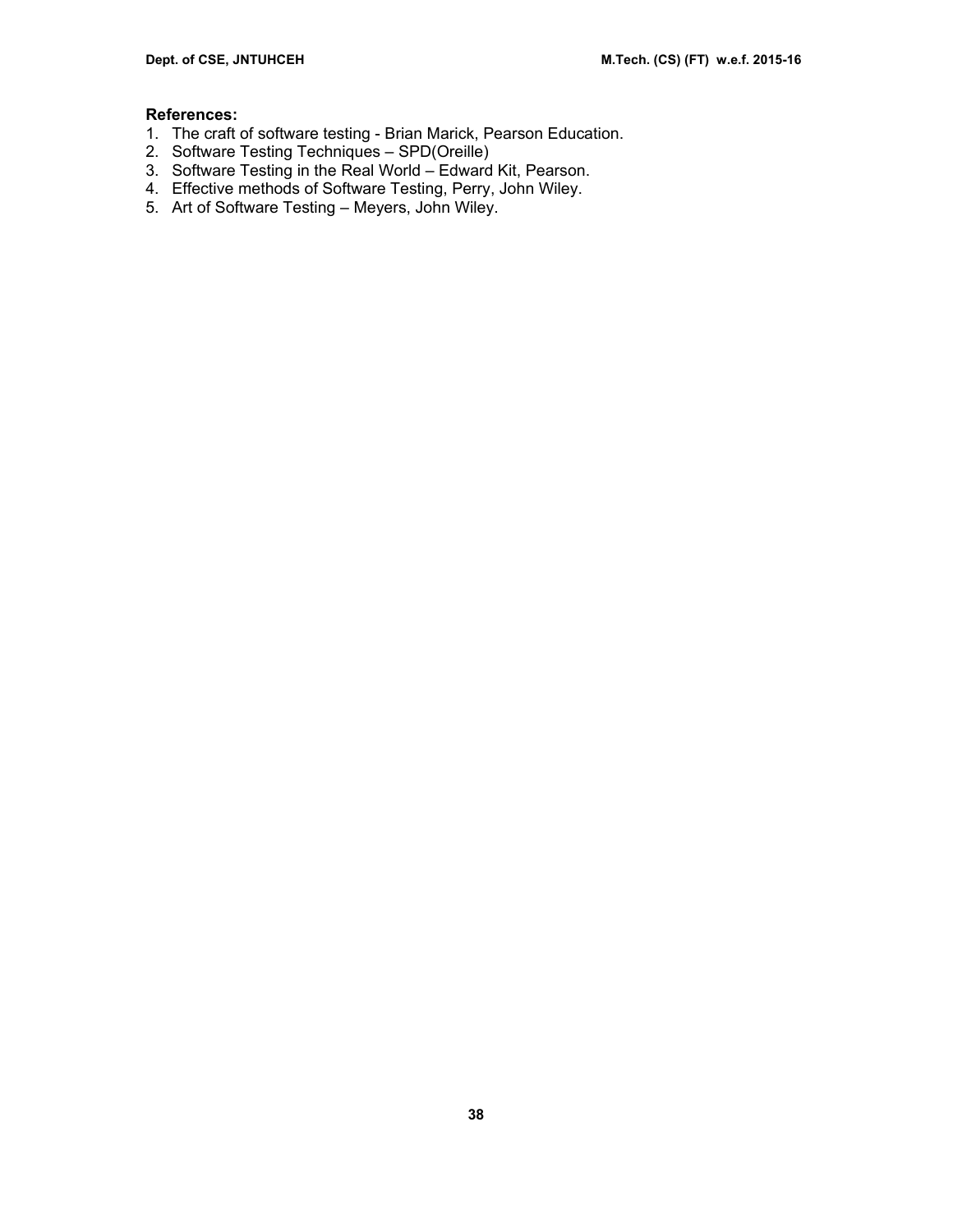**References:**

1. The craft of software testing - Brian Marick, Pearson Education.
2. Software Testing Techniques – SPD(Oreille)
3. Software Testing in the Real World – Edward Kit, Pearson.
4. Effective methods of Software Testing, Perry, John Wiley.
5. Art of Software Testing – Meyers, John Wiley.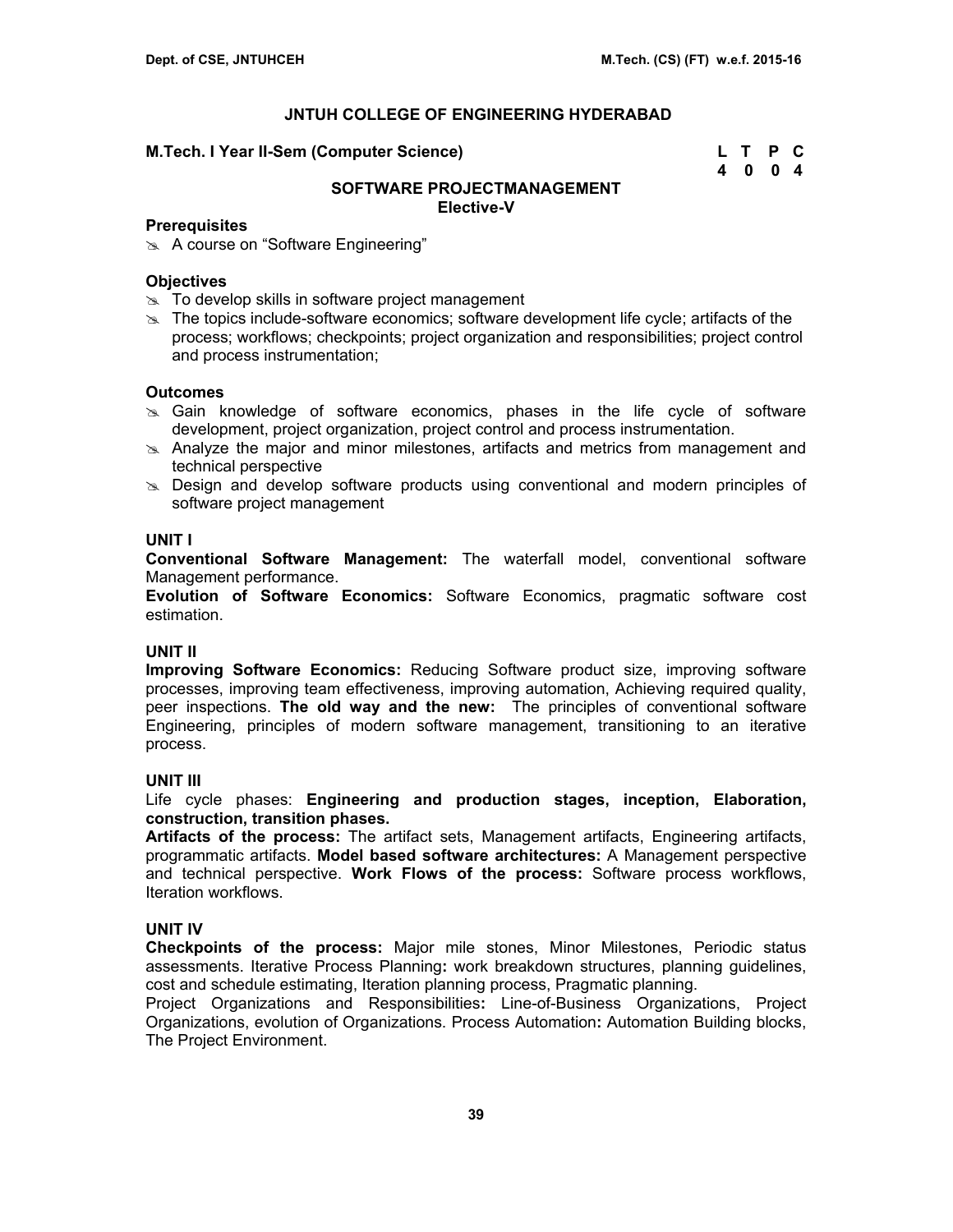## JNTUH COLLEGE OF ENGINEERING HYDERABAD

**M.Tech. I Year II-Sem (Computer Science)**

| L | T | P | C |
|---|---|---|---|
| 4 | 0 | 0 | 4 |

### SOFTWARE PROJECTMANAGEMENT
**Elective-V**

**Prerequisites**

- A course on "Software Engineering"

**Objectives**

- To develop skills in software project management
- The topics include-software economics; software development life cycle; artifacts of the process; workflows; checkpoints; project organization and responsibilities; project control and process instrumentation;

**Outcomes**

- Gain knowledge of software economics, phases in the life cycle of software development, project organization, project control and process instrumentation.
- Analyze the major and minor milestones, artifacts and metrics from management and technical perspective
- Design and develop software products using conventional and modern principles of software project management

**UNIT I**

**Conventional Software Management:** The waterfall model, conventional software Management performance.

**Evolution of Software Economics:** Software Economics, pragmatic software cost estimation.

**UNIT II**

**Improving Software Economics:** Reducing Software product size, improving software processes, improving team effectiveness, improving automation, Achieving required quality, peer inspections. **The old way and the new:** The principles of conventional software Engineering, principles of modern software management, transitioning to an iterative process.

**UNIT III**

Life cycle phases: **Engineering and production stages, inception, Elaboration, construction, transition phases.**

**Artifacts of the process:** The artifact sets, Management artifacts, Engineering artifacts, programmatic artifacts. **Model based software architectures:** A Management perspective and technical perspective. **Work Flows of the process:** Software process workflows, Iteration workflows.

**UNIT IV**

**Checkpoints of the process:** Major mile stones, Minor Milestones, Periodic status assessments. Iterative Process Planning**:** work breakdown structures, planning guidelines, cost and schedule estimating, Iteration planning process, Pragmatic planning.

Project Organizations and Responsibilities**:** Line-of-Business Organizations, Project Organizations, evolution of Organizations. Process Automation**:** Automation Building blocks, The Project Environment.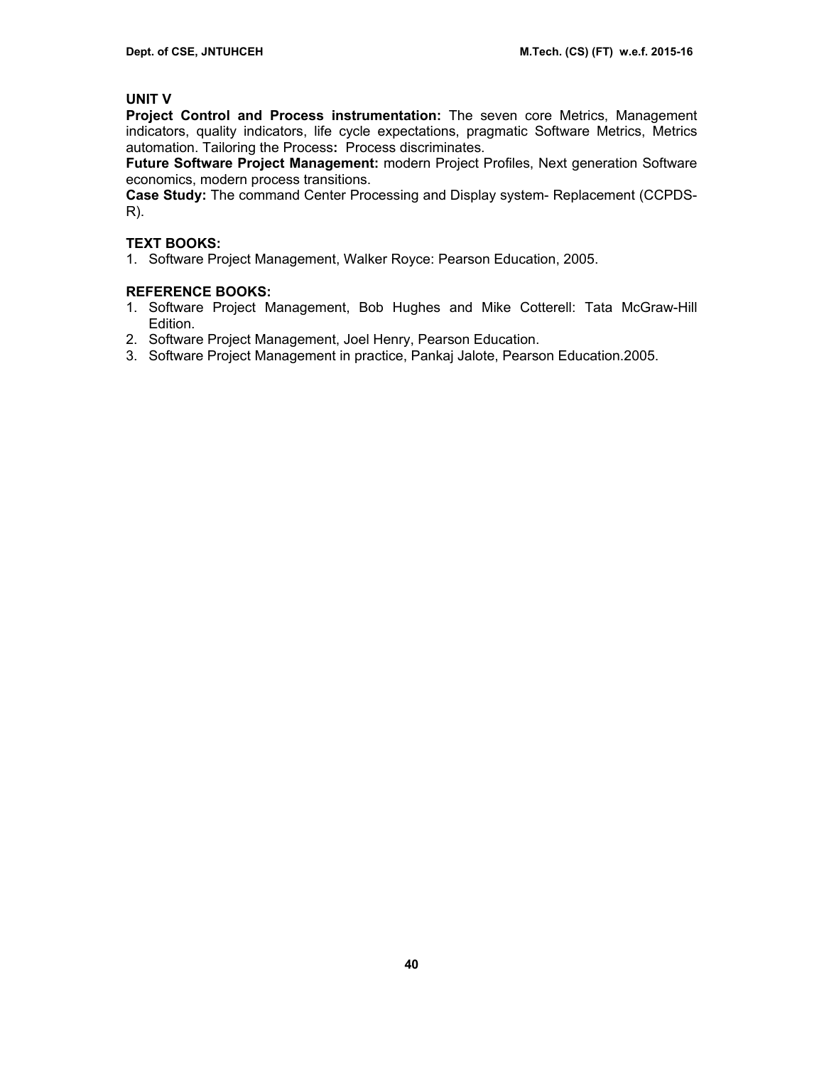### UNIT V

**Project Control and Process instrumentation:** The seven core Metrics, Management indicators, quality indicators, life cycle expectations, pragmatic Software Metrics, Metrics automation. Tailoring the Process**:** Process discriminates.

**Future Software Project Management:** modern Project Profiles, Next generation Software economics, modern process transitions.

**Case Study:** The command Center Processing and Display system- Replacement (CCPDS-R).

### TEXT BOOKS:

1. Software Project Management, Walker Royce: Pearson Education, 2005.

### REFERENCE BOOKS:

1. Software Project Management, Bob Hughes and Mike Cotterell: Tata McGraw-Hill Edition.
2. Software Project Management, Joel Henry, Pearson Education.
3. Software Project Management in practice, Pankaj Jalote, Pearson Education.2005.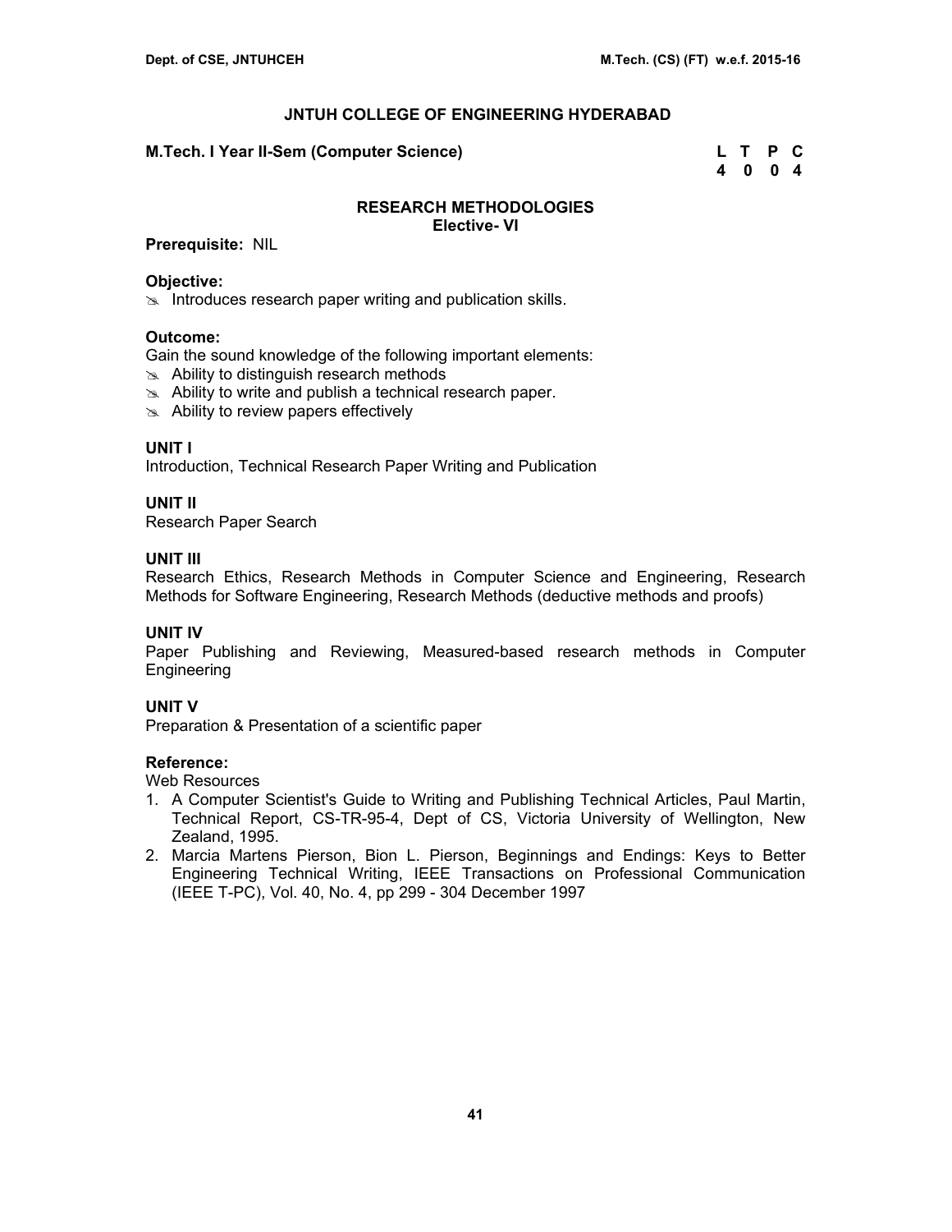# JNTUH COLLEGE OF ENGINEERING HYDERABAD

**M.Tech. I Year II-Sem (Computer Science)**

| L | T | P | C |
|---|---|---|---|
| 4 | 0 | 0 | 4 |

## RESEARCH METHODOLOGIES
**Elective- VI**

**Prerequisite:** NIL

**Objective:**
- Introduces research paper writing and publication skills.

**Outcome:**
Gain the sound knowledge of the following important elements:
- Ability to distinguish research methods
- Ability to write and publish a technical research paper.
- Ability to review papers effectively

**UNIT I**
Introduction, Technical Research Paper Writing and Publication

**UNIT II**
Research Paper Search

**UNIT III**
Research Ethics, Research Methods in Computer Science and Engineering, Research Methods for Software Engineering, Research Methods (deductive methods and proofs)

**UNIT IV**
Paper Publishing and Reviewing, Measured-based research methods in Computer Engineering

**UNIT V**
Preparation & Presentation of a scientific paper

**Reference:**
Web Resources
1. A Computer Scientist's Guide to Writing and Publishing Technical Articles, Paul Martin, Technical Report, CS-TR-95-4, Dept of CS, Victoria University of Wellington, New Zealand, 1995.
2. Marcia Martens Pierson, Bion L. Pierson, Beginnings and Endings: Keys to Better Engineering Technical Writing, IEEE Transactions on Professional Communication (IEEE T-PC), Vol. 40, No. 4, pp 299 - 304 December 1997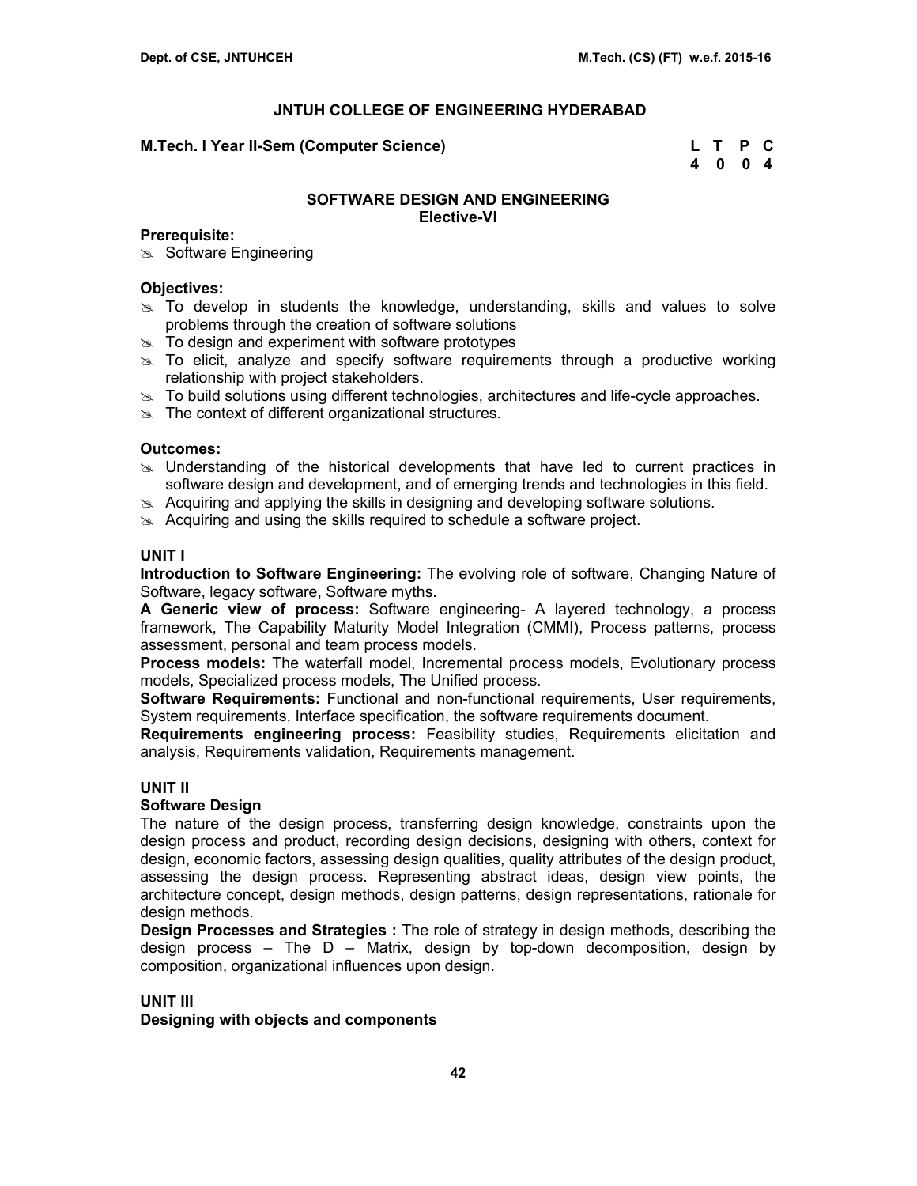**JNTUH COLLEGE OF ENGINEERING HYDERABAD**

**M.Tech. I Year II-Sem (Computer Science)**

| L | T | P | C |
|---|---|---|---|
| 4 | 0 | 0 | 4 |

## SOFTWARE DESIGN AND ENGINEERING
**Elective-VI**

**Prerequisite:**
- Software Engineering

**Objectives:**
- To develop in students the knowledge, understanding, skills and values to solve problems through the creation of software solutions
- To design and experiment with software prototypes
- To elicit, analyze and specify software requirements through a productive working relationship with project stakeholders.
- To build solutions using different technologies, architectures and life-cycle approaches.
- The context of different organizational structures.

**Outcomes:**
- Understanding of the historical developments that have led to current practices in software design and development, and of emerging trends and technologies in this field.
- Acquiring and applying the skills in designing and developing software solutions.
- Acquiring and using the skills required to schedule a software project.

### UNIT I
**Introduction to Software Engineering:** The evolving role of software, Changing Nature of Software, legacy software, Software myths.

**A Generic view of process:** Software engineering- A layered technology, a process framework, The Capability Maturity Model Integration (CMMI), Process patterns, process assessment, personal and team process models.

**Process models:** The waterfall model, Incremental process models, Evolutionary process models, Specialized process models, The Unified process.

**Software Requirements:** Functional and non-functional requirements, User requirements, System requirements, Interface specification, the software requirements document.

**Requirements engineering process:** Feasibility studies, Requirements elicitation and analysis, Requirements validation, Requirements management.

### UNIT II
**Software Design**

The nature of the design process, transferring design knowledge, constraints upon the design process and product, recording design decisions, designing with others, context for design, economic factors, assessing design qualities, quality attributes of the design product, assessing the design process. Representing abstract ideas, design view points, the architecture concept, design methods, design patterns, design representations, rationale for design methods.

**Design Processes and Strategies :** The role of strategy in design methods, describing the design process – The D – Matrix, design by top-down decomposition, design by composition, organizational influences upon design.

### UNIT III
**Designing with objects and components**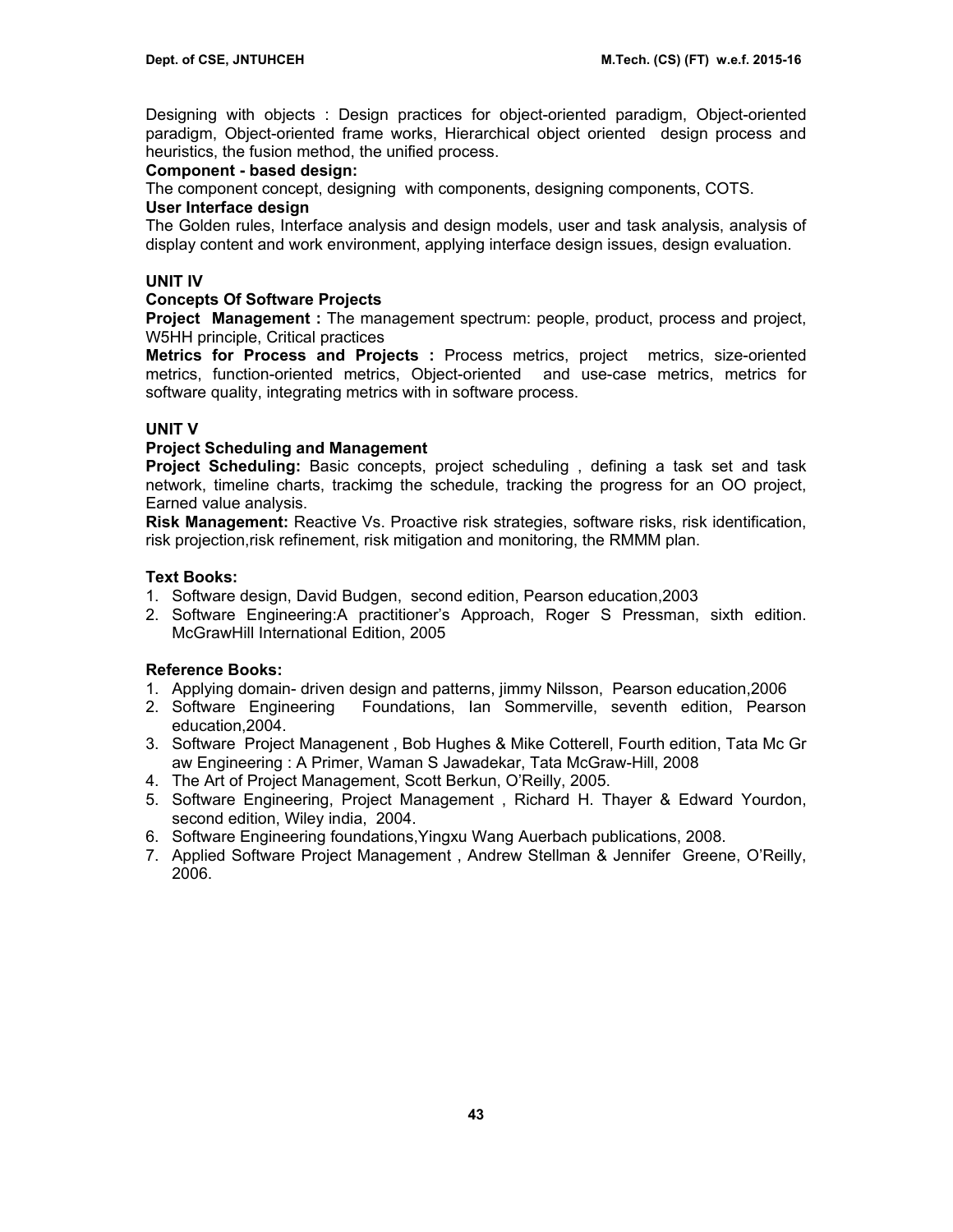Designing with objects : Design practices for object-oriented paradigm, Object-oriented paradigm, Object-oriented frame works, Hierarchical object oriented design process and heuristics, the fusion method, the unified process.

**Component - based design:**

The component concept, designing with components, designing components, COTS.

**User Interface design**

The Golden rules, Interface analysis and design models, user and task analysis, analysis of display content and work environment, applying interface design issues, design evaluation.

**UNIT IV**

**Concepts Of Software Projects**

**Project Management :** The management spectrum: people, product, process and project, W5HH principle, Critical practices

**Metrics for Process and Projects :** Process metrics, project metrics, size-oriented metrics, function-oriented metrics, Object-oriented and use-case metrics, metrics for software quality, integrating metrics with in software process.

**UNIT V**

**Project Scheduling and Management**

**Project Scheduling:** Basic concepts, project scheduling , defining a task set and task network, timeline charts, trackimg the schedule, tracking the progress for an OO project, Earned value analysis.

**Risk Management:** Reactive Vs. Proactive risk strategies, software risks, risk identification, risk projection,risk refinement, risk mitigation and monitoring, the RMMM plan.

**Text Books:**

1. Software design, David Budgen, second edition, Pearson education,2003
2. Software Engineering:A practitioner's Approach, Roger S Pressman, sixth edition. McGrawHill International Edition, 2005

**Reference Books:**

1. Applying domain- driven design and patterns, jimmy Nilsson, Pearson education,2006
2. Software Engineering Foundations, Ian Sommerville, seventh edition, Pearson education,2004.
3. Software Project Managenent , Bob Hughes & Mike Cotterell, Fourth edition, Tata Mc Gr aw Engineering : A Primer, Waman S Jawadekar, Tata McGraw-Hill, 2008
4. The Art of Project Management, Scott Berkun, O'Reilly, 2005.
5. Software Engineering, Project Management , Richard H. Thayer & Edward Yourdon, second edition, Wiley india, 2004.
6. Software Engineering foundations,Yingxu Wang Auerbach publications, 2008.
7. Applied Software Project Management , Andrew Stellman & Jennifer Greene, O'Reilly, 2006.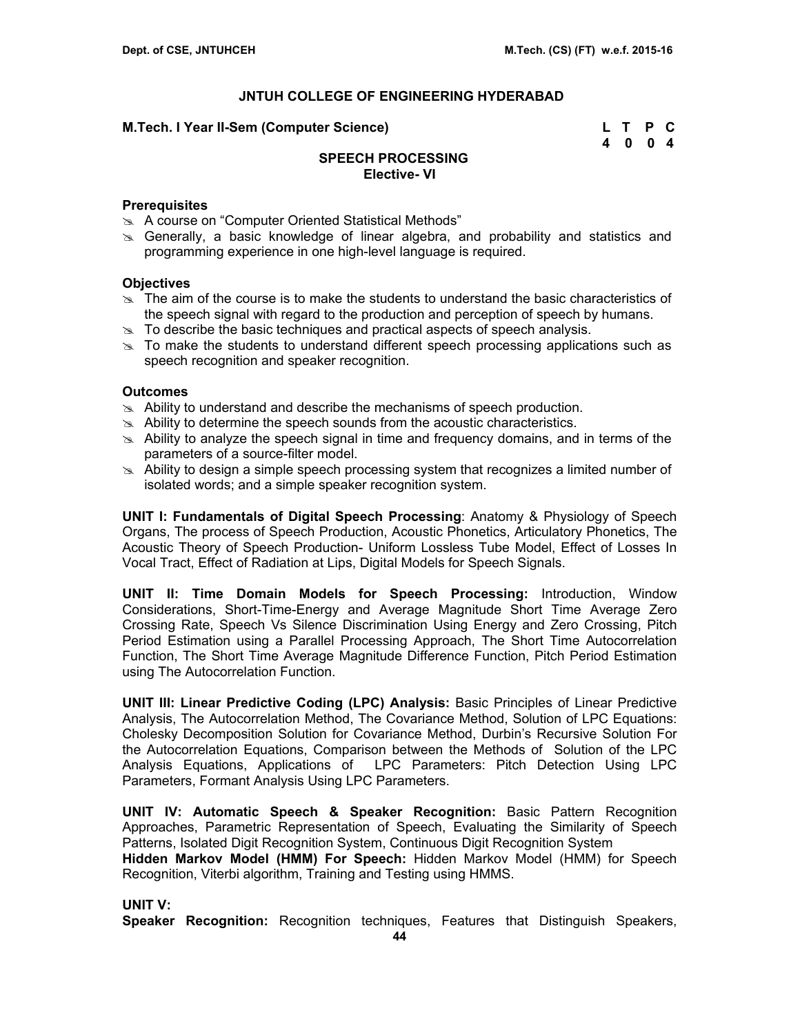## JNTUH COLLEGE OF ENGINEERING HYDERABAD

**M.Tech. I Year II-Sem (Computer Science)**

| L | T | P | C |
|---|---|---|---|
| 4 | 0 | 0 | 4 |

### SPEECH PROCESSING
### Elective- VI

**Prerequisites**

- A course on "Computer Oriented Statistical Methods"
- Generally, a basic knowledge of linear algebra, and probability and statistics and programming experience in one high-level language is required.

**Objectives**

- The aim of the course is to make the students to understand the basic characteristics of the speech signal with regard to the production and perception of speech by humans.
- To describe the basic techniques and practical aspects of speech analysis.
- To make the students to understand different speech processing applications such as speech recognition and speaker recognition.

**Outcomes**

- Ability to understand and describe the mechanisms of speech production.
- Ability to determine the speech sounds from the acoustic characteristics.
- Ability to analyze the speech signal in time and frequency domains, and in terms of the parameters of a source-filter model.
- Ability to design a simple speech processing system that recognizes a limited number of isolated words; and a simple speaker recognition system.

**UNIT I: Fundamentals of Digital Speech Processing**: Anatomy & Physiology of Speech Organs, The process of Speech Production, Acoustic Phonetics, Articulatory Phonetics, The Acoustic Theory of Speech Production- Uniform Lossless Tube Model, Effect of Losses In Vocal Tract, Effect of Radiation at Lips, Digital Models for Speech Signals.

**UNIT II: Time Domain Models for Speech Processing:** Introduction, Window Considerations, Short-Time-Energy and Average Magnitude Short Time Average Zero Crossing Rate, Speech Vs Silence Discrimination Using Energy and Zero Crossing, Pitch Period Estimation using a Parallel Processing Approach, The Short Time Autocorrelation Function, The Short Time Average Magnitude Difference Function, Pitch Period Estimation using The Autocorrelation Function.

**UNIT III: Linear Predictive Coding (LPC) Analysis:** Basic Principles of Linear Predictive Analysis, The Autocorrelation Method, The Covariance Method, Solution of LPC Equations: Cholesky Decomposition Solution for Covariance Method, Durbin's Recursive Solution For the Autocorrelation Equations, Comparison between the Methods of Solution of the LPC Analysis Equations, Applications of LPC Parameters: Pitch Detection Using LPC Parameters, Formant Analysis Using LPC Parameters.

**UNIT IV: Automatic Speech & Speaker Recognition:** Basic Pattern Recognition Approaches, Parametric Representation of Speech, Evaluating the Similarity of Speech Patterns, Isolated Digit Recognition System, Continuous Digit Recognition System
**Hidden Markov Model (HMM) For Speech:** Hidden Markov Model (HMM) for Speech Recognition, Viterbi algorithm, Training and Testing using HMMS.

**UNIT V:**
**Speaker Recognition:** Recognition techniques, Features that Distinguish Speakers,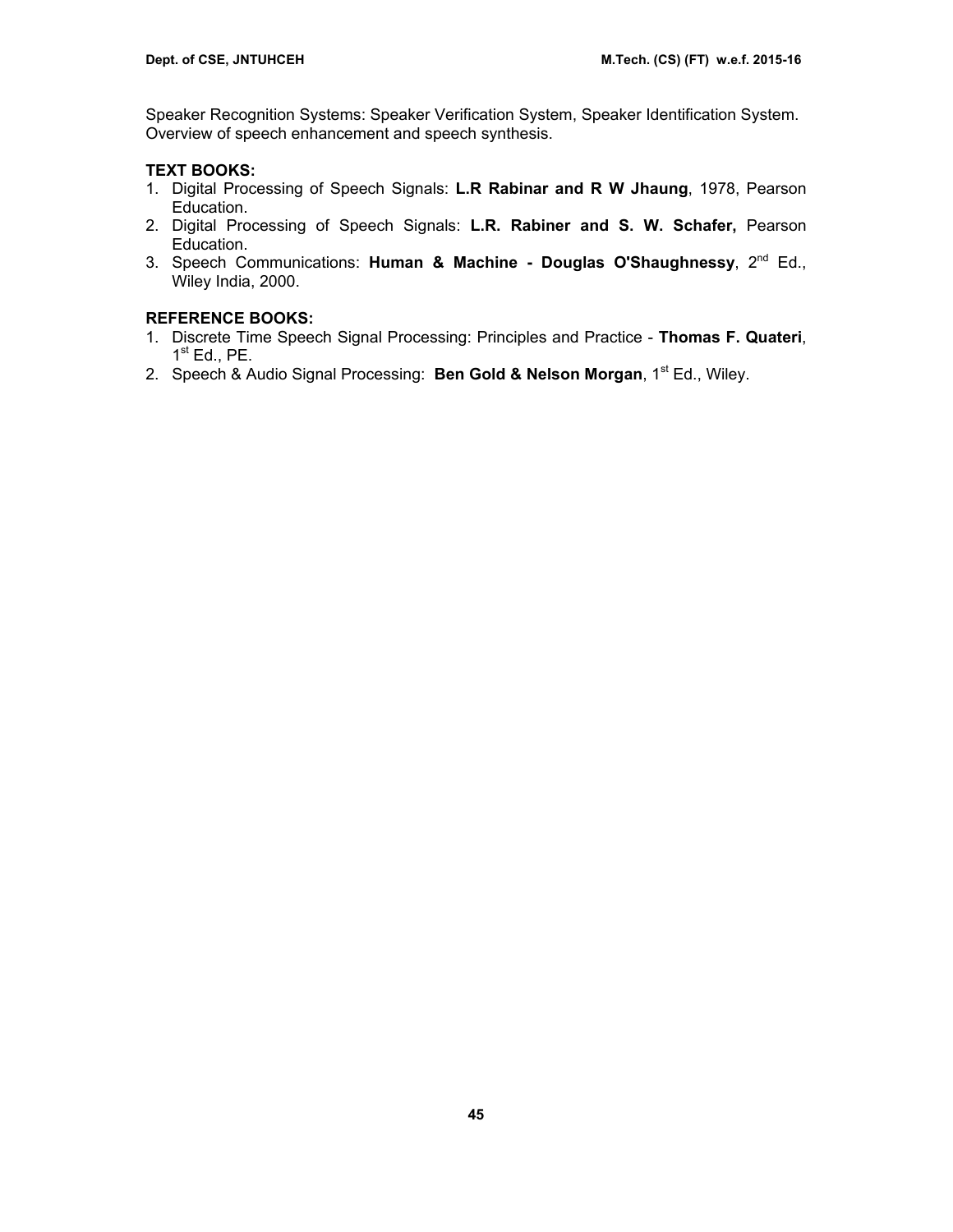Speaker Recognition Systems: Speaker Verification System, Speaker Identification System. Overview of speech enhancement and speech synthesis.

**TEXT BOOKS:**

1. Digital Processing of Speech Signals: **L.R Rabinar and R W Jhaung**, 1978, Pearson Education.
2. Digital Processing of Speech Signals: **L.R. Rabiner and S. W. Schafer,** Pearson Education.
3. Speech Communications: **Human & Machine - Douglas O'Shaughnessy**, 2nd Ed., Wiley India, 2000.

**REFERENCE BOOKS:**

1. Discrete Time Speech Signal Processing: Principles and Practice - **Thomas F. Quateri**, 1st Ed., PE.
2. Speech & Audio Signal Processing: **Ben Gold & Nelson Morgan**, 1st Ed., Wiley.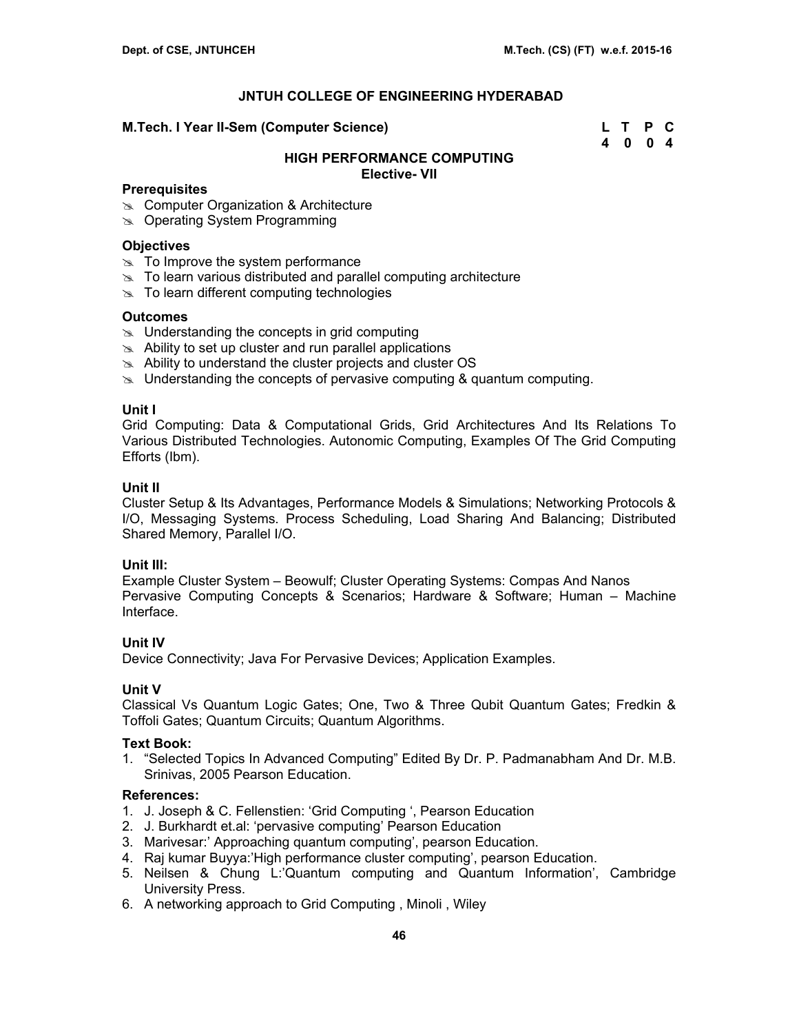# JNTUH COLLEGE OF ENGINEERING HYDERABAD

**M.Tech. I Year II-Sem (Computer Science)**

| L | T | P | C |
|---|---|---|---|
| 4 | 0 | 0 | 4 |

## HIGH PERFORMANCE COMPUTING
### Elective- VII

**Prerequisites**

- Computer Organization & Architecture
- Operating System Programming

**Objectives**

- To Improve the system performance
- To learn various distributed and parallel computing architecture
- To learn different computing technologies

**Outcomes**

- Understanding the concepts in grid computing
- Ability to set up cluster and run parallel applications
- Ability to understand the cluster projects and cluster OS
- Understanding the concepts of pervasive computing & quantum computing.

**Unit I**

Grid Computing: Data & Computational Grids, Grid Architectures And Its Relations To Various Distributed Technologies. Autonomic Computing, Examples Of The Grid Computing Efforts (Ibm).

**Unit II**

Cluster Setup & Its Advantages, Performance Models & Simulations; Networking Protocols & I/O, Messaging Systems. Process Scheduling, Load Sharing And Balancing; Distributed Shared Memory, Parallel I/O.

**Unit III:**

Example Cluster System – Beowulf; Cluster Operating Systems: Compas And Nanos
Pervasive Computing Concepts & Scenarios; Hardware & Software; Human – Machine Interface.

**Unit IV**

Device Connectivity; Java For Pervasive Devices; Application Examples.

**Unit V**

Classical Vs Quantum Logic Gates; One, Two & Three Qubit Quantum Gates; Fredkin & Toffoli Gates; Quantum Circuits; Quantum Algorithms.

**Text Book:**

1. "Selected Topics In Advanced Computing" Edited By Dr. P. Padmanabham And Dr. M.B. Srinivas, 2005 Pearson Education.

**References:**

1. J. Joseph & C. Fellenstien: 'Grid Computing ', Pearson Education
2. J. Burkhardt et.al: 'pervasive computing' Pearson Education
3. Marivesar:' Approaching quantum computing', pearson Education.
4. Raj kumar Buyya:'High performance cluster computing', pearson Education.
5. Neilsen & Chung L:'Quantum computing and Quantum Information', Cambridge University Press.
6. A networking approach to Grid Computing , Minoli , Wiley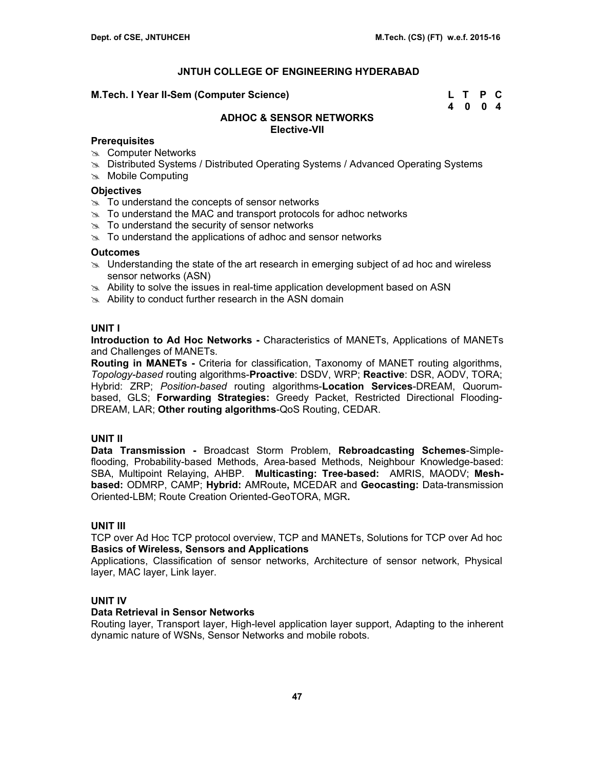# JNTUH COLLEGE OF ENGINEERING HYDERABAD

**M.Tech. I Year II-Sem (Computer Science)**

| L | T | P | C |
|---|---|---|---|
| 4 | 0 | 0 | 4 |

## ADHOC & SENSOR NETWORKS
**Elective-VII**

### Prerequisites
- Computer Networks
- Distributed Systems / Distributed Operating Systems / Advanced Operating Systems
- Mobile Computing

### Objectives
- To understand the concepts of sensor networks
- To understand the MAC and transport protocols for adhoc networks
- To understand the security of sensor networks
- To understand the applications of adhoc and sensor networks

### Outcomes
- Understanding the state of the art research in emerging subject of ad hoc and wireless sensor networks (ASN)
- Ability to solve the issues in real-time application development based on ASN
- Ability to conduct further research in the ASN domain

### UNIT I
**Introduction to Ad Hoc Networks -** Characteristics of MANETs, Applications of MANETs and Challenges of MANETs.

**Routing in MANETs -** Criteria for classification, Taxonomy of MANET routing algorithms, *Topology-based* routing algorithms-**Proactive**: DSDV, WRP; **Reactive**: DSR, AODV, TORA; Hybrid: ZRP; *Position-based* routing algorithms-**Location Services**-DREAM, Quorum-based, GLS; **Forwarding Strategies:** Greedy Packet, Restricted Directional Flooding-DREAM, LAR; **Other routing algorithms**-QoS Routing, CEDAR.

### UNIT II
**Data Transmission -** Broadcast Storm Problem, **Rebroadcasting Schemes**-Simple-flooding, Probability-based Methods, Area-based Methods, Neighbour Knowledge-based: SBA, Multipoint Relaying, AHBP. **Multicasting: Tree-based:** AMRIS, MAODV; **Mesh-based:** ODMRP, CAMP; **Hybrid:** AMRoute**,** MCEDAR and **Geocasting:** Data-transmission Oriented-LBM; Route Creation Oriented-GeoTORA, MGR**.**

### UNIT III
TCP over Ad Hoc TCP protocol overview, TCP and MANETs, Solutions for TCP over Ad hoc

**Basics of Wireless, Sensors and Applications**

Applications, Classification of sensor networks, Architecture of sensor network, Physical layer, MAC layer, Link layer.

### UNIT IV
**Data Retrieval in Sensor Networks**

Routing layer, Transport layer, High-level application layer support, Adapting to the inherent dynamic nature of WSNs, Sensor Networks and mobile robots.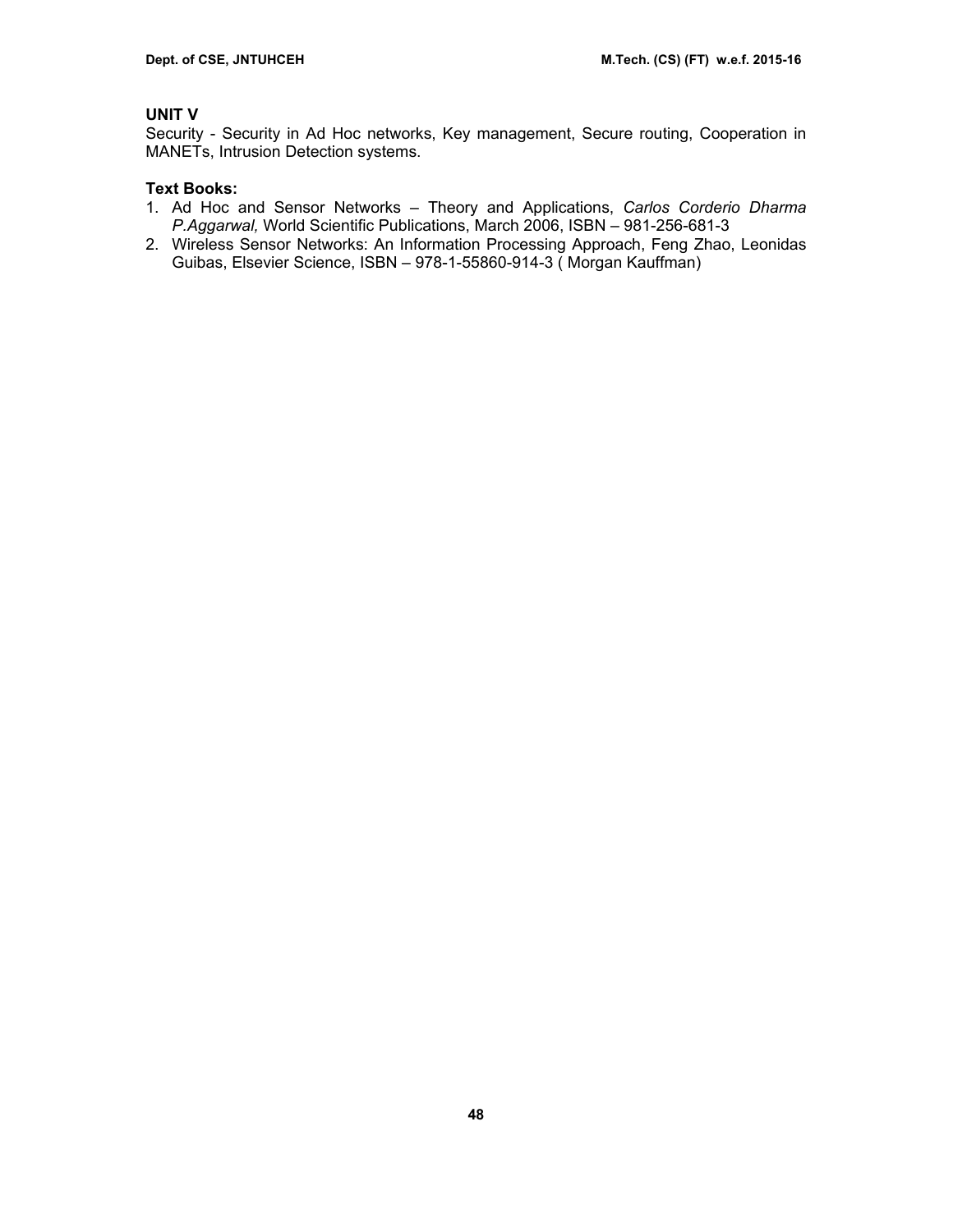**UNIT V**

Security - Security in Ad Hoc networks, Key management, Secure routing, Cooperation in MANETs, Intrusion Detection systems.

**Text Books:**

1. Ad Hoc and Sensor Networks – Theory and Applications, *Carlos Corderio Dharma P.Aggarwal,* World Scientific Publications, March 2006, ISBN – 981-256-681-3
2. Wireless Sensor Networks: An Information Processing Approach, Feng Zhao, Leonidas Guibas, Elsevier Science, ISBN – 978-1-55860-914-3 ( Morgan Kauffman)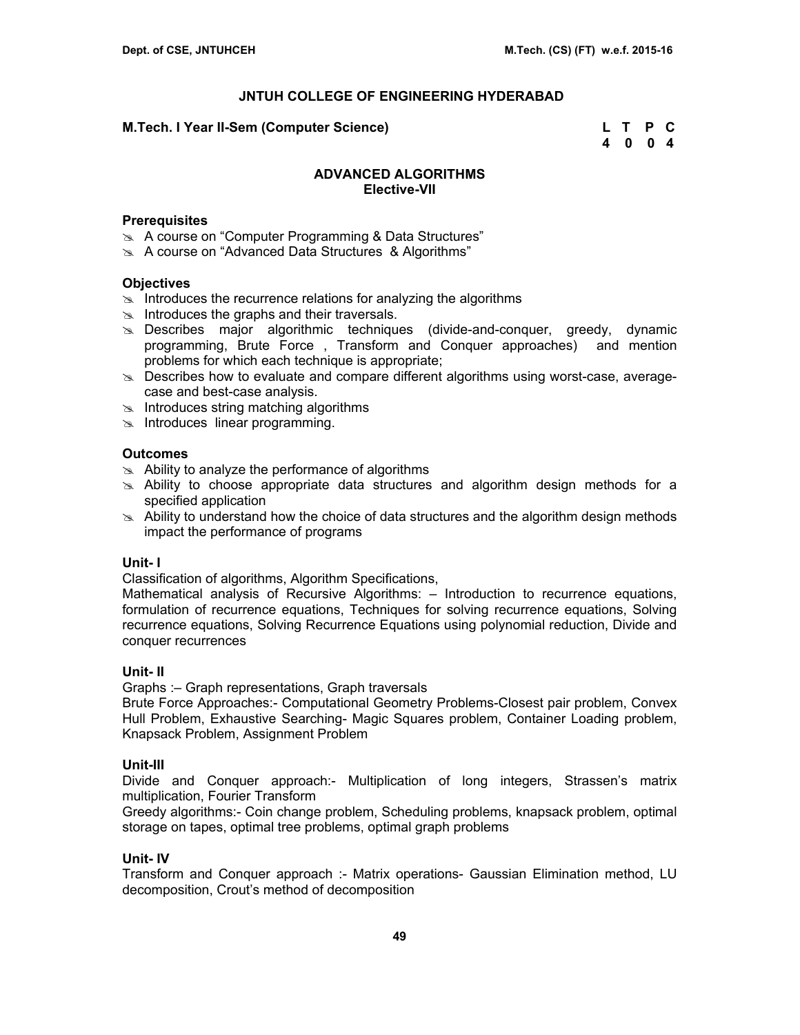# JNTUH COLLEGE OF ENGINEERING HYDERABAD

**M.Tech. I Year II-Sem (Computer Science)**

| L | T | P | C |
|---|---|---|---|
| 4 | 0 | 0 | 4 |

## ADVANCED ALGORITHMS
### Elective-VII

**Prerequisites**

- A course on "Computer Programming & Data Structures"
- A course on "Advanced Data Structures & Algorithms"

**Objectives**

- Introduces the recurrence relations for analyzing the algorithms
- Introduces the graphs and their traversals.
- Describes major algorithmic techniques (divide-and-conquer, greedy, dynamic programming, Brute Force , Transform and Conquer approaches) and mention problems for which each technique is appropriate;
- Describes how to evaluate and compare different algorithms using worst-case, average-case and best-case analysis.
- Introduces string matching algorithms
- Introduces linear programming.

**Outcomes**

- Ability to analyze the performance of algorithms
- Ability to choose appropriate data structures and algorithm design methods for a specified application
- Ability to understand how the choice of data structures and the algorithm design methods impact the performance of programs

**Unit- I**

Classification of algorithms, Algorithm Specifications,
Mathematical analysis of Recursive Algorithms: – Introduction to recurrence equations, formulation of recurrence equations, Techniques for solving recurrence equations, Solving recurrence equations, Solving Recurrence Equations using polynomial reduction, Divide and conquer recurrences

**Unit- II**

Graphs :– Graph representations, Graph traversals
Brute Force Approaches:- Computational Geometry Problems-Closest pair problem, Convex Hull Problem, Exhaustive Searching- Magic Squares problem, Container Loading problem, Knapsack Problem, Assignment Problem

**Unit-III**

Divide and Conquer approach:- Multiplication of long integers, Strassen's matrix multiplication, Fourier Transform
Greedy algorithms:- Coin change problem, Scheduling problems, knapsack problem, optimal storage on tapes, optimal tree problems, optimal graph problems

**Unit- IV**

Transform and Conquer approach :- Matrix operations- Gaussian Elimination method, LU decomposition, Crout's method of decomposition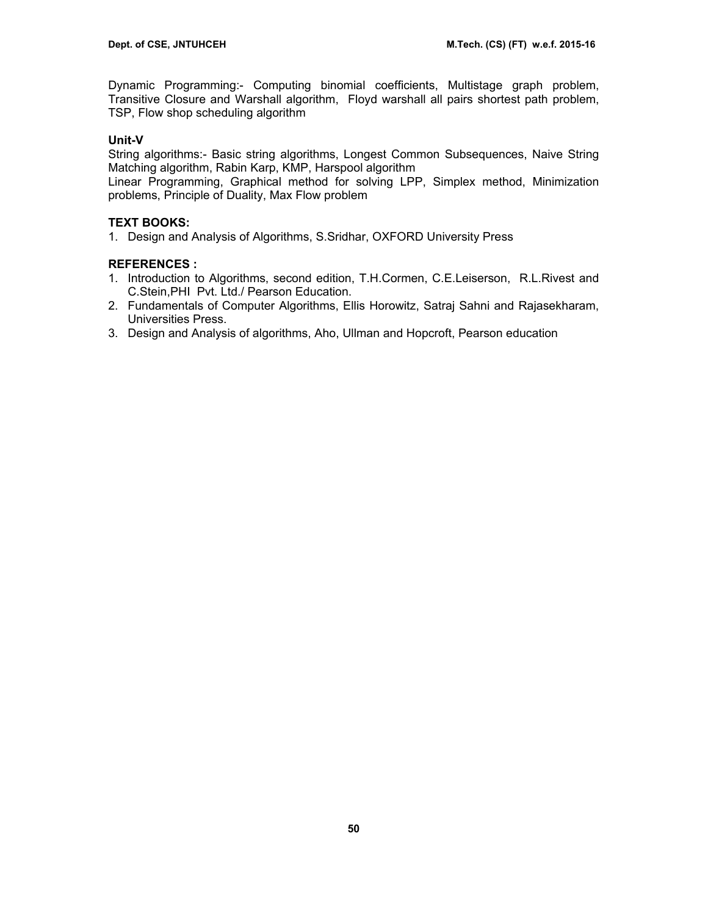Dynamic Programming:- Computing binomial coefficients, Multistage graph problem, Transitive Closure and Warshall algorithm, Floyd warshall all pairs shortest path problem, TSP, Flow shop scheduling algorithm

**Unit-V**

String algorithms:- Basic string algorithms, Longest Common Subsequences, Naive String Matching algorithm, Rabin Karp, KMP, Harspool algorithm

Linear Programming, Graphical method for solving LPP, Simplex method, Minimization problems, Principle of Duality, Max Flow problem

**TEXT BOOKS:**

1. Design and Analysis of Algorithms, S.Sridhar, OXFORD University Press

**REFERENCES :**

1. Introduction to Algorithms, second edition, T.H.Cormen, C.E.Leiserson, R.L.Rivest and C.Stein,PHI Pvt. Ltd./ Pearson Education.
2. Fundamentals of Computer Algorithms, Ellis Horowitz, Satraj Sahni and Rajasekharam, Universities Press.
3. Design and Analysis of algorithms, Aho, Ullman and Hopcroft, Pearson education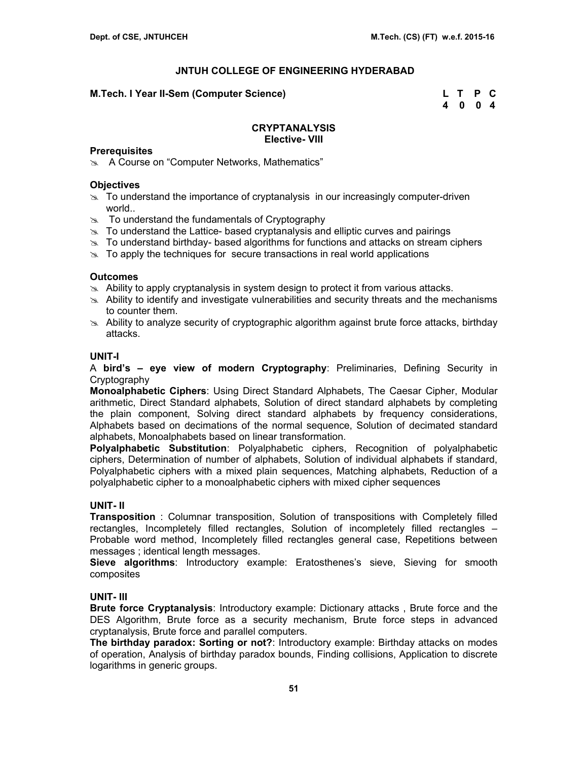## JNTUH COLLEGE OF ENGINEERING HYDERABAD

**M.Tech. I Year II-Sem (Computer Science)**

| L | T | P | C |
|---|---|---|---|
| 4 | 0 | 0 | 4 |

### CRYPTANALYSIS
### Elective- VIII

**Prerequisites**

- A Course on "Computer Networks, Mathematics"

**Objectives**

- To understand the importance of cryptanalysis in our increasingly computer-driven world..
- To understand the fundamentals of Cryptography
- To understand the Lattice- based cryptanalysis and elliptic curves and pairings
- To understand birthday- based algorithms for functions and attacks on stream ciphers
- To apply the techniques for secure transactions in real world applications

**Outcomes**

- Ability to apply cryptanalysis in system design to protect it from various attacks.
- Ability to identify and investigate vulnerabilities and security threats and the mechanisms to counter them.
- Ability to analyze security of cryptographic algorithm against brute force attacks, birthday attacks.

**UNIT-I**

A **bird's – eye view of modern Cryptography**: Preliminaries, Defining Security in Cryptography

**Monoalphabetic Ciphers**: Using Direct Standard Alphabets, The Caesar Cipher, Modular arithmetic, Direct Standard alphabets, Solution of direct standard alphabets by completing the plain component, Solving direct standard alphabets by frequency considerations, Alphabets based on decimations of the normal sequence, Solution of decimated standard alphabets, Monoalphabets based on linear transformation.

**Polyalphabetic Substitution**: Polyalphabetic ciphers, Recognition of polyalphabetic ciphers, Determination of number of alphabets, Solution of individual alphabets if standard, Polyalphabetic ciphers with a mixed plain sequences, Matching alphabets, Reduction of a polyalphabetic cipher to a monoalphabetic ciphers with mixed cipher sequences

**UNIT- II**

**Transposition** : Columnar transposition, Solution of transpositions with Completely filled rectangles, Incompletely filled rectangles, Solution of incompletely filled rectangles – Probable word method, Incompletely filled rectangles general case, Repetitions between messages ; identical length messages.

**Sieve algorithms**: Introductory example: Eratosthenes's sieve, Sieving for smooth composites

**UNIT- III**

**Brute force Cryptanalysis**: Introductory example: Dictionary attacks , Brute force and the DES Algorithm, Brute force as a security mechanism, Brute force steps in advanced cryptanalysis, Brute force and parallel computers.

**The birthday paradox: Sorting or not?**: Introductory example: Birthday attacks on modes of operation, Analysis of birthday paradox bounds, Finding collisions, Application to discrete logarithms in generic groups.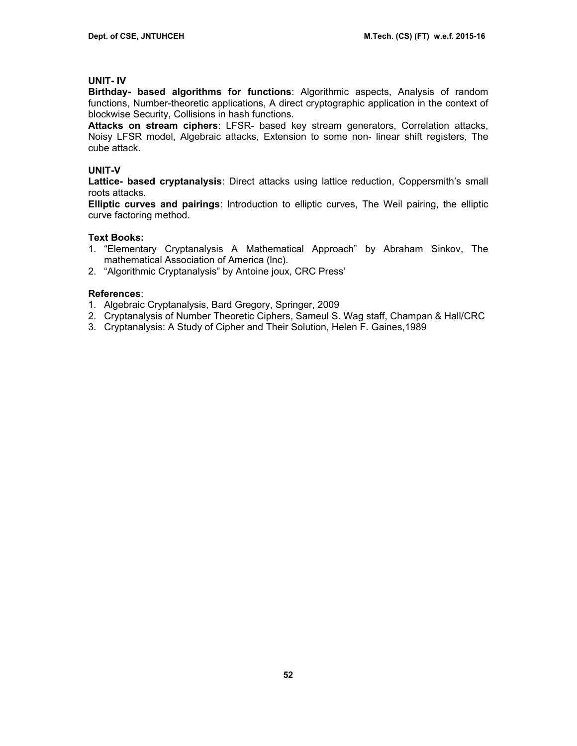### UNIT- IV

**Birthday- based algorithms for functions**: Algorithmic aspects, Analysis of random functions, Number-theoretic applications, A direct cryptographic application in the context of blockwise Security, Collisions in hash functions.

**Attacks on stream ciphers**: LFSR- based key stream generators, Correlation attacks, Noisy LFSR model, Algebraic attacks, Extension to some non- linear shift registers, The cube attack.

### UNIT-V

**Lattice- based cryptanalysis**: Direct attacks using lattice reduction, Coppersmith's small roots attacks.

**Elliptic curves and pairings**: Introduction to elliptic curves, The Weil pairing, the elliptic curve factoring method.

**Text Books:**

1. "Elementary Cryptanalysis A Mathematical Approach" by Abraham Sinkov, The mathematical Association of America (lnc).
2. "Algorithmic Cryptanalysis" by Antoine joux, CRC Press'

**References**:

1. Algebraic Cryptanalysis, Bard Gregory, Springer, 2009
2. Cryptanalysis of Number Theoretic Ciphers, Sameul S. Wag staff, Champan & Hall/CRC
3. Cryptanalysis: A Study of Cipher and Their Solution, Helen F. Gaines,1989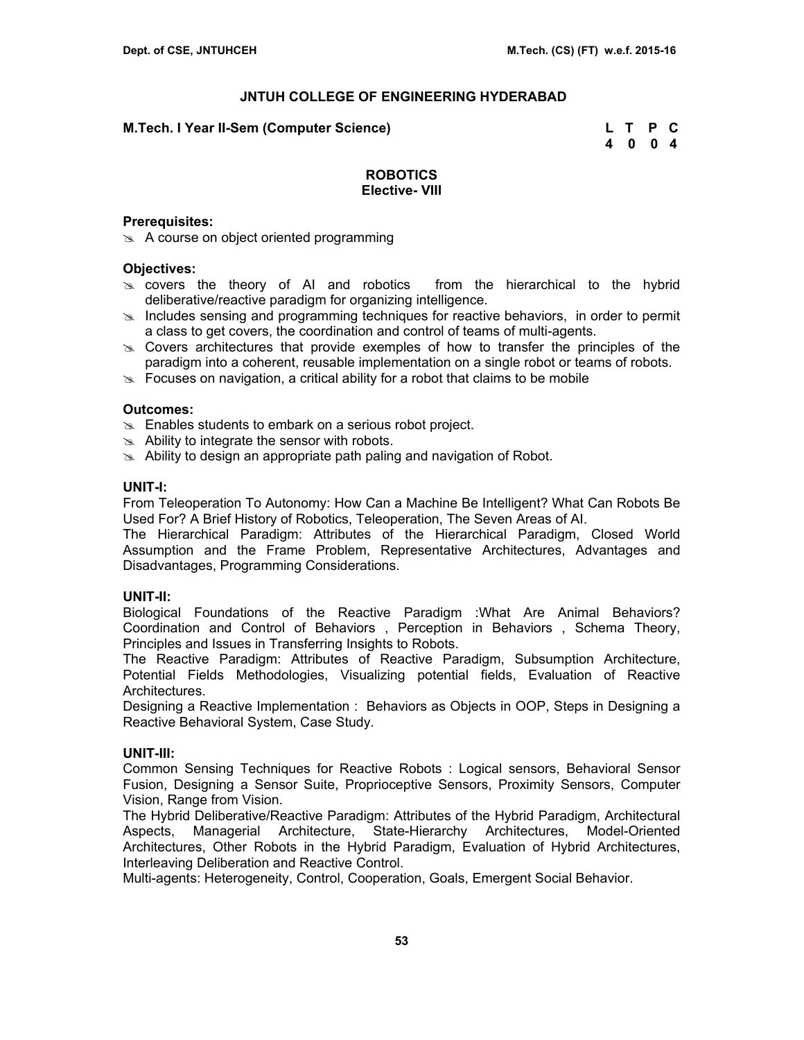## JNTUH COLLEGE OF ENGINEERING HYDERABAD

**M.Tech. I Year II-Sem (Computer Science)**

| L | T | P | C |
|---|---|---|---|
| 4 | 0 | 0 | 4 |

### ROBOTICS
### Elective- VIII

**Prerequisites:**

- A course on object oriented programming

**Objectives:**

- covers the theory of AI and robotics from the hierarchical to the hybrid deliberative/reactive paradigm for organizing intelligence.
- Includes sensing and programming techniques for reactive behaviors, in order to permit a class to get covers, the coordination and control of teams of multi-agents.
- Covers architectures that provide exemples of how to transfer the principles of the paradigm into a coherent, reusable implementation on a single robot or teams of robots.
- Focuses on navigation, a critical ability for a robot that claims to be mobile

**Outcomes:**

- Enables students to embark on a serious robot project.
- Ability to integrate the sensor with robots.
- Ability to design an appropriate path paling and navigation of Robot.

**UNIT-I:**

From Teleoperation To Autonomy: How Can a Machine Be Intelligent? What Can Robots Be Used For? A Brief History of Robotics, Teleoperation, The Seven Areas of AI.

The Hierarchical Paradigm: Attributes of the Hierarchical Paradigm, Closed World Assumption and the Frame Problem, Representative Architectures, Advantages and Disadvantages, Programming Considerations.

**UNIT-II:**

Biological Foundations of the Reactive Paradigm :What Are Animal Behaviors? Coordination and Control of Behaviors , Perception in Behaviors , Schema Theory, Principles and Issues in Transferring Insights to Robots.

The Reactive Paradigm: Attributes of Reactive Paradigm, Subsumption Architecture, Potential Fields Methodologies, Visualizing potential fields, Evaluation of Reactive Architectures.

Designing a Reactive Implementation : Behaviors as Objects in OOP, Steps in Designing a Reactive Behavioral System, Case Study.

**UNIT-III:**

Common Sensing Techniques for Reactive Robots : Logical sensors, Behavioral Sensor Fusion, Designing a Sensor Suite, Proprioceptive Sensors, Proximity Sensors, Computer Vision, Range from Vision.

The Hybrid Deliberative/Reactive Paradigm: Attributes of the Hybrid Paradigm, Architectural Aspects, Managerial Architecture, State-Hierarchy Architectures, Model-Oriented Architectures, Other Robots in the Hybrid Paradigm, Evaluation of Hybrid Architectures, Interleaving Deliberation and Reactive Control.

Multi-agents: Heterogeneity, Control, Cooperation, Goals, Emergent Social Behavior.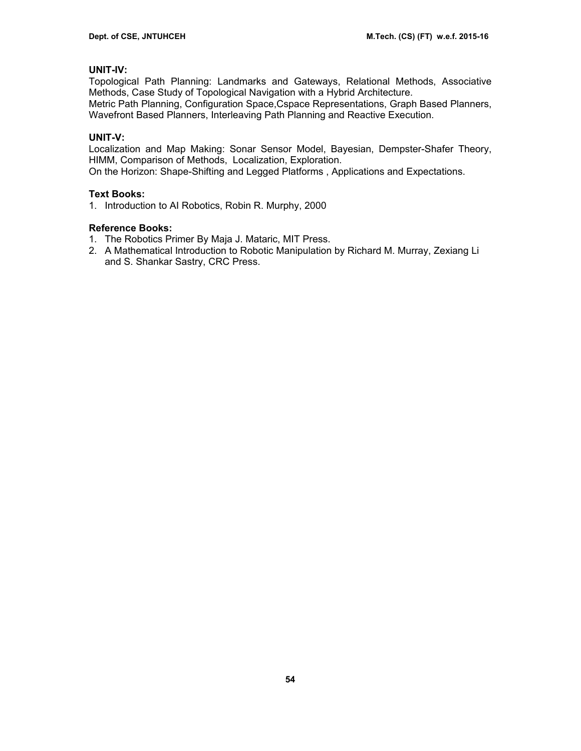**UNIT-IV:**

Topological Path Planning: Landmarks and Gateways, Relational Methods, Associative Methods, Case Study of Topological Navigation with a Hybrid Architecture.
Metric Path Planning, Configuration Space,Cspace Representations, Graph Based Planners, Wavefront Based Planners, Interleaving Path Planning and Reactive Execution.

**UNIT-V:**

Localization and Map Making: Sonar Sensor Model, Bayesian, Dempster-Shafer Theory, HIMM, Comparison of Methods, Localization, Exploration.
On the Horizon: Shape-Shifting and Legged Platforms , Applications and Expectations.

**Text Books:**

1. Introduction to AI Robotics, Robin R. Murphy, 2000

**Reference Books:**

1. The Robotics Primer By Maja J. Mataric, MIT Press.
2. A Mathematical Introduction to Robotic Manipulation by Richard M. Murray, Zexiang Li and S. Shankar Sastry, CRC Press.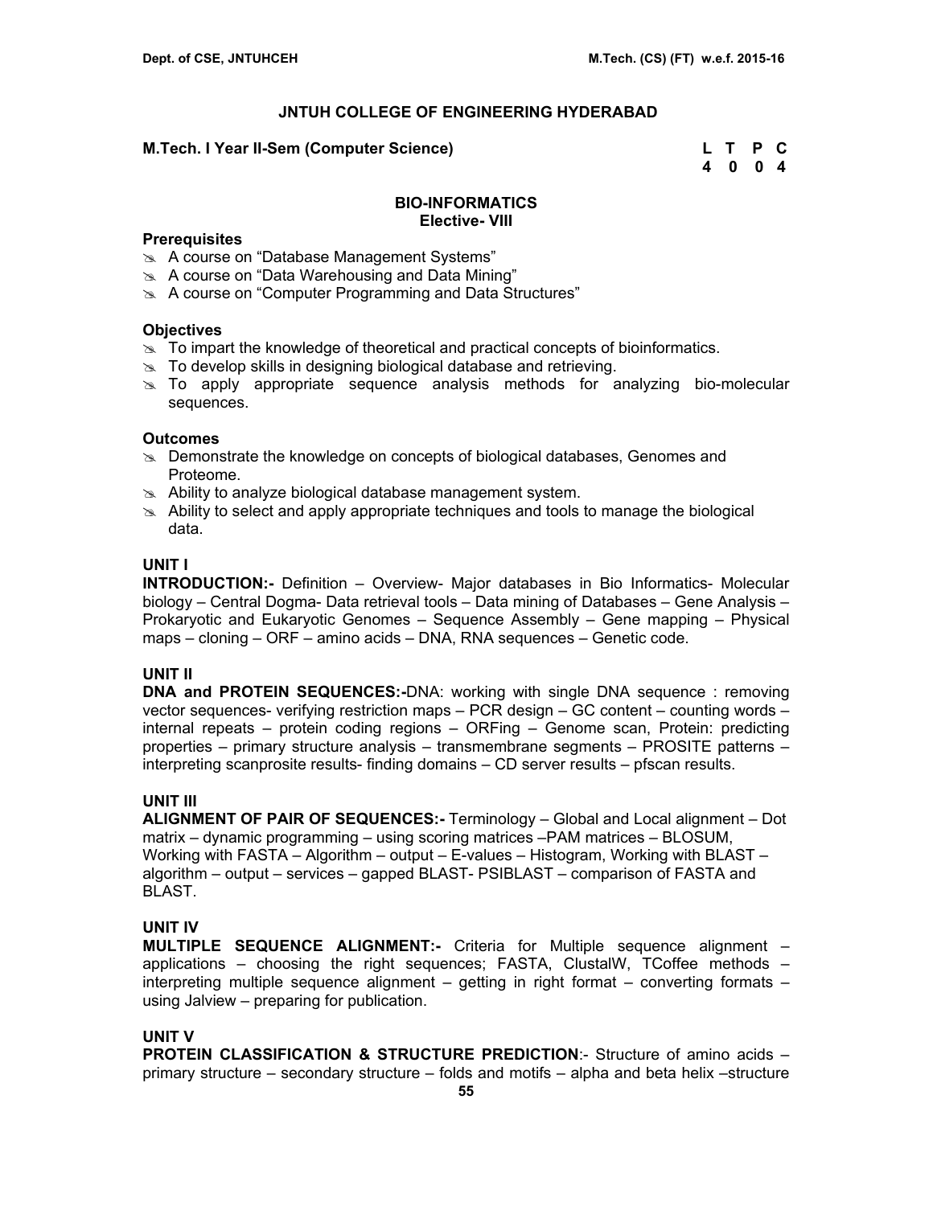# JNTUH COLLEGE OF ENGINEERING HYDERABAD

**M.Tech. I Year II-Sem (Computer Science)**

| L | T | P | C |
|---|---|---|---|
| 4 | 0 | 0 | 4 |

## BIO-INFORMATICS
### Elective- VIII

**Prerequisites**

- A course on "Database Management Systems"
- A course on "Data Warehousing and Data Mining"
- A course on "Computer Programming and Data Structures"

**Objectives**

- To impart the knowledge of theoretical and practical concepts of bioinformatics.
- To develop skills in designing biological database and retrieving.
- To apply appropriate sequence analysis methods for analyzing bio-molecular sequences.

**Outcomes**

- Demonstrate the knowledge on concepts of biological databases, Genomes and Proteome.
- Ability to analyze biological database management system.
- Ability to select and apply appropriate techniques and tools to manage the biological data.

**UNIT I**

**INTRODUCTION:-** Definition – Overview- Major databases in Bio Informatics- Molecular biology – Central Dogma- Data retrieval tools – Data mining of Databases – Gene Analysis – Prokaryotic and Eukaryotic Genomes – Sequence Assembly – Gene mapping – Physical maps – cloning – ORF – amino acids – DNA, RNA sequences – Genetic code.

**UNIT II**

**DNA and PROTEIN SEQUENCES:-**DNA: working with single DNA sequence : removing vector sequences- verifying restriction maps – PCR design – GC content – counting words – internal repeats – protein coding regions – ORFing – Genome scan, Protein: predicting properties – primary structure analysis – transmembrane segments – PROSITE patterns – interpreting scanprosite results- finding domains – CD server results – pfscan results.

**UNIT III**

**ALIGNMENT OF PAIR OF SEQUENCES:-** Terminology – Global and Local alignment – Dot matrix – dynamic programming – using scoring matrices –PAM matrices – BLOSUM, Working with FASTA – Algorithm – output – E-values – Histogram, Working with BLAST – algorithm – output – services – gapped BLAST- PSIBLAST – comparison of FASTA and BLAST.

**UNIT IV**

**MULTIPLE SEQUENCE ALIGNMENT:-** Criteria for Multiple sequence alignment – applications – choosing the right sequences; FASTA, ClustalW, TCoffee methods – interpreting multiple sequence alignment – getting in right format – converting formats – using Jalview – preparing for publication.

**UNIT V**

**PROTEIN CLASSIFICATION & STRUCTURE PREDICTION**:- Structure of amino acids – primary structure – secondary structure – folds and motifs – alpha and beta helix –structure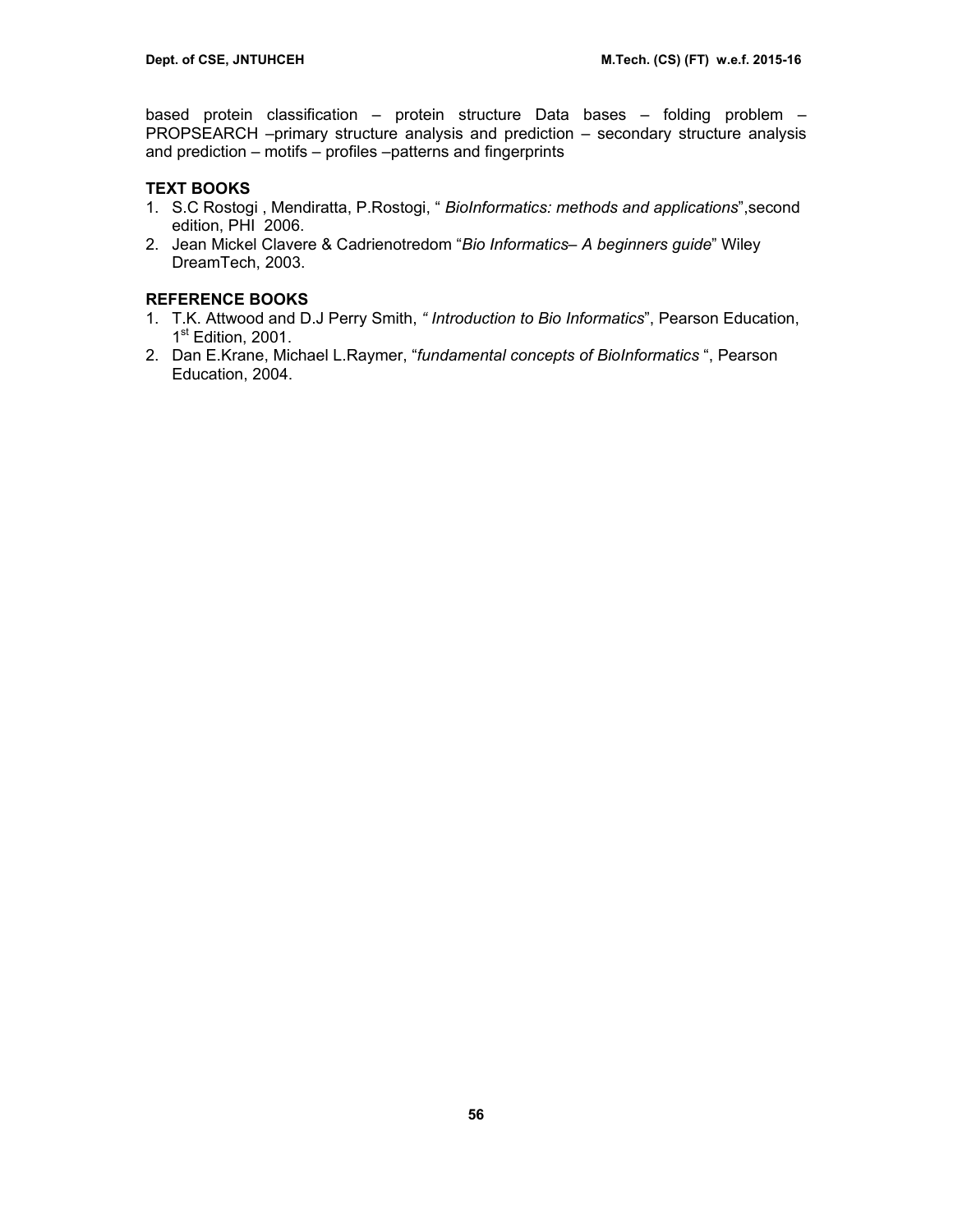based protein classification – protein structure Data bases – folding problem – PROPSEARCH –primary structure analysis and prediction – secondary structure analysis and prediction – motifs – profiles –patterns and fingerprints

**TEXT BOOKS**

1. S.C Rostogi , Mendiratta, P.Rostogi, " *BioInformatics: methods and applications*",second edition, PHI 2006.
2. Jean Mickel Clavere & Cadrienotredom "*Bio Informatics– A beginners guide*" Wiley DreamTech, 2003.

**REFERENCE BOOKS**

1. T.K. Attwood and D.J Perry Smith, *" Introduction to Bio Informatics*", Pearson Education, 1st Edition, 2001.
2. Dan E.Krane, Michael L.Raymer, "*fundamental concepts of BioInformatics* ", Pearson Education, 2004.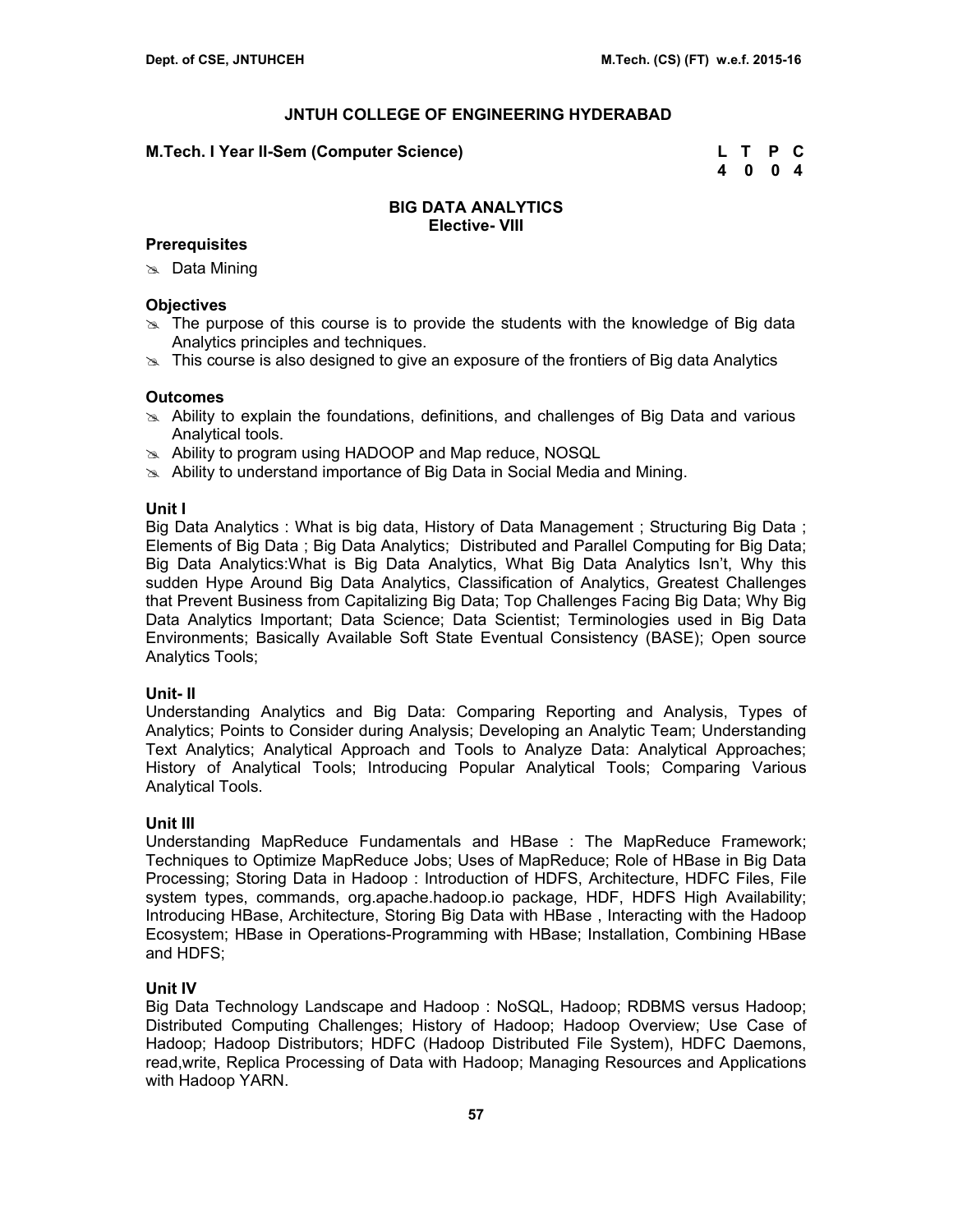**JNTUH COLLEGE OF ENGINEERING HYDERABAD**

**M.Tech. I Year II-Sem (Computer Science)**

| L | T | P | C |
|---|---|---|---|
| 4 | 0 | 0 | 4 |

## BIG DATA ANALYTICS
### Elective- VIII

**Prerequisites**

- Data Mining

**Objectives**

- The purpose of this course is to provide the students with the knowledge of Big data Analytics principles and techniques.
- This course is also designed to give an exposure of the frontiers of Big data Analytics

**Outcomes**

- Ability to explain the foundations, definitions, and challenges of Big Data and various Analytical tools.
- Ability to program using HADOOP and Map reduce, NOSQL
- Ability to understand importance of Big Data in Social Media and Mining.

**Unit I**

Big Data Analytics : What is big data, History of Data Management ; Structuring Big Data ; Elements of Big Data ; Big Data Analytics; Distributed and Parallel Computing for Big Data; Big Data Analytics:What is Big Data Analytics, What Big Data Analytics Isn't, Why this sudden Hype Around Big Data Analytics, Classification of Analytics, Greatest Challenges that Prevent Business from Capitalizing Big Data; Top Challenges Facing Big Data; Why Big Data Analytics Important; Data Science; Data Scientist; Terminologies used in Big Data Environments; Basically Available Soft State Eventual Consistency (BASE); Open source Analytics Tools;

**Unit- II**

Understanding Analytics and Big Data: Comparing Reporting and Analysis, Types of Analytics; Points to Consider during Analysis; Developing an Analytic Team; Understanding Text Analytics; Analytical Approach and Tools to Analyze Data: Analytical Approaches; History of Analytical Tools; Introducing Popular Analytical Tools; Comparing Various Analytical Tools.

**Unit III**

Understanding MapReduce Fundamentals and HBase : The MapReduce Framework; Techniques to Optimize MapReduce Jobs; Uses of MapReduce; Role of HBase in Big Data Processing; Storing Data in Hadoop : Introduction of HDFS, Architecture, HDFC Files, File system types, commands, org.apache.hadoop.io package, HDF, HDFS High Availability; Introducing HBase, Architecture, Storing Big Data with HBase , Interacting with the Hadoop Ecosystem; HBase in Operations-Programming with HBase; Installation, Combining HBase and HDFS;

**Unit IV**

Big Data Technology Landscape and Hadoop : NoSQL, Hadoop; RDBMS versus Hadoop; Distributed Computing Challenges; History of Hadoop; Hadoop Overview; Use Case of Hadoop; Hadoop Distributors; HDFC (Hadoop Distributed File System), HDFC Daemons, read,write, Replica Processing of Data with Hadoop; Managing Resources and Applications with Hadoop YARN.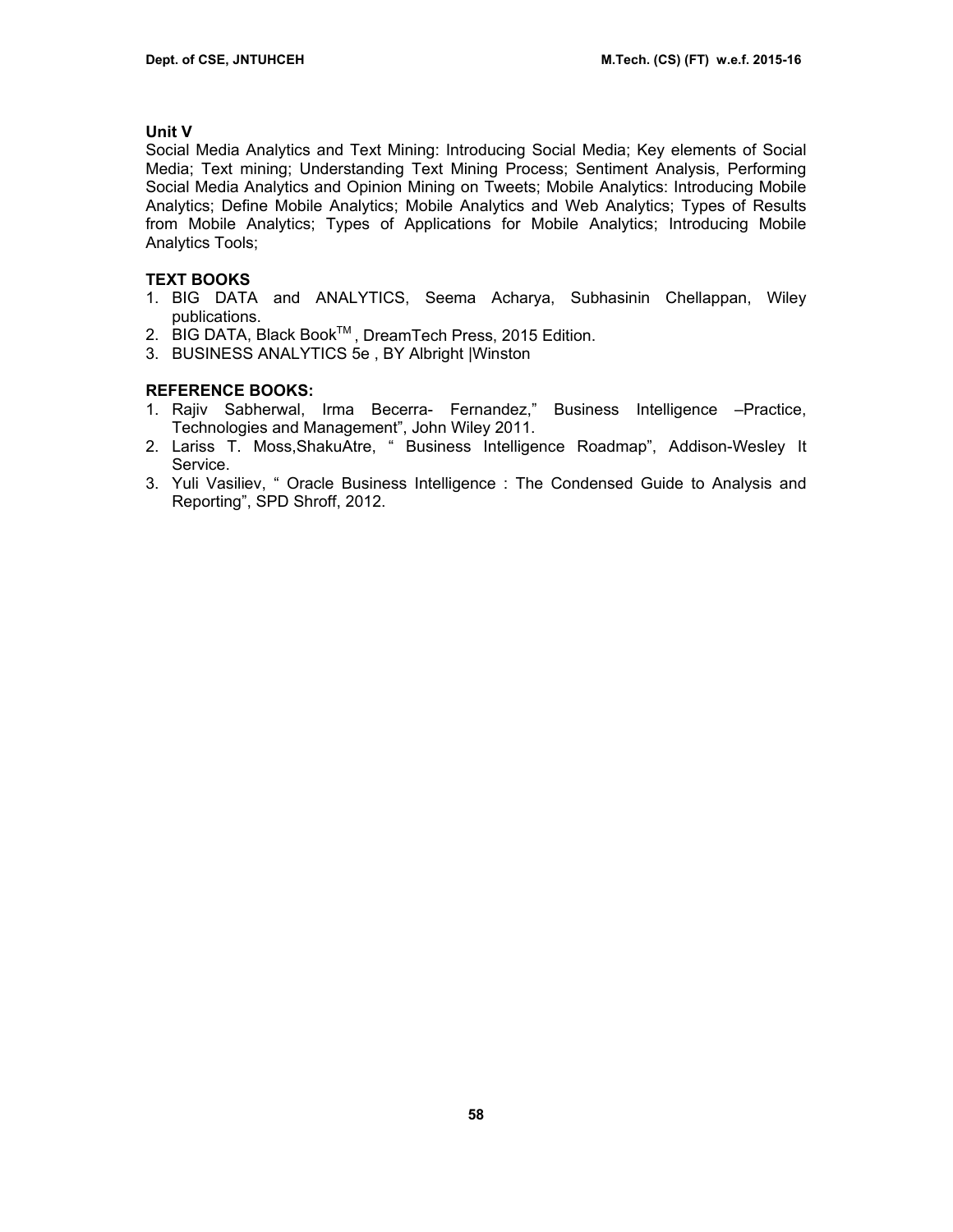**Unit V**

Social Media Analytics and Text Mining: Introducing Social Media; Key elements of Social Media; Text mining; Understanding Text Mining Process; Sentiment Analysis, Performing Social Media Analytics and Opinion Mining on Tweets; Mobile Analytics: Introducing Mobile Analytics; Define Mobile Analytics; Mobile Analytics and Web Analytics; Types of Results from Mobile Analytics; Types of Applications for Mobile Analytics; Introducing Mobile Analytics Tools;

**TEXT BOOKS**

1. BIG DATA and ANALYTICS, Seema Acharya, Subhasinin Chellappan, Wiley publications.
2. BIG DATA, Black Book™ , DreamTech Press, 2015 Edition.
3. BUSINESS ANALYTICS 5e , BY Albright |Winston

**REFERENCE BOOKS:**

1. Rajiv Sabherwal, Irma Becerra- Fernandez," Business Intelligence –Practice, Technologies and Management", John Wiley 2011.
2. Lariss T. Moss,ShakuAtre, " Business Intelligence Roadmap", Addison-Wesley It Service.
3. Yuli Vasiliev, " Oracle Business Intelligence : The Condensed Guide to Analysis and Reporting", SPD Shroff, 2012.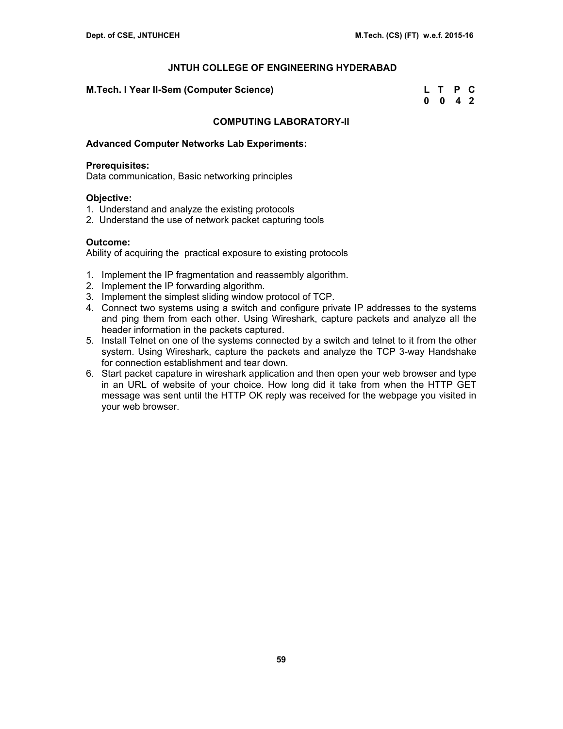# JNTUH COLLEGE OF ENGINEERING HYDERABAD

**M.Tech. I Year II-Sem (Computer Science)**

| L | T | P | C |
|---|---|---|---|
| 0 | 0 | 4 | 2 |

## COMPUTING LABORATORY-II

**Advanced Computer Networks Lab Experiments:**

**Prerequisites:**
Data communication, Basic networking principles

**Objective:**
1. Understand and analyze the existing protocols
2. Understand the use of network packet capturing tools

**Outcome:**
Ability of acquiring the practical exposure to existing protocols

1. Implement the IP fragmentation and reassembly algorithm.
2. Implement the IP forwarding algorithm.
3. Implement the simplest sliding window protocol of TCP.
4. Connect two systems using a switch and configure private IP addresses to the systems and ping them from each other. Using Wireshark, capture packets and analyze all the header information in the packets captured.
5. Install Telnet on one of the systems connected by a switch and telnet to it from the other system. Using Wireshark, capture the packets and analyze the TCP 3-way Handshake for connection establishment and tear down.
6. Start packet capature in wireshark application and then open your web browser and type in an URL of website of your choice. How long did it take from when the HTTP GET message was sent until the HTTP OK reply was received for the webpage you visited in your web browser.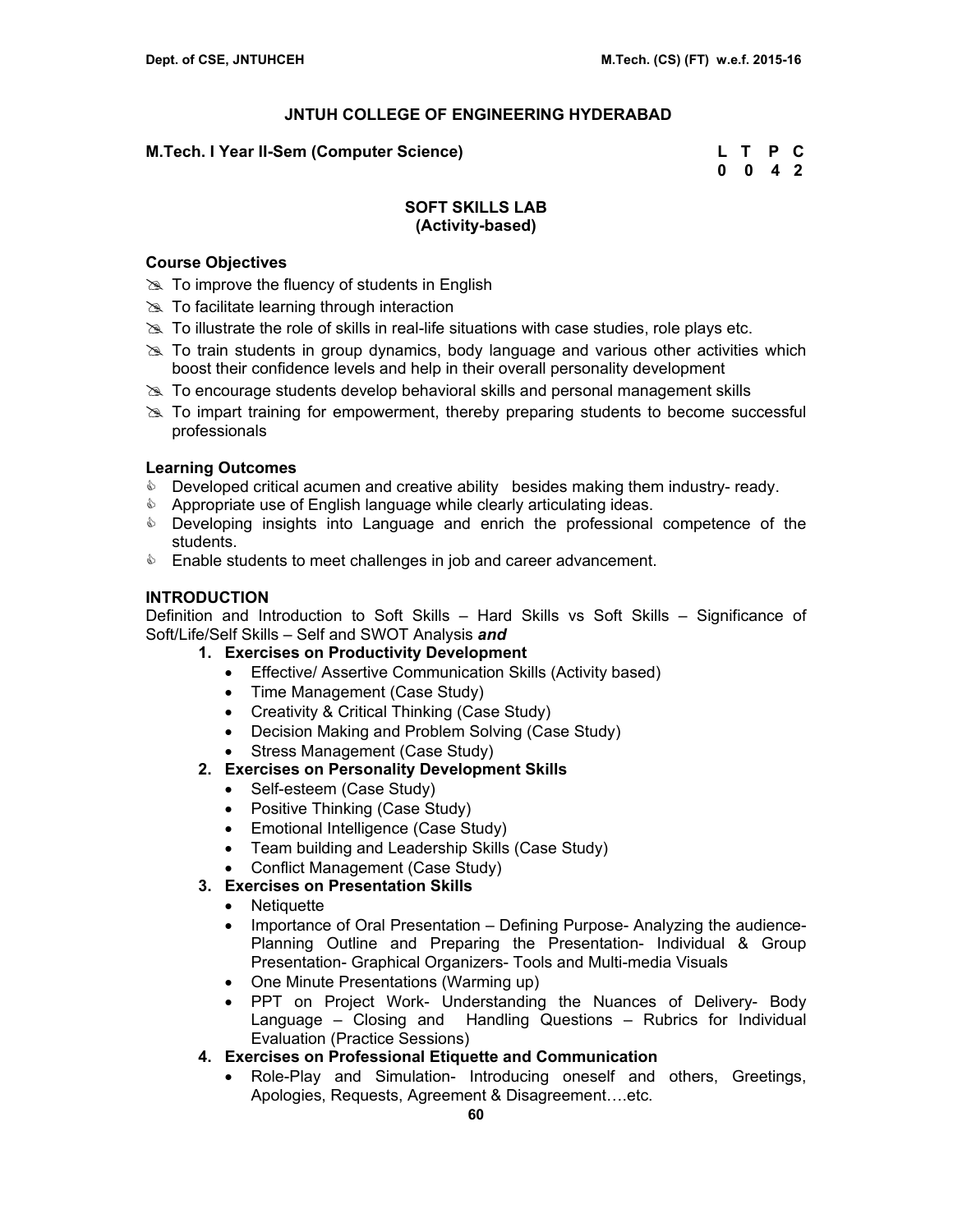## JNTUH COLLEGE OF ENGINEERING HYDERABAD

**M.Tech. I Year II-Sem (Computer Science)**

| L | T | P | C |
|---|---|---|---|
| 0 | 0 | 4 | 2 |

### SOFT SKILLS LAB
### (Activity-based)

**Course Objectives**

- To improve the fluency of students in English
- To facilitate learning through interaction
- To illustrate the role of skills in real-life situations with case studies, role plays etc.
- To train students in group dynamics, body language and various other activities which boost their confidence levels and help in their overall personality development
- To encourage students develop behavioral skills and personal management skills
- To impart training for empowerment, thereby preparing students to become successful professionals

**Learning Outcomes**

- Developed critical acumen and creative ability besides making them industry- ready.
- Appropriate use of English language while clearly articulating ideas.
- Developing insights into Language and enrich the professional competence of the students.
- Enable students to meet challenges in job and career advancement.

**INTRODUCTION**

Definition and Introduction to Soft Skills – Hard Skills vs Soft Skills – Significance of Soft/Life/Self Skills – Self and SWOT Analysis ***and***

1. **Exercises on Productivity Development**
   - Effective/ Assertive Communication Skills (Activity based)
   - Time Management (Case Study)
   - Creativity & Critical Thinking (Case Study)
   - Decision Making and Problem Solving (Case Study)
   - Stress Management (Case Study)
2. **Exercises on Personality Development Skills**
   - Self-esteem (Case Study)
   - Positive Thinking (Case Study)
   - Emotional Intelligence (Case Study)
   - Team building and Leadership Skills (Case Study)
   - Conflict Management (Case Study)
3. **Exercises on Presentation Skills**
   - Netiquette
   - Importance of Oral Presentation – Defining Purpose- Analyzing the audience- Planning Outline and Preparing the Presentation- Individual & Group Presentation- Graphical Organizers- Tools and Multi-media Visuals
   - One Minute Presentations (Warming up)
   - PPT on Project Work- Understanding the Nuances of Delivery- Body Language – Closing and Handling Questions – Rubrics for Individual Evaluation (Practice Sessions)
4. **Exercises on Professional Etiquette and Communication**
   - Role-Play and Simulation- Introducing oneself and others, Greetings, Apologies, Requests, Agreement & Disagreement….etc.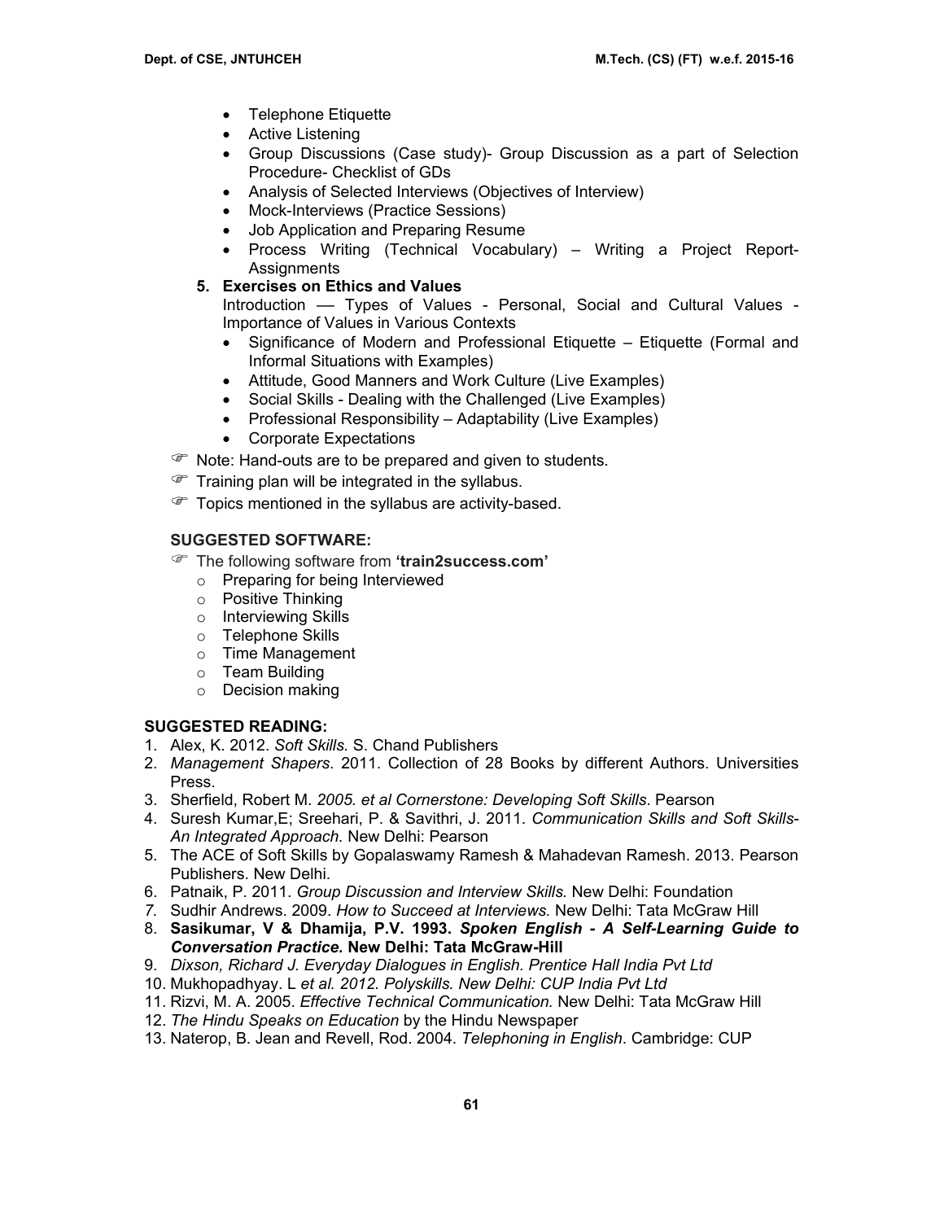- Telephone Etiquette
- Active Listening
- Group Discussions (Case study)- Group Discussion as a part of Selection Procedure- Checklist of GDs
- Analysis of Selected Interviews (Objectives of Interview)
- Mock-Interviews (Practice Sessions)
- Job Application and Preparing Resume
- Process Writing (Technical Vocabulary) – Writing a Project Report- Assignments

5. **Exercises on Ethics and Values**

   Introduction –– Types of Values - Personal, Social and Cultural Values - Importance of Values in Various Contexts

   - Significance of Modern and Professional Etiquette – Etiquette (Formal and Informal Situations with Examples)
   - Attitude, Good Manners and Work Culture (Live Examples)
   - Social Skills - Dealing with the Challenged (Live Examples)
   - Professional Responsibility – Adaptability (Live Examples)
   - Corporate Expectations

☞ Note: Hand-outs are to be prepared and given to students.

☞ Training plan will be integrated in the syllabus.

☞ Topics mentioned in the syllabus are activity-based.

**SUGGESTED SOFTWARE:**

☞ The following software from **'train2success.com'**

- Preparing for being Interviewed
- Positive Thinking
- Interviewing Skills
- Telephone Skills
- Time Management
- Team Building
- Decision making

**SUGGESTED READING:**

1. Alex, K. 2012. *Soft Skills.* S. Chand Publishers
2. *Management Shapers*. 2011. Collection of 28 Books by different Authors. Universities Press.
3. Sherfield, Robert M. *2005. et al Cornerstone: Developing Soft Skills*. Pearson
4. Suresh Kumar,E; Sreehari, P. & Savithri, J. 2011. *Communication Skills and Soft Skills- An Integrated Approach.* New Delhi: Pearson
5. The ACE of Soft Skills by Gopalaswamy Ramesh & Mahadevan Ramesh. 2013. Pearson Publishers. New Delhi.
6. Patnaik, P. 2011. *Group Discussion and Interview Skills.* New Delhi: Foundation
7. Sudhir Andrews. 2009. *How to Succeed at Interviews.* New Delhi: Tata McGraw Hill
8. **Sasikumar, V & Dhamija, P.V. 1993.** ***Spoken English - A Self-Learning Guide to Conversation Practice.*** **New Delhi: Tata McGraw-Hill**
9. *Dixson, Richard J. Everyday Dialogues in English. Prentice Hall India Pvt Ltd*
10. Mukhopadhyay. L *et al. 2012. Polyskills. New Delhi: CUP India Pvt Ltd*
11. Rizvi, M. A. 2005. *Effective Technical Communication.* New Delhi: Tata McGraw Hill
12. *The Hindu Speaks on Education* by the Hindu Newspaper
13. Naterop, B. Jean and Revell, Rod. 2004. *Telephoning in English*. Cambridge: CUP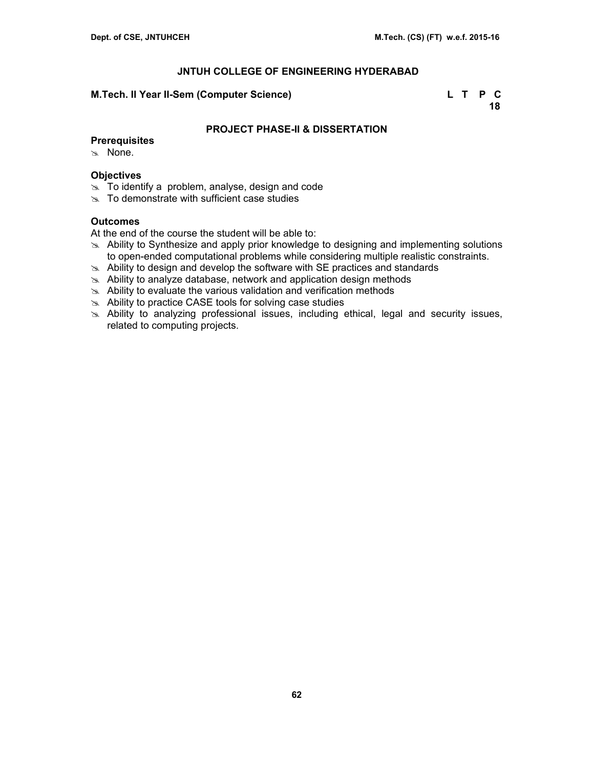## JNTUH COLLEGE OF ENGINEERING HYDERABAD

**M.Tech. II Year II-Sem (Computer Science)**

| L | T | P | C |
|---|---|---|---|
| | | | 18 |

### PROJECT PHASE-II & DISSERTATION

**Prerequisites**

- None.

**Objectives**

- To identify a problem, analyse, design and code
- To demonstrate with sufficient case studies

**Outcomes**

At the end of the course the student will be able to:

- Ability to Synthesize and apply prior knowledge to designing and implementing solutions to open-ended computational problems while considering multiple realistic constraints.
- Ability to design and develop the software with SE practices and standards
- Ability to analyze database, network and application design methods
- Ability to evaluate the various validation and verification methods
- Ability to practice CASE tools for solving case studies
- Ability to analyzing professional issues, including ethical, legal and security issues, related to computing projects.